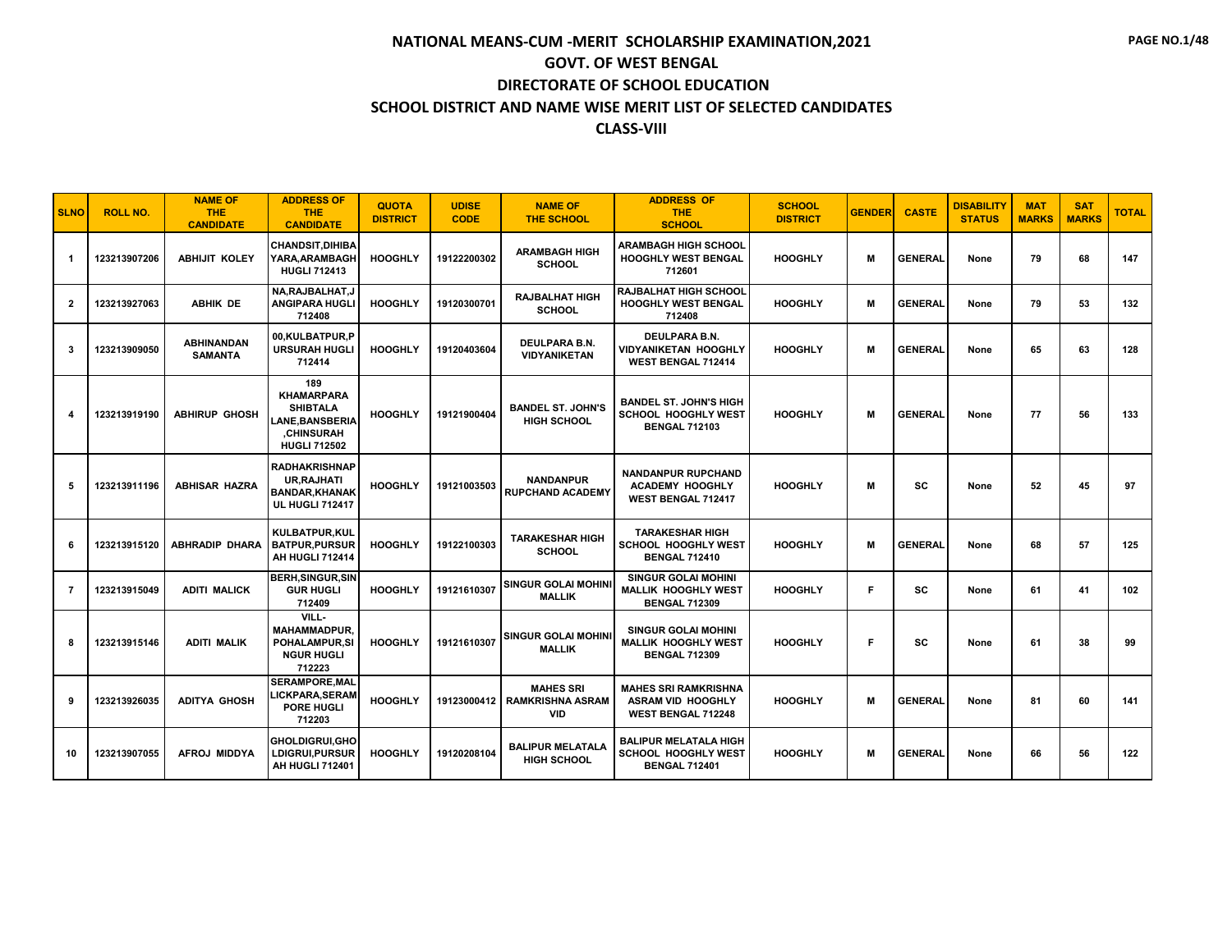# NATIONAL MEANS-CUM -MERIT SCHOLARSHIP EXAMINATION,2021

## GOVT. OF WEST BENGAL

## DIRECTORATE OF SCHOOL EDUCATION

## SCHOOL DISTRICT AND NAME WISE MERIT LIST OF SELECTED CANDIDATES

## CLASS-VIII

| SLNO | ROLL NO. | NAME OF THE CANDIDATE | ADDRESS OF THE CANDIDATE | QUOTA DISTRICT | UDISE CODE | NAME OF THE SCHOOL | ADDRESS OF THE SCHOOL | SCHOOL DISTRICT | GENDER | CASTE | DISABILITY STATUS | MAT MARKS | SAT MARKS | TOTAL |
|---|---|---|---|---|---|---|---|---|---|---|---|---|---|---|
| 1 | 123213907206 | ABHIJIT KOLEY | CHANDSIT,DIHIBAYARA,ARAMBAGH HUGLI 712413 | HOOGHLY | 19122200302 | ARAMBAGH HIGH SCHOOL | ARAMBAGH HIGH SCHOOL HOOGHLY WEST BENGAL 712601 | HOOGHLY | M | GENERAL | None | 79 | 68 | 147 |
| 2 | 123213927063 | ABHIK DE | NA,RAJBALHAT,JANGIPARA HUGLI 712408 | HOOGHLY | 19120300701 | RAJBALHAT HIGH SCHOOL | RAJBALHAT HIGH SCHOOL HOOGHLY WEST BENGAL 712408 | HOOGHLY | M | GENERAL | None | 79 | 53 | 132 |
| 3 | 123213909050 | ABHINANDAN SAMANTA | 00,KULBATPUR,PURSURAH HUGLI 712414 | HOOGHLY | 19120403604 | DEULPARA B.N. VIDYANIKETAN | DEULPARA B.N. VIDYANIKETAN HOOGHLY WEST BENGAL 712414 | HOOGHLY | M | GENERAL | None | 65 | 63 | 128 |
| 4 | 123213919190 | ABHIRUP GHOSH | 189 KHAMARPARA SHIBTALA LANE,BANSBERIA ,CHINSURAH HUGLI 712502 | HOOGHLY | 19121900404 | BANDEL ST. JOHN'S HIGH SCHOOL | BANDEL ST. JOHN'S HIGH SCHOOL HOOGHLY WEST BENGAL 712103 | HOOGHLY | M | GENERAL | None | 77 | 56 | 133 |
| 5 | 123213911196 | ABHISAR HAZRA | RADHAKRISHNAPUR,RAJHATI BANDAR,KHANAKUL HUGLI 712417 | HOOGHLY | 19121003503 | NANDANPUR RUPCHAND ACADEMY | NANDANPUR RUPCHAND ACADEMY HOOGHLY WEST BENGAL 712417 | HOOGHLY | M | SC | None | 52 | 45 | 97 |
| 6 | 123213915120 | ABHRADIP DHARA | KULBATPUR,KULBATPUR,PURSURAH HUGLI 712414 | HOOGHLY | 19122100303 | TARAKESHAR HIGH SCHOOL | TARAKESHAR HIGH SCHOOL HOOGHLY WEST BENGAL 712410 | HOOGHLY | M | GENERAL | None | 68 | 57 | 125 |
| 7 | 123213915049 | ADITI MALICK | BERH,SINGUR,SINGUR HUGLI 712409 | HOOGHLY | 19121610307 | SINGUR GOLAI MOHINI MALLIK | SINGUR GOLAI MOHINI MALLIK HOOGHLY WEST BENGAL 712309 | HOOGHLY | F | SC | None | 61 | 41 | 102 |
| 8 | 123213915146 | ADITI MALIK | VILL-MAHAMMADPUR,POHALAMPUR,SINGUR HUGLI 712223 | HOOGHLY | 19121610307 | SINGUR GOLAI MOHINI MALLIK | SINGUR GOLAI MOHINI MALLIK HOOGHLY WEST BENGAL 712309 | HOOGHLY | F | SC | None | 61 | 38 | 99 |
| 9 | 123213926035 | ADITYA GHOSH | SERAMPORE,MALLICKPARA,SERAMPORE HUGLI 712203 | HOOGHLY | 19123000412 | MAHES SRI RAMKRISHNA ASRAM VID | MAHES SRI RAMKRISHNA ASRAM VID HOOGHLY WEST BENGAL 712248 | HOOGHLY | M | GENERAL | None | 81 | 60 | 141 |
| 10 | 123213907055 | AFROJ MIDDYA | GHOLDIGRUI,GHOLDIGRUI,PURSURAH HUGLI 712401 | HOOGHLY | 19120208104 | BALIPUR MELATALA HIGH SCHOOL | BALIPUR MELATALA HIGH SCHOOL HOOGHLY WEST BENGAL 712401 | HOOGHLY | M | GENERAL | None | 66 | 56 | 122 |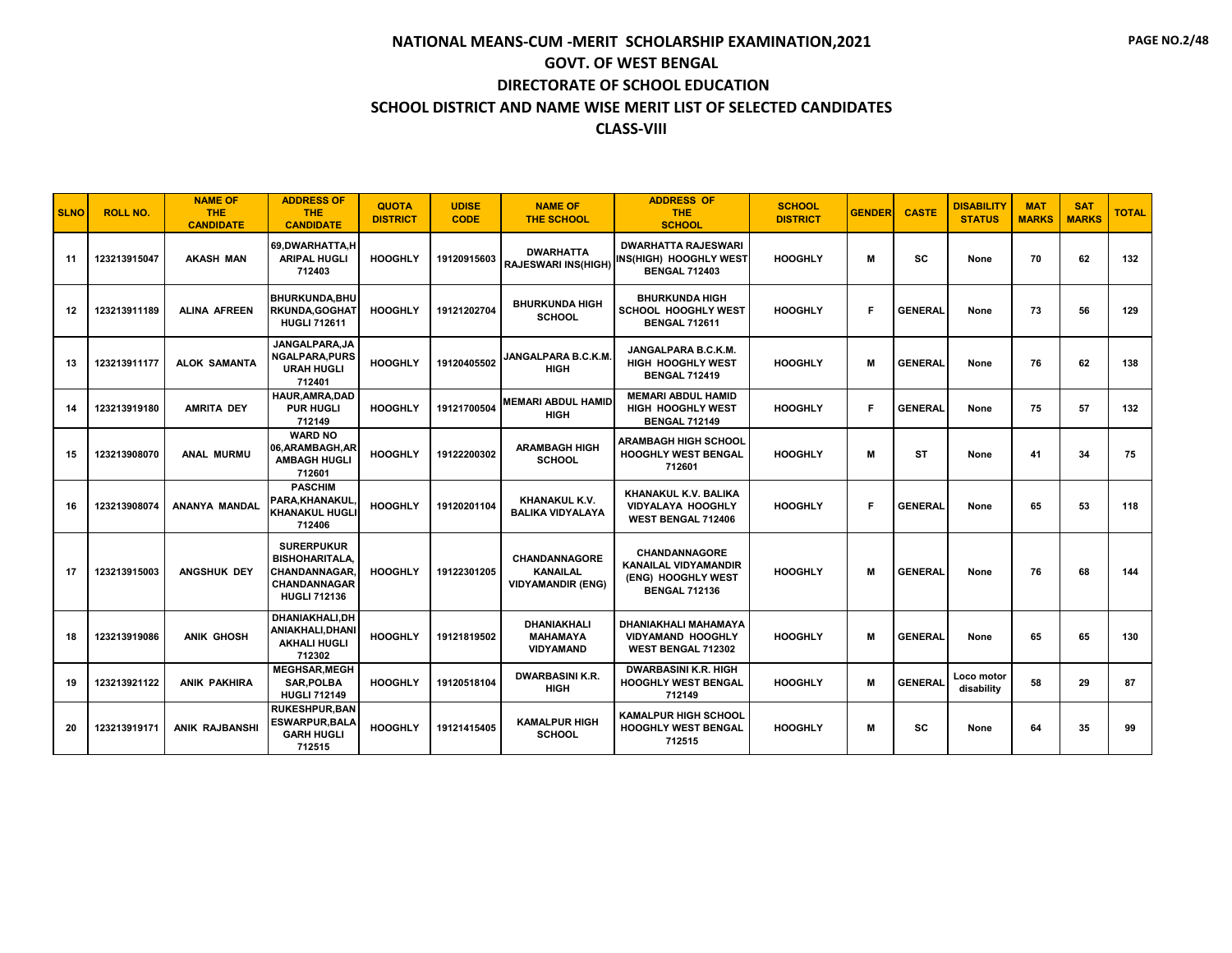# NATIONAL MEANS-CUM -MERIT SCHOLARSHIP EXAMINATION,2021

## GOVT. OF WEST BENGAL

## DIRECTORATE OF SCHOOL EDUCATION

## SCHOOL DISTRICT AND NAME WISE MERIT LIST OF SELECTED CANDIDATES

## CLASS-VIII

| SLNO | ROLL NO. | NAME OF THE CANDIDATE | ADDRESS OF THE CANDIDATE | QUOTA DISTRICT | UDISE CODE | NAME OF THE SCHOOL | ADDRESS OF THE SCHOOL | SCHOOL DISTRICT | GENDER | CASTE | DISABILITY STATUS | MAT MARKS | SAT MARKS | TOTAL |
|---|---|---|---|---|---|---|---|---|---|---|---|---|---|---|
| 11 | 123213915047 | AKASH MAN | 69,DWARHATTA,HARIPAL HUGLI 712403 | HOOGHLY | 19120915603 | DWARHATTA RAJESWARI INS(HIGH) | DWARHATTA RAJESWARI INS(HIGH) HOOGHLY WEST BENGAL 712403 | HOOGHLY | M | SC | None | 70 | 62 | 132 |
| 12 | 123213911189 | ALINA AFREEN | BHURKUNDA,BHURKUNDA,GOGHAT HUGLI 712611 | HOOGHLY | 19121202704 | BHURKUNDA HIGH SCHOOL | BHURKUNDA HIGH SCHOOL HOOGHLY WEST BENGAL 712611 | HOOGHLY | F | GENERAL | None | 73 | 56 | 129 |
| 13 | 123213911177 | ALOK SAMANTA | JANGALPARA,JANGALPARA,PURSURAH HUGLI 712401 | HOOGHLY | 19120405502 | JANGALPARA B.C.K.M. HIGH | JANGALPARA B.C.K.M. HIGH HOOGHLY WEST BENGAL 712419 | HOOGHLY | M | GENERAL | None | 76 | 62 | 138 |
| 14 | 123213919180 | AMRITA DEY | HAUR,AMRA,DADPUR HUGLI 712149 | HOOGHLY | 19121700504 | MEMARI ABDUL HAMID HIGH | MEMARI ABDUL HAMID HIGH HOOGHLY WEST BENGAL 712149 | HOOGHLY | F | GENERAL | None | 75 | 57 | 132 |
| 15 | 123213908070 | ANAL MURMU | WARD NO 06,ARAMBAGH,ARAMBAGH HUGLI 712601 | HOOGHLY | 19122200302 | ARAMBAGH HIGH SCHOOL | ARAMBAGH HIGH SCHOOL HOOGHLY WEST BENGAL 712601 | HOOGHLY | M | ST | None | 41 | 34 | 75 |
| 16 | 123213908074 | ANANYA MANDAL | PASCHIM PARA,KHANAKUL,KHANAKUL HUGLI 712406 | HOOGHLY | 19120201104 | KHANAKUL K.V. BALIKA VIDYALAYA | KHANAKUL K.V. BALIKA VIDYALAYA HOOGHLY WEST BENGAL 712406 | HOOGHLY | F | GENERAL | None | 65 | 53 | 118 |
| 17 | 123213915003 | ANGSHUK DEY | SURERPUKUR BISHOHARITALA,CHANDANNAGAR,CHANDANNAGAR HUGLI 712136 | HOOGHLY | 19122301205 | CHANDANNAGORE KANAILAL VIDYAMANDIR (ENG) | CHANDANNAGORE KANAILAL VIDYAMANDIR (ENG) HOOGHLY WEST BENGAL 712136 | HOOGHLY | M | GENERAL | None | 76 | 68 | 144 |
| 18 | 123213919086 | ANIK GHOSH | DHANIAKHALI,DHANIAKHALI,DHANIAKHALI HUGLI 712302 | HOOGHLY | 19121819502 | DHANIAKHALI MAHAMAYA VIDYAMAND | DHANIAKHALI MAHAMAYA VIDYAMAND HOOGHLY WEST BENGAL 712302 | HOOGHLY | M | GENERAL | None | 65 | 65 | 130 |
| 19 | 123213921122 | ANIK PAKHIRA | MEGHSAR,MEGHSAR,POLBA HUGLI 712149 | HOOGHLY | 19120518104 | DWARBASINI K.R. HIGH | DWARBASINI K.R. HIGH HOOGHLY WEST BENGAL 712149 | HOOGHLY | M | GENERAL | Loco motor disability | 58 | 29 | 87 |
| 20 | 123213919171 | ANIK RAJBANSHI | RUKESHPUR,BANESWARPUR,BALAGARH HUGLI 712515 | HOOGHLY | 19121415405 | KAMALPUR HIGH SCHOOL | KAMALPUR HIGH SCHOOL HOOGHLY WEST BENGAL 712515 | HOOGHLY | M | SC | None | 64 | 35 | 99 |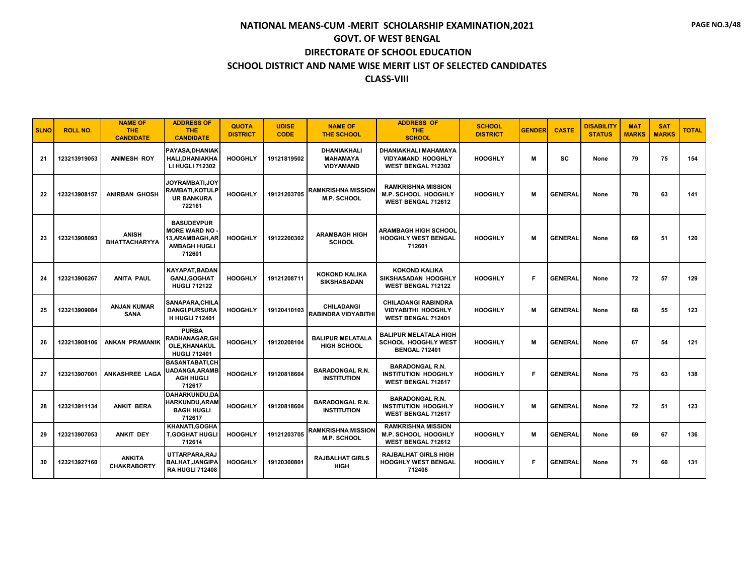# NATIONAL MEANS-CUM -MERIT SCHOLARSHIP EXAMINATION,2021
## GOVT. OF WEST BENGAL
## DIRECTORATE OF SCHOOL EDUCATION
## SCHOOL DISTRICT AND NAME WISE MERIT LIST OF SELECTED CANDIDATES
## CLASS-VIII

| SLNO | ROLL NO. | NAME OF THE CANDIDATE | ADDRESS OF THE CANDIDATE | QUOTA DISTRICT | UDISE CODE | NAME OF THE SCHOOL | ADDRESS OF THE SCHOOL | SCHOOL DISTRICT | GENDER | CASTE | DISABILITY STATUS | MAT MARKS | SAT MARKS | TOTAL |
|---|---|---|---|---|---|---|---|---|---|---|---|---|---|---|
| 21 | 123213919053 | ANIMESH ROY | PAYASA,DHANIAKHALI,DHANIAKHALI HUGLI 712302 | HOOGHLY | 19121819502 | DHANIAKHALI MAHAMAYA VIDYAMAND | DHANIAKHALI MAHAMAYA VIDYAMAND HOOGHLY WEST BENGAL 712302 | HOOGHLY | M | SC | None | 79 | 75 | 154 |
| 22 | 123213908157 | ANIRBAN GHOSH | JOYRAMBATI,JOYRAMBATI,KOTULPUR BANKURA 722161 | HOOGHLY | 19121203705 | RAMKRISHNA MISSION M.P. SCHOOL | RAMKRISHNA MISSION M.P. SCHOOL HOOGHLY WEST BENGAL 712612 | HOOGHLY | M | GENERAL | None | 78 | 63 | 141 |
| 23 | 123213908093 | ANISH BHATTACHARYYA | BASUDEVPUR MORE WARD NO - 13,ARAMBAGH,ARAMBAGH HUGLI 712601 | HOOGHLY | 19122200302 | ARAMBAGH HIGH SCHOOL | ARAMBAGH HIGH SCHOOL HOOGHLY WEST BENGAL 712601 | HOOGHLY | M | GENERAL | None | 69 | 51 | 120 |
| 24 | 123213906267 | ANITA PAUL | KAYAPAT,BADANGANJ,GOGHAT HUGLI 712122 | HOOGHLY | 19121208711 | KOKOND KALIKA SIKSHASADAN | KOKOND KALIKA SIKSHASADAN HOOGHLY WEST BENGAL 712122 | HOOGHLY | F | GENERAL | None | 72 | 57 | 129 |
| 25 | 123213909084 | ANJAN KUMAR SANA | SANAPARA,CHILADANGI,PURSURAH HUGLI 712401 | HOOGHLY | 19120410103 | CHILADANGI RABINDRA VIDYABITHI | CHILADANGI RABINDRA VIDYABITHI HOOGHLY WEST BENGAL 712401 | HOOGHLY | M | GENERAL | None | 68 | 55 | 123 |
| 26 | 123213908106 | ANKAN PRAMANIK | PURBA RADHANAGAR,GHOLE,KHANAKUL HUGLI 712401 | HOOGHLY | 19120208104 | BALIPUR MELATALA HIGH SCHOOL | BALIPUR MELATALA HIGH SCHOOL HOOGHLY WEST BENGAL 712401 | HOOGHLY | M | GENERAL | None | 67 | 54 | 121 |
| 27 | 123213907001 | ANKASHREE LAGA | BASANTABATI,CHUADANGA,ARAMBAGH HUGLI 712617 | HOOGHLY | 19120818604 | BARADONGAL R.N. INSTITUTION | BARADONGAL R.N. INSTITUTION HOOGHLY WEST BENGAL 712617 | HOOGHLY | F | GENERAL | None | 75 | 63 | 138 |
| 28 | 123213911134 | ANKIT BERA | DAHARKUNDU,DAHARKUNDU,ARAMBAGH HUGLI 712617 | HOOGHLY | 19120818604 | BARADONGAL R.N. INSTITUTION | BARADONGAL R.N. INSTITUTION HOOGHLY WEST BENGAL 712617 | HOOGHLY | M | GENERAL | None | 72 | 51 | 123 |
| 29 | 123213907053 | ANKIT DEY | KHANATI,GOGHAT,GOGHAT HUGLI 712614 | HOOGHLY | 19121203705 | RAMKRISHNA MISSION M.P. SCHOOL | RAMKRISHNA MISSION M.P. SCHOOL HOOGHLY WEST BENGAL 712612 | HOOGHLY | M | GENERAL | None | 69 | 67 | 136 |
| 30 | 123213927160 | ANKITA CHAKRABORTY | UTTARPARA,RAJBALHAT,JANGIPARA HUGLI 712408 | HOOGHLY | 19120300801 | RAJBALHAT GIRLS HIGH | RAJBALHAT GIRLS HIGH HOOGHLY WEST BENGAL 712408 | HOOGHLY | F | GENERAL | None | 71 | 60 | 131 |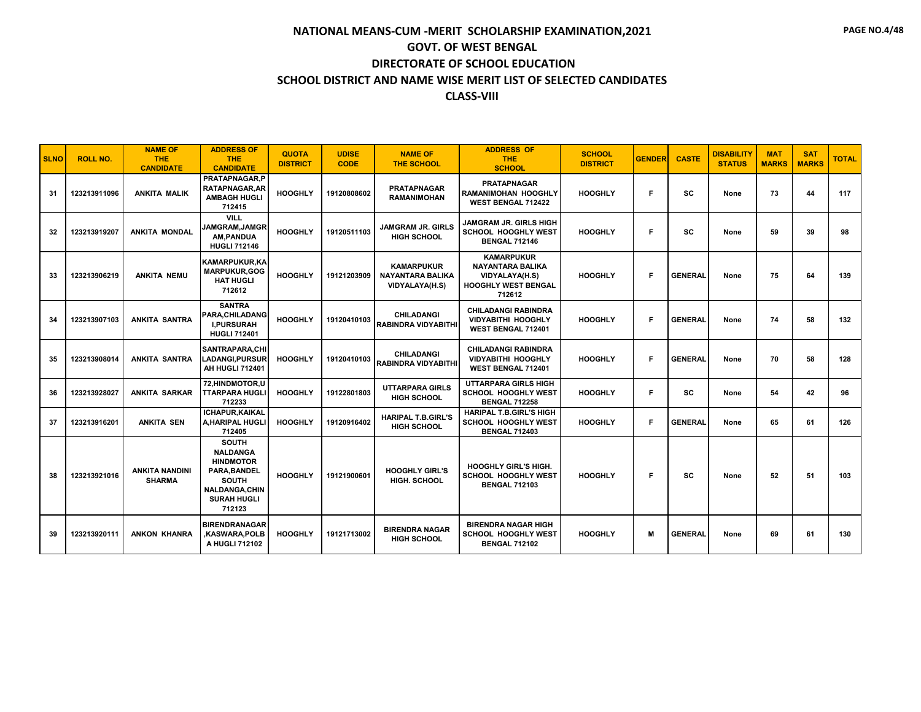# NATIONAL MEANS-CUM -MERIT SCHOLARSHIP EXAMINATION,2021

## GOVT. OF WEST BENGAL

## DIRECTORATE OF SCHOOL EDUCATION

## SCHOOL DISTRICT AND NAME WISE MERIT LIST OF SELECTED CANDIDATES

## CLASS-VIII

| SLNO | ROLL NO. | NAME OF THE CANDIDATE | ADDRESS OF THE CANDIDATE | QUOTA DISTRICT | UDISE CODE | NAME OF THE SCHOOL | ADDRESS OF THE SCHOOL | SCHOOL DISTRICT | GENDER | CASTE | DISABILITY STATUS | MAT MARKS | SAT MARKS | TOTAL |
|---|---|---|---|---|---|---|---|---|---|---|---|---|---|---|
| 31 | 123213911096 | ANKITA MALIK | PRATAPNAGAR,PRATAPNAGAR,ARAMBAGH HUGLI 712415 | HOOGHLY | 19120808602 | PRATAPNAGAR RAMANIMOHAN | PRATAPNAGAR RAMANIMOHAN HOOGHLY WEST BENGAL 712422 | HOOGHLY | F | SC | None | 73 | 44 | 117 |
| 32 | 123213919207 | ANKITA MONDAL | VILL JAMGRAM,JAMGRAM,PANDUA HUGLI 712146 | HOOGHLY | 19120511103 | JAMGRAM JR. GIRLS HIGH SCHOOL | JAMGRAM JR. GIRLS HIGH SCHOOL HOOGHLY WEST BENGAL 712146 | HOOGHLY | F | SC | None | 59 | 39 | 98 |
| 33 | 123213906219 | ANKITA NEMU | KAMARPUKUR,KAMARPUKUR,GOGHAT HUGLI 712612 | HOOGHLY | 19121203909 | KAMARPUKUR NAYANTARA BALIKA VIDYALAYA(H.S) | KAMARPUKUR NAYANTARA BALIKA VIDYALAYA(H.S) HOOGHLY WEST BENGAL 712612 | HOOGHLY | F | GENERAL | None | 75 | 64 | 139 |
| 34 | 123213907103 | ANKITA SANTRA | SANTRA PARA,CHILADANGI,PURSURAH HUGLI 712401 | HOOGHLY | 19120410103 | CHILADANGI RABINDRA VIDYABITHI | CHILADANGI RABINDRA VIDYABITHI HOOGHLY WEST BENGAL 712401 | HOOGHLY | F | GENERAL | None | 74 | 58 | 132 |
| 35 | 123213908014 | ANKITA SANTRA | SANTRAPARA,CHILADANGI,PURSURAH HUGLI 712401 | HOOGHLY | 19120410103 | CHILADANGI RABINDRA VIDYABITHI | CHILADANGI RABINDRA VIDYABITHI HOOGHLY WEST BENGAL 712401 | HOOGHLY | F | GENERAL | None | 70 | 58 | 128 |
| 36 | 123213928027 | ANKITA SARKAR | 72,HINDMOTOR,UTTARPARA HUGLI 712233 | HOOGHLY | 19122801803 | UTTARPARA GIRLS HIGH SCHOOL | UTTARPARA GIRLS HIGH SCHOOL HOOGHLY WEST BENGAL 712258 | HOOGHLY | F | SC | None | 54 | 42 | 96 |
| 37 | 123213916201 | ANKITA SEN | ICHAPUR,KAIKALA,HARIPAL HUGLI 712405 | HOOGHLY | 19120916402 | HARIPAL T.B.GIRL'S HIGH SCHOOL | HARIPAL T.B.GIRL'S HIGH SCHOOL HOOGHLY WEST BENGAL 712403 | HOOGHLY | F | GENERAL | None | 65 | 61 | 126 |
| 38 | 123213921016 | ANKITA NANDINI SHARMA | SOUTH NALDANGA HINDMOTOR PARA,BANDEL SOUTH NALDANGA,CHINSURAH HUGLI 712123 | HOOGHLY | 19121900601 | HOOGHLY GIRL'S HIGH. SCHOOL | HOOGHLY GIRL'S HIGH. SCHOOL HOOGHLY WEST BENGAL 712103 | HOOGHLY | F | SC | None | 52 | 51 | 103 |
| 39 | 123213920111 | ANKON KHANRA | BIRENDRANAGAR,KASWARA,POLBA HUGLI 712102 | HOOGHLY | 19121713002 | BIRENDRA NAGAR HIGH SCHOOL | BIRENDRA NAGAR HIGH SCHOOL HOOGHLY WEST BENGAL 712102 | HOOGHLY | M | GENERAL | None | 69 | 61 | 130 |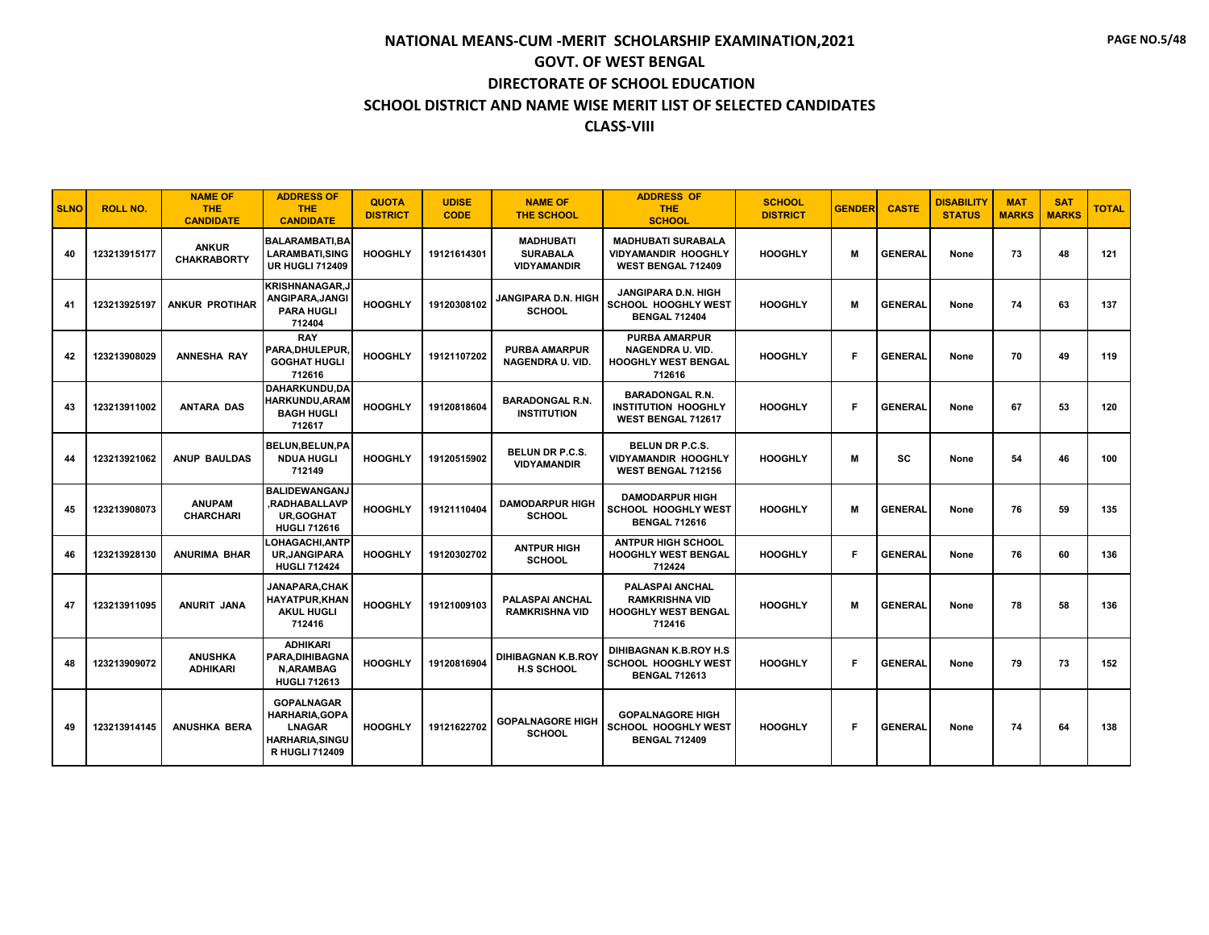# NATIONAL MEANS-CUM -MERIT SCHOLARSHIP EXAMINATION,2021

## GOVT. OF WEST BENGAL

## DIRECTORATE OF SCHOOL EDUCATION

## SCHOOL DISTRICT AND NAME WISE MERIT LIST OF SELECTED CANDIDATES

## CLASS-VIII

| SLNO | ROLL NO. | NAME OF THE CANDIDATE | ADDRESS OF THE CANDIDATE | QUOTA DISTRICT | UDISE CODE | NAME OF THE SCHOOL | ADDRESS OF THE SCHOOL | SCHOOL DISTRICT | GENDER | CASTE | DISABILITY STATUS | MAT MARKS | SAT MARKS | TOTAL |
|---|---|---|---|---|---|---|---|---|---|---|---|---|---|---|
| 40 | 123213915177 | ANKUR CHAKRABORTY | BALARAMBATI,BALARAMBATI,SINGUR HUGLI 712409 | HOOGHLY | 19121614301 | MADHUBATI SURABALA VIDYAMANDIR | MADHUBATI SURABALA VIDYAMANDIR HOOGHLY WEST BENGAL 712409 | HOOGHLY | M | GENERAL | None | 73 | 48 | 121 |
| 41 | 123213925197 | ANKUR PROTIHAR | KRISHNANAGAR,JANGIPARA,JANGIPARA HUGLI 712404 | HOOGHLY | 19120308102 | JANGIPARA D.N. HIGH SCHOOL | JANGIPARA D.N. HIGH SCHOOL HOOGHLY WEST BENGAL 712404 | HOOGHLY | M | GENERAL | None | 74 | 63 | 137 |
| 42 | 123213908029 | ANNESHA RAY | RAY PARA,DHULEPUR,GOGHAT HUGLI 712616 | HOOGHLY | 19121107202 | PURBA AMARPUR NAGENDRA U. VID. | PURBA AMARPUR NAGENDRA U. VID. HOOGHLY WEST BENGAL 712616 | HOOGHLY | F | GENERAL | None | 70 | 49 | 119 |
| 43 | 123213911002 | ANTARA DAS | DAHARKUNDU,DAHARKUNDU,ARAMBAGH HUGLI 712617 | HOOGHLY | 19120818604 | BARADONGAL R.N. INSTITUTION | BARADONGAL R.N. INSTITUTION HOOGHLY WEST BENGAL 712617 | HOOGHLY | F | GENERAL | None | 67 | 53 | 120 |
| 44 | 123213921062 | ANUP BAULDAS | BELUN,BELUN,PANDUA HUGLI 712149 | HOOGHLY | 19120515902 | BELUN DR P.C.S. VIDYAMANDIR | BELUN DR P.C.S. VIDYAMANDIR HOOGHLY WEST BENGAL 712156 | HOOGHLY | M | SC | None | 54 | 46 | 100 |
| 45 | 123213908073 | ANUPAM CHARCHARI | BALIDEWANGANJ,RADHABALLAVPUR,GOGHAT HUGLI 712616 | HOOGHLY | 19121110404 | DAMODARPUR HIGH SCHOOL | DAMODARPUR HIGH SCHOOL HOOGHLY WEST BENGAL 712616 | HOOGHLY | M | GENERAL | None | 76 | 59 | 135 |
| 46 | 123213928130 | ANURIMA BHAR | LOHAGACHI,ANTPUR,JANGIPARA HUGLI 712424 | HOOGHLY | 19120302702 | ANTPUR HIGH SCHOOL | ANTPUR HIGH SCHOOL HOOGHLY WEST BENGAL 712424 | HOOGHLY | F | GENERAL | None | 76 | 60 | 136 |
| 47 | 123213911095 | ANURIT JANA | JANAPARA,CHAKHAYATPUR,KHANAKUL HUGLI 712416 | HOOGHLY | 19121009103 | PALASPAI ANCHAL RAMKRISHNA VID | PALASPAI ANCHAL RAMKRISHNA VID HOOGHLY WEST BENGAL 712416 | HOOGHLY | M | GENERAL | None | 78 | 58 | 136 |
| 48 | 123213909072 | ANUSHKA ADHIKARI | ADHIKARI PARA,DIHIBAGNAN,ARAMBAG HUGLI 712613 | HOOGHLY | 19120816904 | DIHIBAGNAN K.B.ROY H.S SCHOOL | DIHIBAGNAN K.B.ROY H.S SCHOOL HOOGHLY WEST BENGAL 712613 | HOOGHLY | F | GENERAL | None | 79 | 73 | 152 |
| 49 | 123213914145 | ANUSHKA BERA | GOPALNAGAR HARHARIA,GOPALNAGAR HARHARIA,SINGUR HUGLI 712409 | HOOGHLY | 19121622702 | GOPALNAGORE HIGH SCHOOL | GOPALNAGORE HIGH SCHOOL HOOGHLY WEST BENGAL 712409 | HOOGHLY | F | GENERAL | None | 74 | 64 | 138 |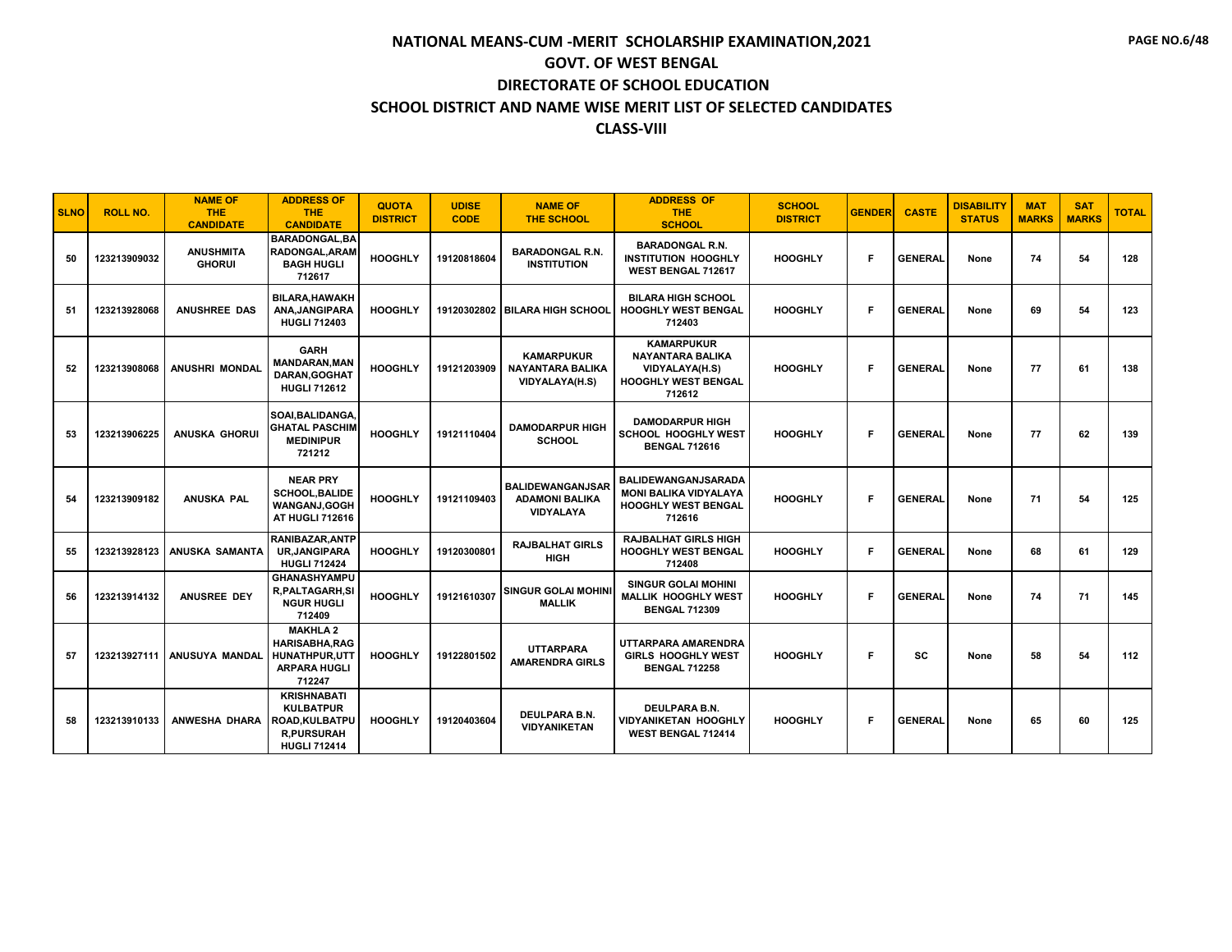# NATIONAL MEANS-CUM -MERIT SCHOLARSHIP EXAMINATION,2021

## GOVT. OF WEST BENGAL

## DIRECTORATE OF SCHOOL EDUCATION

## SCHOOL DISTRICT AND NAME WISE MERIT LIST OF SELECTED CANDIDATES

## CLASS-VIII

| SLNO | ROLL NO. | NAME OF THE CANDIDATE | ADDRESS OF THE CANDIDATE | QUOTA DISTRICT | UDISE CODE | NAME OF THE SCHOOL | ADDRESS OF THE SCHOOL | SCHOOL DISTRICT | GENDER | CASTE | DISABILITY STATUS | MAT MARKS | SAT MARKS | TOTAL |
|---|---|---|---|---|---|---|---|---|---|---|---|---|---|---|
| 50 | 123213909032 | ANUSHMITA GHORUI | BARADONGAL,BARADONGAL,ARAMBAGH HUGLI 712617 | HOOGHLY | 19120818604 | BARADONGAL R.N. INSTITUTION | BARADONGAL R.N. INSTITUTION HOOGHLY WEST BENGAL 712617 | HOOGHLY | F | GENERAL | None | 74 | 54 | 128 |
| 51 | 123213928068 | ANUSHREE DAS | BILARA,HAWAKHANA,JANGIPARA HUGLI 712403 | HOOGHLY | 19120302802 | BILARA HIGH SCHOOL | BILARA HIGH SCHOOL HOOGHLY WEST BENGAL 712403 | HOOGHLY | F | GENERAL | None | 69 | 54 | 123 |
| 52 | 123213908068 | ANUSHRI MONDAL | GARH MANDARAN,MANDARAN,GOGHAT HUGLI 712612 | HOOGHLY | 19121203909 | KAMARPUKUR NAYANTARA BALIKA VIDYALAYA(H.S) | KAMARPUKUR NAYANTARA BALIKA VIDYALAYA(H.S) HOOGHLY WEST BENGAL 712612 | HOOGHLY | F | GENERAL | None | 77 | 61 | 138 |
| 53 | 123213906225 | ANUSKA GHORUI | SOAI,BALIDANGA,GHATAL PASCHIM MEDINIPUR 721212 | HOOGHLY | 19121110404 | DAMODARPUR HIGH SCHOOL | DAMODARPUR HIGH SCHOOL HOOGHLY WEST BENGAL 712616 | HOOGHLY | F | GENERAL | None | 77 | 62 | 139 |
| 54 | 123213909182 | ANUSKA PAL | NEAR PRY SCHOOL,BALIDEWANGANJ,GOGHAT HUGLI 712616 | HOOGHLY | 19121109403 | BALIDEWANGANJSARADAMONI BALIKA VIDYALAYA | BALIDEWANGANJSARADA MONI BALIKA VIDYALAYA HOOGHLY WEST BENGAL 712616 | HOOGHLY | F | GENERAL | None | 71 | 54 | 125 |
| 55 | 123213928123 | ANUSKA SAMANTA | RANIBAZAR,ANTPUR,JANGIPARA HUGLI 712424 | HOOGHLY | 19120300801 | RAJBALHAT GIRLS HIGH | RAJBALHAT GIRLS HIGH HOOGHLY WEST BENGAL 712408 | HOOGHLY | F | GENERAL | None | 68 | 61 | 129 |
| 56 | 123213914132 | ANUSREE DEY | GHANASHYAMPUR,PALTAGARH,SINGUR HUGLI 712409 | HOOGHLY | 19121610307 | SINGUR GOLAI MOHINI MALLIK | SINGUR GOLAI MOHINI MALLIK HOOGHLY WEST BENGAL 712309 | HOOGHLY | F | GENERAL | None | 74 | 71 | 145 |
| 57 | 123213927111 | ANUSUYA MANDAL | MAKHLA 2 HARISABHA,RAGHUNATHPUR,UTTARPARA HUGLI 712247 | HOOGHLY | 19122801502 | UTTARPARA AMARENDRA GIRLS | UTTARPARA AMARENDRA GIRLS HOOGHLY WEST BENGAL 712258 | HOOGHLY | F | SC | None | 58 | 54 | 112 |
| 58 | 123213910133 | ANWESHA DHARA | KRISHNABATI KULBATPUR ROAD,KULBATPUR,PURSURAH HUGLI 712414 | HOOGHLY | 19120403604 | DEULPARA B.N. VIDYANIKETAN | DEULPARA B.N. VIDYANIKETAN HOOGHLY WEST BENGAL 712414 | HOOGHLY | F | GENERAL | None | 65 | 60 | 125 |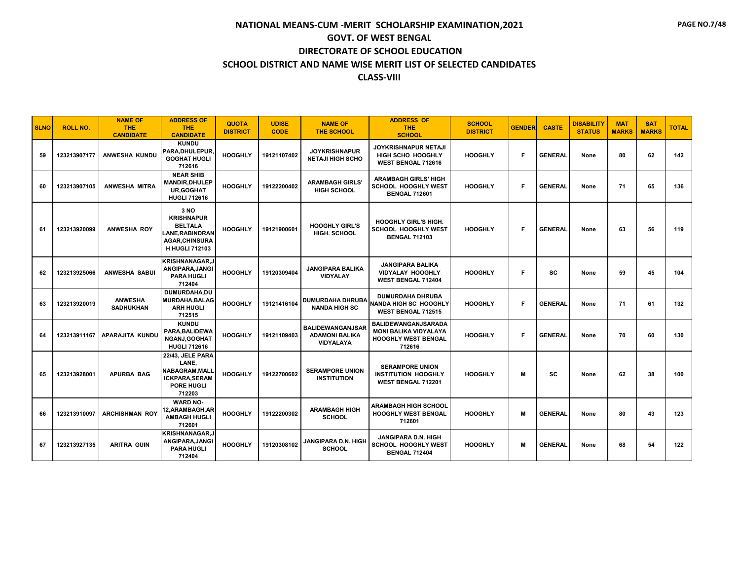# NATIONAL MEANS-CUM -MERIT SCHOLARSHIP EXAMINATION,2021

## GOVT. OF WEST BENGAL

## DIRECTORATE OF SCHOOL EDUCATION

## SCHOOL DISTRICT AND NAME WISE MERIT LIST OF SELECTED CANDIDATES

## CLASS-VIII

| SLNO | ROLL NO. | NAME OF THE CANDIDATE | ADDRESS OF THE CANDIDATE | QUOTA DISTRICT | UDISE CODE | NAME OF THE SCHOOL | ADDRESS OF THE SCHOOL | SCHOOL DISTRICT | GENDER | CASTE | DISABILITY STATUS | MAT MARKS | SAT MARKS | TOTAL |
|---|---|---|---|---|---|---|---|---|---|---|---|---|---|---|
| 59 | 123213907177 | ANWESHA KUNDU | KUNDU PARA,DHULEPUR, GOGHAT HUGLI 712616 | HOOGHLY | 19121107402 | JOYKRISHNAPUR NETAJI HIGH SCHO | JOYKRISHNAPUR NETAJI HIGH SCHO HOOGHLY WEST BENGAL 712616 | HOOGHLY | F | GENERAL | None | 80 | 62 | 142 |
| 60 | 123213907105 | ANWESHA MITRA | NEAR SHIB MANDIR,DHULEP UR,GOGHAT HUGLI 712616 | HOOGHLY | 19122200402 | ARAMBAGH GIRLS' HIGH SCHOOL | ARAMBAGH GIRLS' HIGH SCHOOL HOOGHLY WEST BENGAL 712601 | HOOGHLY | F | GENERAL | None | 71 | 65 | 136 |
| 61 | 123213920099 | ANWESHA ROY | 3 NO KRISHNAPUR BELTALA LANE,RABINDRAN AGAR,CHINSURA H HUGLI 712103 | HOOGHLY | 19121900601 | HOOGHLY GIRL'S HIGH. SCHOOL | HOOGHLY GIRL'S HIGH. SCHOOL HOOGHLY WEST BENGAL 712103 | HOOGHLY | F | GENERAL | None | 63 | 56 | 119 |
| 62 | 123213925066 | ANWESHA SABUI | KRISHNANAGAR,J ANGIPARA,JANGI PARA HUGLI 712404 | HOOGHLY | 19120309404 | JANGIPARA BALIKA VIDYALAY | JANGIPARA BALIKA VIDYALAY HOOGHLY WEST BENGAL 712404 | HOOGHLY | F | SC | None | 59 | 45 | 104 |
| 63 | 123213920019 | ANWESHA SADHUKHAN | DUMURDAHA,DU MURDAHA,BALAG ARH HUGLI 712515 | HOOGHLY | 19121416104 | DUMURDAHA DHRUBA NANDA HIGH SC | DUMURDAHA DHRUBA NANDA HIGH SC HOOGHLY WEST BENGAL 712515 | HOOGHLY | F | GENERAL | None | 71 | 61 | 132 |
| 64 | 123213911167 | APARAJITA KUNDU | KUNDU PARA,BALIDEWA NGANJ,GOGHAT HUGLI 712616 | HOOGHLY | 19121109403 | BALIDEWANGANJSAR ADAMONI BALIKA VIDYALAYA | BALIDEWANGANJSARADA MONI BALIKA VIDYALAYA HOOGHLY WEST BENGAL 712616 | HOOGHLY | F | GENERAL | None | 70 | 60 | 130 |
| 65 | 123213928001 | APURBA BAG | 22/43, JELE PARA LANE, NABAGRAM,MALL ICKPARA,SERAM PORE HUGLI 712203 | HOOGHLY | 19122700602 | SERAMPORE UNION INSTITUTION | SERAMPORE UNION INSTITUTION HOOGHLY WEST BENGAL 712201 | HOOGHLY | M | SC | None | 62 | 38 | 100 |
| 66 | 123213910097 | ARCHISHMAN ROY | WARD NO-12,ARAMBAGH,AR AMBAGH HUGLI 712601 | HOOGHLY | 19122200302 | ARAMBAGH HIGH SCHOOL | ARAMBAGH HIGH SCHOOL HOOGHLY WEST BENGAL 712601 | HOOGHLY | M | GENERAL | None | 80 | 43 | 123 |
| 67 | 123213927135 | ARITRA GUIN | KRISHNANAGAR,J ANGIPARA,JANGI PARA HUGLI 712404 | HOOGHLY | 19120308102 | JANGIPARA D.N. HIGH SCHOOL | JANGIPARA D.N. HIGH SCHOOL HOOGHLY WEST BENGAL 712404 | HOOGHLY | M | GENERAL | None | 68 | 54 | 122 |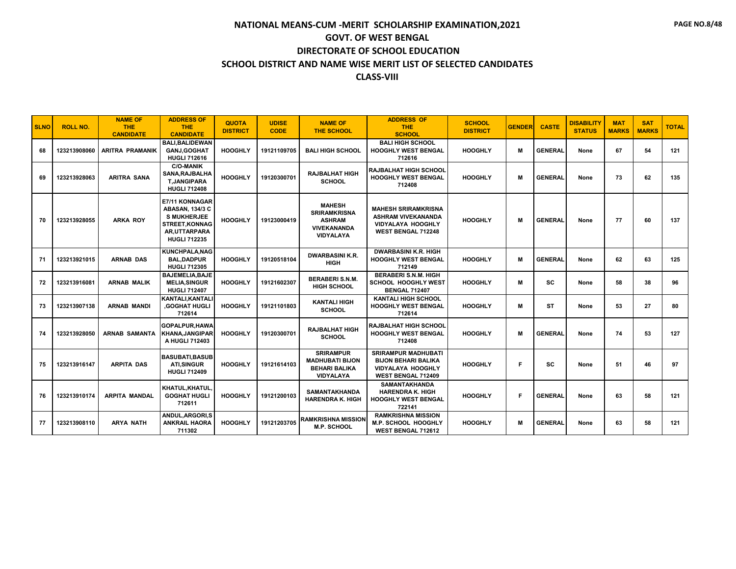# NATIONAL MEANS-CUM -MERIT SCHOLARSHIP EXAMINATION,2021

## GOVT. OF WEST BENGAL

## DIRECTORATE OF SCHOOL EDUCATION

## SCHOOL DISTRICT AND NAME WISE MERIT LIST OF SELECTED CANDIDATES

## CLASS-VIII

| SLNO | ROLL NO. | NAME OF THE CANDIDATE | ADDRESS OF THE CANDIDATE | QUOTA DISTRICT | UDISE CODE | NAME OF THE SCHOOL | ADDRESS OF THE SCHOOL | SCHOOL DISTRICT | GENDER | CASTE | DISABILITY STATUS | MAT MARKS | SAT MARKS | TOTAL |
|---|---|---|---|---|---|---|---|---|---|---|---|---|---|---|
| 68 | 123213908060 | ARITRA PRAMANIK | BALI,BALIDEWAN GANJ,GOGHAT HUGLI 712616 | HOOGHLY | 19121109705 | BALI HIGH SCHOOL | BALI HIGH SCHOOL HOOGHLY WEST BENGAL 712616 | HOOGHLY | M | GENERAL | None | 67 | 54 | 121 |
| 69 | 123213928063 | ARITRA SANA | C/O-MANIK SANA,RAJBALHA T,JANGIPARA HUGLI 712408 | HOOGHLY | 19120300701 | RAJBALHAT HIGH SCHOOL | RAJBALHAT HIGH SCHOOL HOOGHLY WEST BENGAL 712408 | HOOGHLY | M | GENERAL | None | 73 | 62 | 135 |
| 70 | 123213928055 | ARKA ROY | E7/11 KONNAGAR ABASAN, 134/3 C S MUKHERJEE STREET,KONNAG AR,UTTARPARA HUGLI 712235 | HOOGHLY | 19123000419 | MAHESH SRIRAMKRISNA ASHRAM VIVEKANANDA VIDYALAYA | MAHESH SRIRAMKRISNA ASHRAM VIVEKANANDA VIDYALAYA HOOGHLY WEST BENGAL 712248 | HOOGHLY | M | GENERAL | None | 77 | 60 | 137 |
| 71 | 123213921015 | ARNAB DAS | KUNCHPALA,NAG BAL,DADPUR HUGLI 712305 | HOOGHLY | 19120518104 | DWARBASINI K.R. HIGH | DWARBASINI K.R. HIGH HOOGHLY WEST BENGAL 712149 | HOOGHLY | M | GENERAL | None | 62 | 63 | 125 |
| 72 | 123213916081 | ARNAB MALIK | BAJEMELIA,BAJE MELIA,SINGUR HUGLI 712407 | HOOGHLY | 19121602307 | BERABERI S.N.M. HIGH SCHOOL | BERABERI S.N.M. HIGH SCHOOL HOOGHLY WEST BENGAL 712407 | HOOGHLY | M | SC | None | 58 | 38 | 96 |
| 73 | 123213907138 | ARNAB MANDI | KANTALI,KANTALI ,GOGHAT HUGLI 712614 | HOOGHLY | 19121101803 | KANTALI HIGH SCHOOL | KANTALI HIGH SCHOOL HOOGHLY WEST BENGAL 712614 | HOOGHLY | M | ST | None | 53 | 27 | 80 |
| 74 | 123213928050 | ARNAB SAMANTA | GOPALPUR,HAWA KHANA,JANGIPAR A HUGLI 712403 | HOOGHLY | 19120300701 | RAJBALHAT HIGH SCHOOL | RAJBALHAT HIGH SCHOOL HOOGHLY WEST BENGAL 712408 | HOOGHLY | M | GENERAL | None | 74 | 53 | 127 |
| 75 | 123213916147 | ARPITA DAS | BASUBATI,BASUB ATI,SINGUR HUGLI 712409 | HOOGHLY | 19121614103 | SRIRAMPUR MADHUBATI BIJON BEHARI BALIKA VIDYALAYA | SRIRAMPUR MADHUBATI BIJON BEHARI BALIKA VIDYALAYA HOOGHLY WEST BENGAL 712409 | HOOGHLY | F | SC | None | 51 | 46 | 97 |
| 76 | 123213910174 | ARPITA MANDAL | KHATUL,KHATUL, GOGHAT HUGLI 712611 | HOOGHLY | 19121200103 | SAMANTAKHANDA HARENDRA K. HIGH | SAMANTAKHANDA HARENDRA K. HIGH HOOGHLY WEST BENGAL 722141 | HOOGHLY | F | GENERAL | None | 63 | 58 | 121 |
| 77 | 123213908110 | ARYA NATH | ANDUL,ARGORI,S ANKRAIL HAORA 711302 | HOOGHLY | 19121203705 | RAMKRISHNA MISSION M.P. SCHOOL | RAMKRISHNA MISSION M.P. SCHOOL HOOGHLY WEST BENGAL 712612 | HOOGHLY | M | GENERAL | None | 63 | 58 | 121 |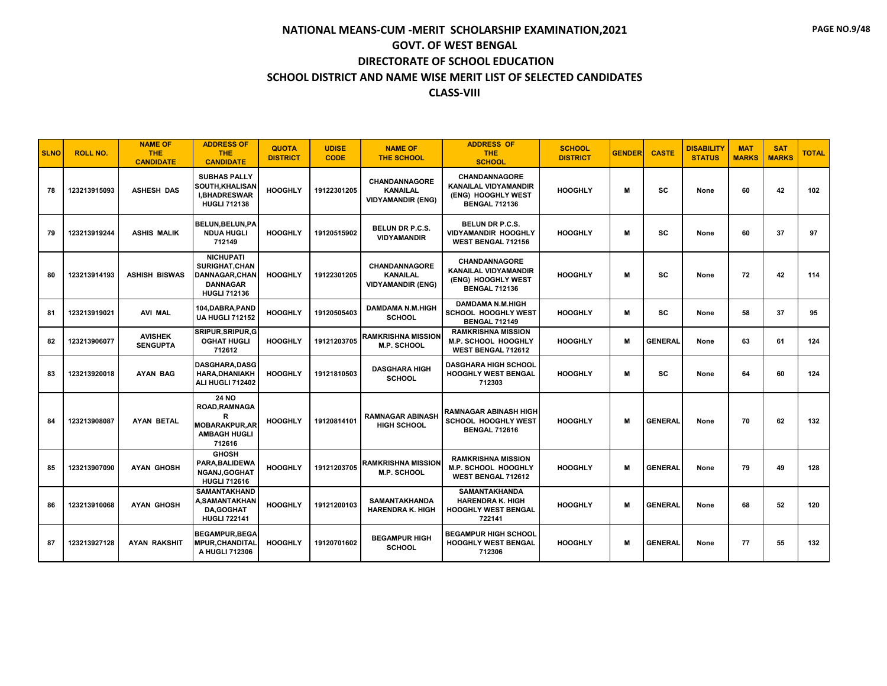# NATIONAL MEANS-CUM -MERIT SCHOLARSHIP EXAMINATION,2021

## GOVT. OF WEST BENGAL

## DIRECTORATE OF SCHOOL EDUCATION

## SCHOOL DISTRICT AND NAME WISE MERIT LIST OF SELECTED CANDIDATES

## CLASS-VIII

| SLNO | ROLL NO. | NAME OF THE CANDIDATE | ADDRESS OF THE CANDIDATE | QUOTA DISTRICT | UDISE CODE | NAME OF THE SCHOOL | ADDRESS OF THE SCHOOL | SCHOOL DISTRICT | GENDER | CASTE | DISABILITY STATUS | MAT MARKS | SAT MARKS | TOTAL |
|---|---|---|---|---|---|---|---|---|---|---|---|---|---|---|
| 78 | 123213915093 | ASHESH DAS | SUBHAS PALLY SOUTH,KHALISANI,BHADRESWAR HUGLI 712138 | HOOGHLY | 19122301205 | CHANDANNAGORE KANAILAL VIDYAMANDIR (ENG) | CHANDANNAGORE KANAILAL VIDYAMANDIR (ENG) HOOGHLY WEST BENGAL 712136 | HOOGHLY | M | SC | None | 60 | 42 | 102 |
| 79 | 123213919244 | ASHIS MALIK | BELUN,BELUN,PANDUA HUGLI 712149 | HOOGHLY | 19120515902 | BELUN DR P.C.S. VIDYAMANDIR | BELUN DR P.C.S. VIDYAMANDIR HOOGHLY WEST BENGAL 712156 | HOOGHLY | M | SC | None | 60 | 37 | 97 |
| 80 | 123213914193 | ASHISH BISWAS | NICHUPATI SURIGHAT,CHANDANNAGAR,CHANDANNAGAR HUGLI 712136 | HOOGHLY | 19122301205 | CHANDANNAGORE KANAILAL VIDYAMANDIR (ENG) | CHANDANNAGORE KANAILAL VIDYAMANDIR (ENG) HOOGHLY WEST BENGAL 712136 | HOOGHLY | M | SC | None | 72 | 42 | 114 |
| 81 | 123213919021 | AVI MAL | 104,DABRA,PANDUA HUGLI 712152 | HOOGHLY | 19120505403 | DAMDAMA N.M.HIGH SCHOOL | DAMDAMA N.M.HIGH SCHOOL HOOGHLY WEST BENGAL 712149 | HOOGHLY | M | SC | None | 58 | 37 | 95 |
| 82 | 123213906077 | AVISHEK SENGUPTA | SRIPUR,SRIPUR,GOGHAT HUGLI 712612 | HOOGHLY | 19121203705 | RAMKRISHNA MISSION M.P. SCHOOL | RAMKRISHNA MISSION M.P. SCHOOL HOOGHLY WEST BENGAL 712612 | HOOGHLY | M | GENERAL | None | 63 | 61 | 124 |
| 83 | 123213920018 | AYAN BAG | DASGHARA,DASGHARA,DHANIAKHALI HUGLI 712402 | HOOGHLY | 19121810503 | DASGHARA HIGH SCHOOL | DASGHARA HIGH SCHOOL HOOGHLY WEST BENGAL 712303 | HOOGHLY | M | SC | None | 64 | 60 | 124 |
| 84 | 123213908087 | AYAN BETAL | 24 NO ROAD,RAMNAGAR MOBARAKPUR,ARAMBAGH HUGLI 712616 | HOOGHLY | 19120814101 | RAMNAGAR ABINASH HIGH SCHOOL | RAMNAGAR ABINASH HIGH SCHOOL HOOGHLY WEST BENGAL 712616 | HOOGHLY | M | GENERAL | None | 70 | 62 | 132 |
| 85 | 123213907090 | AYAN GHOSH | GHOSH PARA,BALIDEWANGANJ,GOGHAT HUGLI 712616 | HOOGHLY | 19121203705 | RAMKRISHNA MISSION M.P. SCHOOL | RAMKRISHNA MISSION M.P. SCHOOL HOOGHLY WEST BENGAL 712612 | HOOGHLY | M | GENERAL | None | 79 | 49 | 128 |
| 86 | 123213910068 | AYAN GHOSH | SAMANTAKHANDA,SAMANTAKHANDA,GOGHAT HUGLI 722141 | HOOGHLY | 19121200103 | SAMANTAKHANDA HARENDRA K. HIGH | SAMANTAKHANDA HARENDRA K. HIGH HOOGHLY WEST BENGAL 722141 | HOOGHLY | M | GENERAL | None | 68 | 52 | 120 |
| 87 | 123213927128 | AYAN RAKSHIT | BEGAMPUR,BEGAMPUR,CHANDITALA HUGLI 712306 | HOOGHLY | 19120701602 | BEGAMPUR HIGH SCHOOL | BEGAMPUR HIGH SCHOOL HOOGHLY WEST BENGAL 712306 | HOOGHLY | M | GENERAL | None | 77 | 55 | 132 |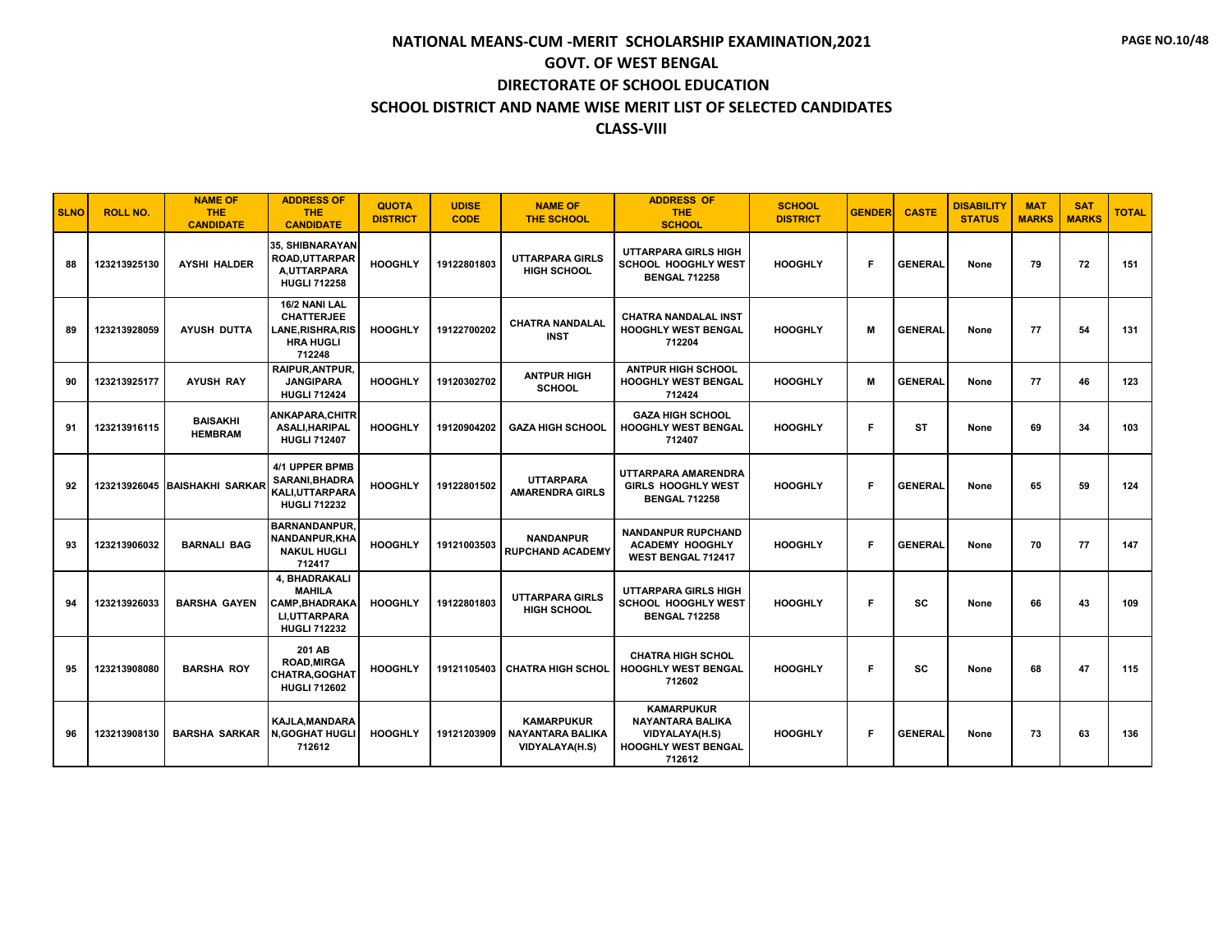# NATIONAL MEANS-CUM -MERIT SCHOLARSHIP EXAMINATION,2021

## GOVT. OF WEST BENGAL

## DIRECTORATE OF SCHOOL EDUCATION

## SCHOOL DISTRICT AND NAME WISE MERIT LIST OF SELECTED CANDIDATES

## CLASS-VIII

| SLNO | ROLL NO. | NAME OF THE CANDIDATE | ADDRESS OF THE CANDIDATE | QUOTA DISTRICT | UDISE CODE | NAME OF THE SCHOOL | ADDRESS OF THE SCHOOL | SCHOOL DISTRICT | GENDER | CASTE | DISABILITY STATUS | MAT MARKS | SAT MARKS | TOTAL |
|---|---|---|---|---|---|---|---|---|---|---|---|---|---|---|
| 88 | 123213925130 | AYSHI HALDER | 35, SHIBNARAYAN ROAD,UTTARPARA,UTTARPARA HUGLI 712258 | HOOGHLY | 19122801803 | UTTARPARA GIRLS HIGH SCHOOL | UTTARPARA GIRLS HIGH SCHOOL HOOGHLY WEST BENGAL 712258 | HOOGHLY | F | GENERAL | None | 79 | 72 | 151 |
| 89 | 123213928059 | AYUSH DUTTA | 16/2 NANI LAL CHATTERJEE LANE,RISHRA,RISHRA HUGLI 712248 | HOOGHLY | 19122700202 | CHATRA NANDALAL INST | CHATRA NANDALAL INST HOOGHLY WEST BENGAL 712204 | HOOGHLY | M | GENERAL | None | 77 | 54 | 131 |
| 90 | 123213925177 | AYUSH RAY | RAIPUR,ANTPUR, JANGIPARA HUGLI 712424 | HOOGHLY | 19120302702 | ANTPUR HIGH SCHOOL | ANTPUR HIGH SCHOOL HOOGHLY WEST BENGAL 712424 | HOOGHLY | M | GENERAL | None | 77 | 46 | 123 |
| 91 | 123213916115 | BAISAKHI HEMBRAM | ANKAPARA,CHITRASALI,HARIPAL HUGLI 712407 | HOOGHLY | 19120904202 | GAZA HIGH SCHOOL | GAZA HIGH SCHOOL HOOGHLY WEST BENGAL 712407 | HOOGHLY | F | ST | None | 69 | 34 | 103 |
| 92 | 123213926045 | BAISHAKHI SARKAR | 4/1 UPPER BPMB SARANI,BHADRAKALI,UTTARPARA HUGLI 712232 | HOOGHLY | 19122801502 | UTTARPARA AMARENDRA GIRLS | UTTARPARA AMARENDRA GIRLS HOOGHLY WEST BENGAL 712258 | HOOGHLY | F | GENERAL | None | 65 | 59 | 124 |
| 93 | 123213906032 | BARNALI BAG | BARNANDANPUR, NANDANPUR,KHANAKUL HUGLI 712417 | HOOGHLY | 19121003503 | NANDANPUR RUPCHAND ACADEMY | NANDANPUR RUPCHAND ACADEMY HOOGHLY WEST BENGAL 712417 | HOOGHLY | F | GENERAL | None | 70 | 77 | 147 |
| 94 | 123213926033 | BARSHA GAYEN | 4, BHADRAKALI MAHILA CAMP,BHADRAKALI,UTTARPARA HUGLI 712232 | HOOGHLY | 19122801803 | UTTARPARA GIRLS HIGH SCHOOL | UTTARPARA GIRLS HIGH SCHOOL HOOGHLY WEST BENGAL 712258 | HOOGHLY | F | SC | None | 66 | 43 | 109 |
| 95 | 123213908080 | BARSHA ROY | 201 AB ROAD,MIRGA CHATRA,GOGHAT HUGLI 712602 | HOOGHLY | 19121105403 | CHATRA HIGH SCHOL | CHATRA HIGH SCHOL HOOGHLY WEST BENGAL 712602 | HOOGHLY | F | SC | None | 68 | 47 | 115 |
| 96 | 123213908130 | BARSHA SARKAR | KAJLA,MANDARAN,GOGHAT HUGLI 712612 | HOOGHLY | 19121203909 | KAMARPUKUR NAYANTARA BALIKA VIDYALAYA(H.S) | KAMARPUKUR NAYANTARA BALIKA VIDYALAYA(H.S) HOOGHLY WEST BENGAL 712612 | HOOGHLY | F | GENERAL | None | 73 | 63 | 136 |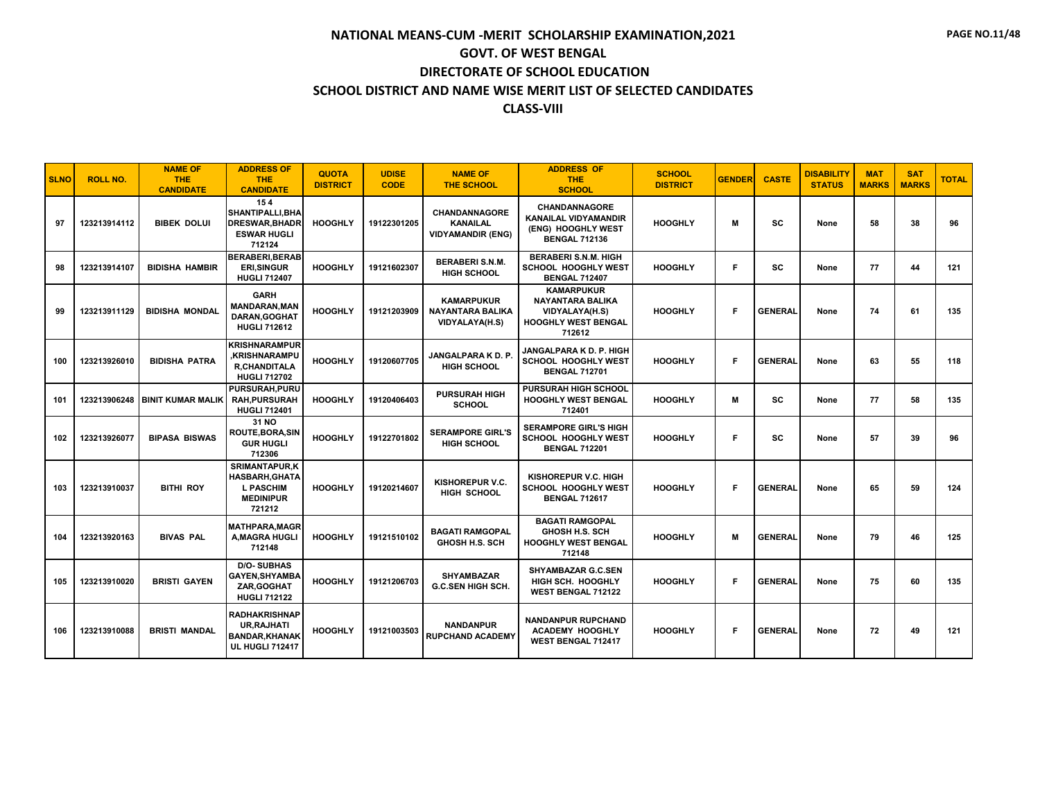# NATIONAL MEANS-CUM -MERIT SCHOLARSHIP EXAMINATION,2021

## GOVT. OF WEST BENGAL

## DIRECTORATE OF SCHOOL EDUCATION

## SCHOOL DISTRICT AND NAME WISE MERIT LIST OF SELECTED CANDIDATES

## CLASS-VIII

| SLNO | ROLL NO. | NAME OF THE CANDIDATE | ADDRESS OF THE CANDIDATE | QUOTA DISTRICT | UDISE CODE | NAME OF THE SCHOOL | ADDRESS OF THE SCHOOL | SCHOOL DISTRICT | GENDER | CASTE | DISABILITY STATUS | MAT MARKS | SAT MARKS | TOTAL |
|---|---|---|---|---|---|---|---|---|---|---|---|---|---|---|
| 97 | 123213914112 | BIBEK DOLUI | 15 4 SHANTIPALLI,BHADRESWAR,BHADRESWAR HUGLI 712124 | HOOGHLY | 19122301205 | CHANDANNAGORE KANAILAL VIDYAMANDIR (ENG) | CHANDANNAGORE KANAILAL VIDYAMANDIR (ENG) HOOGHLY WEST BENGAL 712136 | HOOGHLY | M | SC | None | 58 | 38 | 96 |
| 98 | 123213914107 | BIDISHA HAMBIR | BERABERI,BERABERI,SINGUR HUGLI 712407 | HOOGHLY | 19121602307 | BERABERI S.N.M. HIGH SCHOOL | BERABERI S.N.M. HIGH SCHOOL HOOGHLY WEST BENGAL 712407 | HOOGHLY | F | SC | None | 77 | 44 | 121 |
| 99 | 123213911129 | BIDISHA MONDAL | GARH MANDARAN,MANDARAN,GOGHAT HUGLI 712612 | HOOGHLY | 19121203909 | KAMARPUKUR NAYANTARA BALIKA VIDYALAYA(H.S) | KAMARPUKUR NAYANTARA BALIKA VIDYALAYA(H.S) HOOGHLY WEST BENGAL 712612 | HOOGHLY | F | GENERAL | None | 74 | 61 | 135 |
| 100 | 123213926010 | BIDISHA PATRA | KRISHNARAMPUR,KRISHNARAMPUR,CHANDITALA HUGLI 712702 | HOOGHLY | 19120607705 | JANGALPARA K D. P. HIGH SCHOOL | JANGALPARA K D. P. HIGH SCHOOL HOOGHLY WEST BENGAL 712701 | HOOGHLY | F | GENERAL | None | 63 | 55 | 118 |
| 101 | 123213906248 | BINIT KUMAR MALIK | PURSURAH,PURURAH,PURSURAH HUGLI 712401 | HOOGHLY | 19120406403 | PURSURAH HIGH SCHOOL | PURSURAH HIGH SCHOOL HOOGHLY WEST BENGAL 712401 | HOOGHLY | M | SC | None | 77 | 58 | 135 |
| 102 | 123213926077 | BIPASA BISWAS | 31 NO ROUTE,BORA,SINGUR HUGLI 712306 | HOOGHLY | 19122701802 | SERAMPORE GIRL'S HIGH SCHOOL | SERAMPORE GIRL'S HIGH SCHOOL HOOGHLY WEST BENGAL 712201 | HOOGHLY | F | SC | None | 57 | 39 | 96 |
| 103 | 123213910037 | BITHI ROY | SRIMANTAPUR,KHASBARH,GHATAL PASCHIM MEDINIPUR 721212 | HOOGHLY | 19120214607 | KISHOREPUR V.C. HIGH SCHOOL | KISHOREPUR V.C. HIGH SCHOOL HOOGHLY WEST BENGAL 712617 | HOOGHLY | F | GENERAL | None | 65 | 59 | 124 |
| 104 | 123213920163 | BIVAS PAL | MATHPARA,MAGRA,MAGRA HUGLI 712148 | HOOGHLY | 19121510102 | BAGATI RAMGOPAL GHOSH H.S. SCH | BAGATI RAMGOPAL GHOSH H.S. SCH HOOGHLY WEST BENGAL 712148 | HOOGHLY | M | GENERAL | None | 79 | 46 | 125 |
| 105 | 123213910020 | BRISTI GAYEN | D/O- SUBHAS GAYEN,SHYAMBAZAR,GOGHAT HUGLI 712122 | HOOGHLY | 19121206703 | SHYAMBAZAR G.C.SEN HIGH SCH. | SHYAMBAZAR G.C.SEN HIGH SCH. HOOGHLY WEST BENGAL 712122 | HOOGHLY | F | GENERAL | None | 75 | 60 | 135 |
| 106 | 123213910088 | BRISTI MANDAL | RADHAKRISHNAPUR,RAJHATI BANDAR,KHANAKUL HUGLI 712417 | HOOGHLY | 19121003503 | NANDANPUR RUPCHAND ACADEMY | NANDANPUR RUPCHAND ACADEMY HOOGHLY WEST BENGAL 712417 | HOOGHLY | F | GENERAL | None | 72 | 49 | 121 |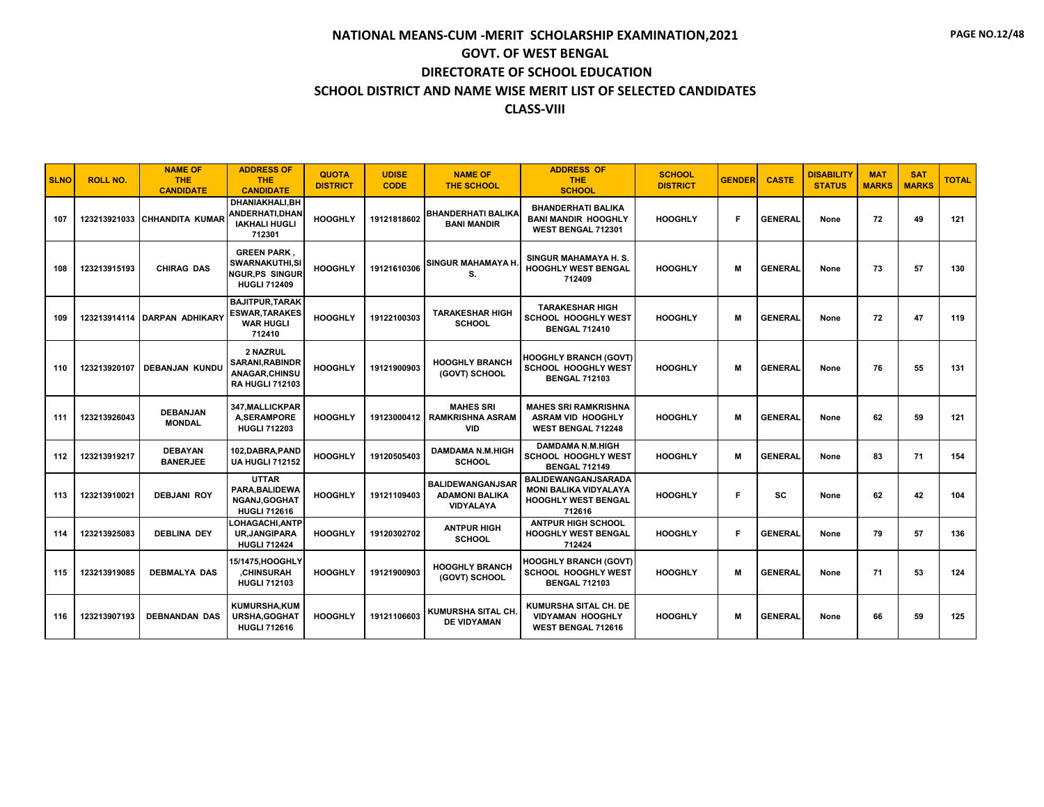# NATIONAL MEANS-CUM -MERIT SCHOLARSHIP EXAMINATION,2021
## GOVT. OF WEST BENGAL
## DIRECTORATE OF SCHOOL EDUCATION
## SCHOOL DISTRICT AND NAME WISE MERIT LIST OF SELECTED CANDIDATES
## CLASS-VIII

| SLNO | ROLL NO. | NAME OF THE CANDIDATE | ADDRESS OF THE CANDIDATE | QUOTA DISTRICT | UDISE CODE | NAME OF THE SCHOOL | ADDRESS OF THE SCHOOL | SCHOOL DISTRICT | GENDER | CASTE | DISABILITY STATUS | MAT MARKS | SAT MARKS | TOTAL |
|---|---|---|---|---|---|---|---|---|---|---|---|---|---|---|
| 107 | 123213921033 | CHHANDITA KUMAR | DHANIAKHALI,BHANDERHATI,DHANIAKHALI HUGLI 712301 | HOOGHLY | 19121818602 | BHANDERHATI BALIKA BANI MANDIR | BHANDERHATI BALIKA BANI MANDIR HOOGHLY WEST BENGAL 712301 | HOOGHLY | F | GENERAL | None | 72 | 49 | 121 |
| 108 | 123213915193 | CHIRAG DAS | GREEN PARK , SWARNAKUTHI,SINGUR,PS SINGUR HUGLI 712409 | HOOGHLY | 19121610306 | SINGUR MAHAMAYA H. S. | SINGUR MAHAMAYA H. S. HOOGHLY WEST BENGAL 712409 | HOOGHLY | M | GENERAL | None | 73 | 57 | 130 |
| 109 | 123213914114 | DARPAN ADHIKARY | BAJITPUR,TARAKESWAR,TARAKESWAR HUGLI 712410 | HOOGHLY | 19122100303 | TARAKESHAR HIGH SCHOOL | TARAKESHAR HIGH SCHOOL HOOGHLY WEST BENGAL 712410 | HOOGHLY | M | GENERAL | None | 72 | 47 | 119 |
| 110 | 123213920107 | DEBANJAN KUNDU | 2 NAZRUL SARANI,RABINDRANAGAR,CHINSURA HUGLI 712103 | HOOGHLY | 19121900903 | HOOGHLY BRANCH (GOVT) SCHOOL | HOOGHLY BRANCH (GOVT) SCHOOL HOOGHLY WEST BENGAL 712103 | HOOGHLY | M | GENERAL | None | 76 | 55 | 131 |
| 111 | 123213926043 | DEBANJAN MONDAL | 347,MALLICKPARA,SERAMPORE HUGLI 712203 | HOOGHLY | 19123000412 | MAHES SRI RAMKRISHNA ASRAM VID | MAHES SRI RAMKRISHNA ASRAM VID HOOGHLY WEST BENGAL 712248 | HOOGHLY | M | GENERAL | None | 62 | 59 | 121 |
| 112 | 123213919217 | DEBAYAN BANERJEE | 102,DABRA,PANDUA HUGLI 712152 | HOOGHLY | 19120505403 | DAMDAMA N.M.HIGH SCHOOL | DAMDAMA N.M.HIGH SCHOOL HOOGHLY WEST BENGAL 712149 | HOOGHLY | M | GENERAL | None | 83 | 71 | 154 |
| 113 | 123213910021 | DEBJANI ROY | UTTAR PARA,BALIDEWANGANJ,GOGHAT HUGLI 712616 | HOOGHLY | 19121109403 | BALIDEWANGANJSARADAMONI BALIKA VIDYALAYA | BALIDEWANGANJSARADA MONI BALIKA VIDYALAYA HOOGHLY WEST BENGAL 712616 | HOOGHLY | F | SC | None | 62 | 42 | 104 |
| 114 | 123213925083 | DEBLINA DEY | LOHAGACHI,ANTPUR,JANGIPARA HUGLI 712424 | HOOGHLY | 19120302702 | ANTPUR HIGH SCHOOL | ANTPUR HIGH SCHOOL HOOGHLY WEST BENGAL 712424 | HOOGHLY | F | GENERAL | None | 79 | 57 | 136 |
| 115 | 123213919085 | DEBMALYA DAS | 15/1475,HOOGHLY,CHINSURAH HUGLI 712103 | HOOGHLY | 19121900903 | HOOGHLY BRANCH (GOVT) SCHOOL | HOOGHLY BRANCH (GOVT) SCHOOL HOOGHLY WEST BENGAL 712103 | HOOGHLY | M | GENERAL | None | 71 | 53 | 124 |
| 116 | 123213907193 | DEBNANDAN DAS | KUMURSHA,KUMURSHA,GOGHAT HUGLI 712616 | HOOGHLY | 19121106603 | KUMURSHA SITAL CH. DE VIDYAMAN | KUMURSHA SITAL CH. DE VIDYAMAN HOOGHLY WEST BENGAL 712616 | HOOGHLY | M | GENERAL | None | 66 | 59 | 125 |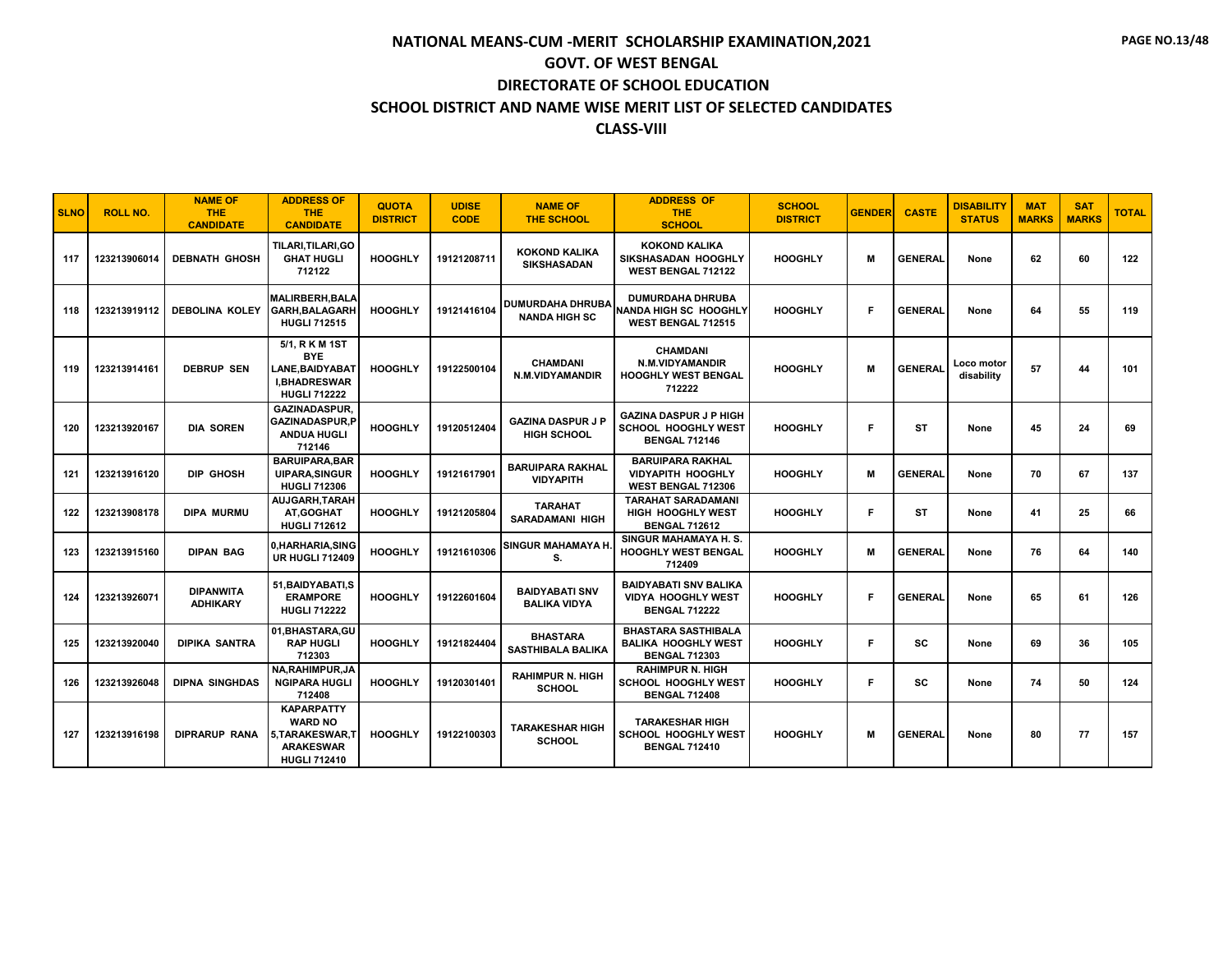# NATIONAL MEANS-CUM -MERIT SCHOLARSHIP EXAMINATION,2021

## GOVT. OF WEST BENGAL

## DIRECTORATE OF SCHOOL EDUCATION

## SCHOOL DISTRICT AND NAME WISE MERIT LIST OF SELECTED CANDIDATES

## CLASS-VIII

| SLNO | ROLL NO. | NAME OF THE CANDIDATE | ADDRESS OF THE CANDIDATE | QUOTA DISTRICT | UDISE CODE | NAME OF THE SCHOOL | ADDRESS OF THE SCHOOL | SCHOOL DISTRICT | GENDER | CASTE | DISABILITY STATUS | MAT MARKS | SAT MARKS | TOTAL |
|---|---|---|---|---|---|---|---|---|---|---|---|---|---|---|
| 117 | 123213906014 | DEBNATH GHOSH | TILARI,TILARI,GOGHAT HUGLI 712122 | HOOGHLY | 19121208711 | KOKOND KALIKA SIKSHASADAN | KOKOND KALIKA SIKSHASADAN HOOGHLY WEST BENGAL 712122 | HOOGHLY | M | GENERAL | None | 62 | 60 | 122 |
| 118 | 123213919112 | DEBOLINA KOLEY | MALIRBERH,BALAGARH,BALAGARH HUGLI 712515 | HOOGHLY | 19121416104 | DUMURDAHA DHRUBA NANDA HIGH SC | DUMURDAHA DHRUBA NANDA HIGH SC HOOGHLY WEST BENGAL 712515 | HOOGHLY | F | GENERAL | None | 64 | 55 | 119 |
| 119 | 123213914161 | DEBRUP SEN | 5/1, R K M 1ST BYE LANE,BAIDYABATI,BHADRESWAR HUGLI 712222 | HOOGHLY | 19122500104 | CHAMDANI N.M.VIDYAMANDIR | CHAMDANI N.M.VIDYAMANDIR HOOGHLY WEST BENGAL 712222 | HOOGHLY | M | GENERAL | Loco motor disability | 57 | 44 | 101 |
| 120 | 123213920167 | DIA SOREN | GAZINADASPUR,GAZINADASPUR,PANDUA HUGLI 712146 | HOOGHLY | 19120512404 | GAZINA DASPUR J P HIGH SCHOOL | GAZINA DASPUR J P HIGH SCHOOL HOOGHLY WEST BENGAL 712146 | HOOGHLY | F | ST | None | 45 | 24 | 69 |
| 121 | 123213916120 | DIP GHOSH | BARUIPARA,BARUIPARA,SINGUR HUGLI 712306 | HOOGHLY | 19121617901 | BARUIPARA RAKHAL VIDYAPITH | BARUIPARA RAKHAL VIDYAPITH HOOGHLY WEST BENGAL 712306 | HOOGHLY | M | GENERAL | None | 70 | 67 | 137 |
| 122 | 123213908178 | DIPA MURMU | AUJGARH,TARAHAT,GOGHAT HUGLI 712612 | HOOGHLY | 19121205804 | TARAHAT SARADAMANI HIGH | TARAHAT SARADAMANI HIGH HOOGHLY WEST BENGAL 712612 | HOOGHLY | F | ST | None | 41 | 25 | 66 |
| 123 | 123213915160 | DIPAN BAG | 0,HARHARIA,SINGUR HUGLI 712409 | HOOGHLY | 19121610306 | SINGUR MAHAMAYA H. S. | SINGUR MAHAMAYA H. S. HOOGHLY WEST BENGAL 712409 | HOOGHLY | M | GENERAL | None | 76 | 64 | 140 |
| 124 | 123213926071 | DIPANWITA ADHIKARY | 51,BAIDYABATI,SERAMPORE HUGLI 712222 | HOOGHLY | 19122601604 | BAIDYABATI SNV BALIKA VIDYA | BAIDYABATI SNV BALIKA VIDYA HOOGHLY WEST BENGAL 712222 | HOOGHLY | F | GENERAL | None | 65 | 61 | 126 |
| 125 | 123213920040 | DIPIKA SANTRA | 01,BHASTARA,GURAP HUGLI 712303 | HOOGHLY | 19121824404 | BHASTARA SASTHIBALA BALIKA | BHASTARA SASTHIBALA BALIKA HOOGHLY WEST BENGAL 712303 | HOOGHLY | F | SC | None | 69 | 36 | 105 |
| 126 | 123213926048 | DIPNA SINGHDAS | NA,RAHIMPUR,JANGIPARA HUGLI 712408 | HOOGHLY | 19120301401 | RAHIMPUR N. HIGH SCHOOL | RAHIMPUR N. HIGH SCHOOL HOOGHLY WEST BENGAL 712408 | HOOGHLY | F | SC | None | 74 | 50 | 124 |
| 127 | 123213916198 | DIPRARUP RANA | KAPARPATTY WARD NO 5,TARAKESWAR,TARAKESWAR HUGLI 712410 | HOOGHLY | 19122100303 | TARAKESHAR HIGH SCHOOL | TARAKESHAR HIGH SCHOOL HOOGHLY WEST BENGAL 712410 | HOOGHLY | M | GENERAL | None | 80 | 77 | 157 |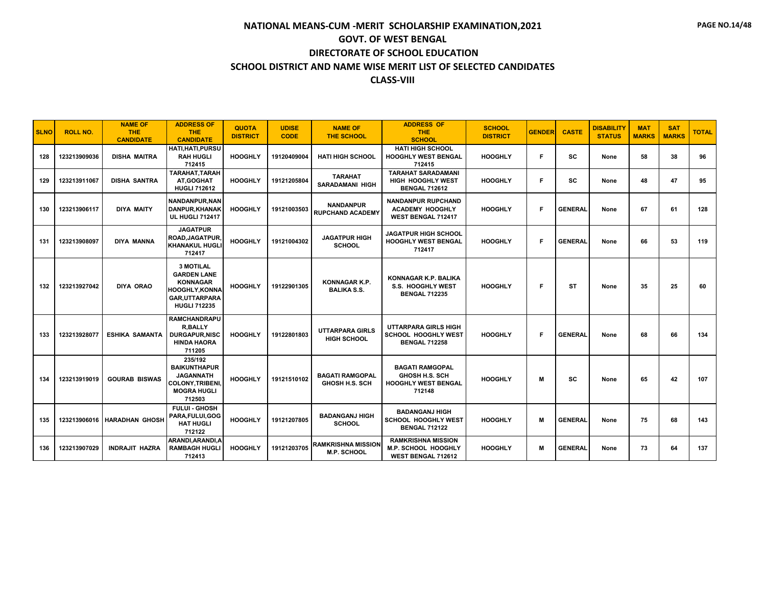# NATIONAL MEANS-CUM -MERIT SCHOLARSHIP EXAMINATION,2021

## GOVT. OF WEST BENGAL

## DIRECTORATE OF SCHOOL EDUCATION

## SCHOOL DISTRICT AND NAME WISE MERIT LIST OF SELECTED CANDIDATES

## CLASS-VIII

| SLNO | ROLL NO. | NAME OF THE CANDIDATE | ADDRESS OF THE CANDIDATE | QUOTA DISTRICT | UDISE CODE | NAME OF THE SCHOOL | ADDRESS OF THE SCHOOL | SCHOOL DISTRICT | GENDER | CASTE | DISABILITY STATUS | MAT MARKS | SAT MARKS | TOTAL |
|---|---|---|---|---|---|---|---|---|---|---|---|---|---|---|
| 128 | 123213909036 | DISHA MAITRA | HATI,HATI,PURSURAH HUGLI 712415 | HOOGHLY | 19120409004 | HATI HIGH SCHOOL | HATI HIGH SCHOOL HOOGHLY WEST BENGAL 712415 | HOOGHLY | F | SC | None | 58 | 38 | 96 |
| 129 | 123213911067 | DISHA SANTRA | TARAHAT,TARAHAT,GOGHAT HUGLI 712612 | HOOGHLY | 19121205804 | TARAHAT SARADAMANI HIGH | TARAHAT SARADAMANI HIGH HOOGHLY WEST BENGAL 712612 | HOOGHLY | F | SC | None | 48 | 47 | 95 |
| 130 | 123213906117 | DIYA MAITY | NANDANPUR,NANDANPUR,KHANAKUL HUGLI 712417 | HOOGHLY | 19121003503 | NANDANPUR RUPCHAND ACADEMY | NANDANPUR RUPCHAND ACADEMY HOOGHLY WEST BENGAL 712417 | HOOGHLY | F | GENERAL | None | 67 | 61 | 128 |
| 131 | 123213908097 | DIYA MANNA | JAGATPUR ROAD,JAGATPUR,KHANAKUL HUGLI 712417 | HOOGHLY | 19121004302 | JAGATPUR HIGH SCHOOL | JAGATPUR HIGH SCHOOL HOOGHLY WEST BENGAL 712417 | HOOGHLY | F | GENERAL | None | 66 | 53 | 119 |
| 132 | 123213927042 | DIYA ORAO | 3 MOTILAL GARDEN LANE KONNAGAR HOOGHLY,KONNAGAR,UTTARPARA HUGLI 712235 | HOOGHLY | 19122901305 | KONNAGAR K.P. BALIKA S.S. | KONNAGAR K.P. BALIKA S.S. HOOGHLY WEST BENGAL 712235 | HOOGHLY | F | ST | None | 35 | 25 | 60 |
| 133 | 123213928077 | ESHIKA SAMANTA | RAMCHANDRAPUR,BALLY DURGAPUR,NISCHINDA HAORA 711205 | HOOGHLY | 19122801803 | UTTARPARA GIRLS HIGH SCHOOL | UTTARPARA GIRLS HIGH SCHOOL HOOGHLY WEST BENGAL 712258 | HOOGHLY | F | GENERAL | None | 68 | 66 | 134 |
| 134 | 123213919019 | GOURAB BISWAS | 235/192 BAIKUNTHAPUR JAGANNATH COLONY,TRIBENI,MOGRA HUGLI 712503 | HOOGHLY | 19121510102 | BAGATI RAMGOPAL GHOSH H.S. SCH | BAGATI RAMGOPAL GHOSH H.S. SCH HOOGHLY WEST BENGAL 712148 | HOOGHLY | M | SC | None | 65 | 42 | 107 |
| 135 | 123213906016 | HARADHAN GHOSH | FULUI - GHOSH PARA,FULUI,GOGHAT HUGLI 712122 | HOOGHLY | 19121207805 | BADANGANJ HIGH SCHOOL | BADANGANJ HIGH SCHOOL HOOGHLY WEST BENGAL 712122 | HOOGHLY | M | GENERAL | None | 75 | 68 | 143 |
| 136 | 123213907029 | INDRAJIT HAZRA | ARANDI,ARANDI,ARAMBAGH HUGLI 712413 | HOOGHLY | 19121203705 | RAMKRISHNA MISSION M.P. SCHOOL | RAMKRISHNA MISSION M.P. SCHOOL HOOGHLY WEST BENGAL 712612 | HOOGHLY | M | GENERAL | None | 73 | 64 | 137 |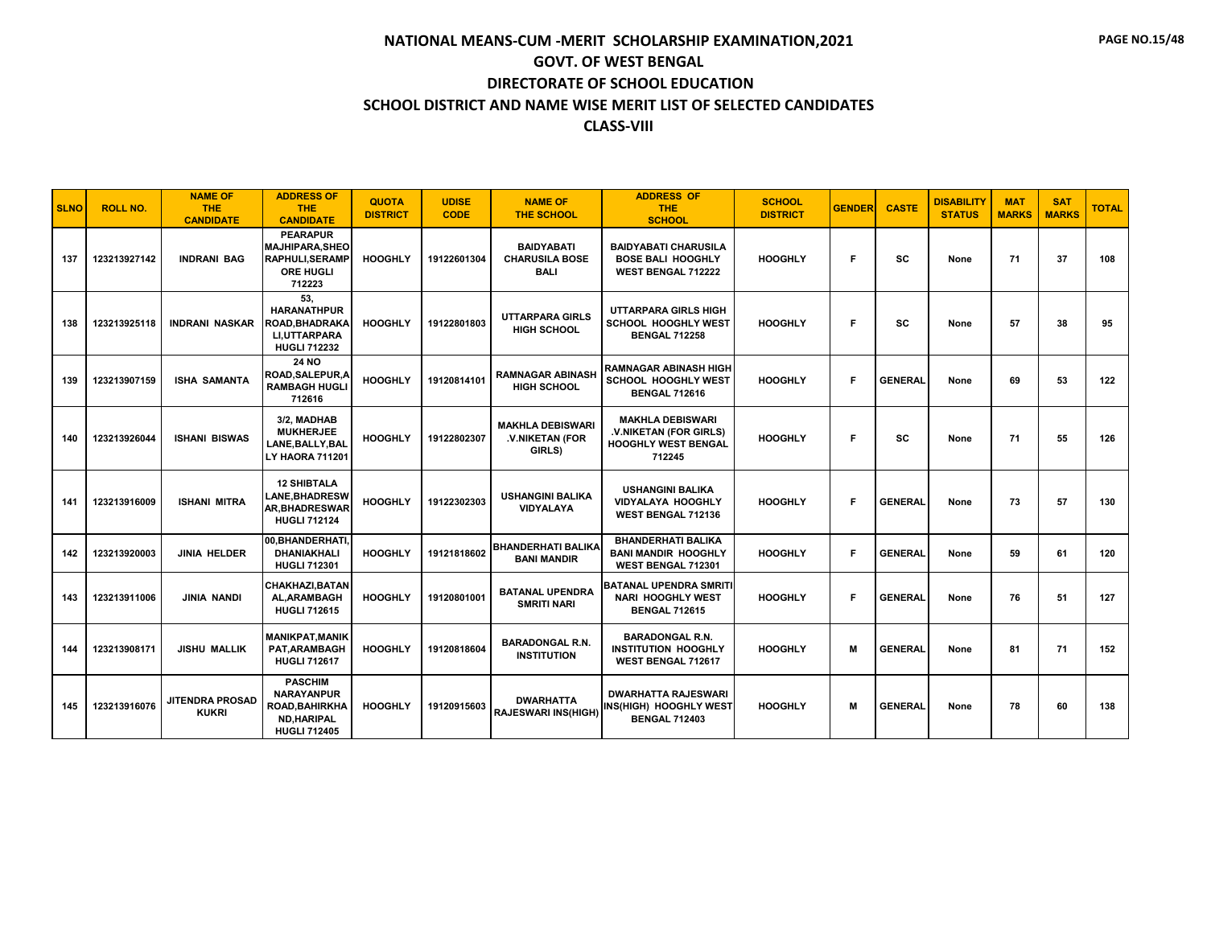# NATIONAL MEANS-CUM -MERIT SCHOLARSHIP EXAMINATION,2021

## GOVT. OF WEST BENGAL

## DIRECTORATE OF SCHOOL EDUCATION

## SCHOOL DISTRICT AND NAME WISE MERIT LIST OF SELECTED CANDIDATES

## CLASS-VIII

| SLNO | ROLL NO. | NAME OF THE CANDIDATE | ADDRESS OF THE CANDIDATE | QUOTA DISTRICT | UDISE CODE | NAME OF THE SCHOOL | ADDRESS OF THE SCHOOL | SCHOOL DISTRICT | GENDER | CASTE | DISABILITY STATUS | MAT MARKS | SAT MARKS | TOTAL |
|---|---|---|---|---|---|---|---|---|---|---|---|---|---|---|
| 137 | 123213927142 | INDRANI BAG | PEARAPUR MAJHIPARA,SHEORAPHULI,SERAMPORE HUGLI 712223 | HOOGHLY | 19122601304 | BAIDYABATI CHARUSILA BOSE BALI | BAIDYABATI CHARUSILA BOSE BALI HOOGHLY WEST BENGAL 712222 | HOOGHLY | F | SC | None | 71 | 37 | 108 |
| 138 | 123213925118 | INDRANI NASKAR | 53, HARANATHPUR ROAD,BHADRAKALI,UTTARPARA HUGLI 712232 | HOOGHLY | 19122801803 | UTTARPARA GIRLS HIGH SCHOOL | UTTARPARA GIRLS HIGH SCHOOL HOOGHLY WEST BENGAL 712258 | HOOGHLY | F | SC | None | 57 | 38 | 95 |
| 139 | 123213907159 | ISHA SAMANTA | 24 NO ROAD,SALEPUR,ARAMBAGH HUGLI 712616 | HOOGHLY | 19120814101 | RAMNAGAR ABINASH HIGH SCHOOL | RAMNAGAR ABINASH HIGH SCHOOL HOOGHLY WEST BENGAL 712616 | HOOGHLY | F | GENERAL | None | 69 | 53 | 122 |
| 140 | 123213926044 | ISHANI BISWAS | 3/2, MADHAB MUKHERJEE LANE,BALLY,BALLY HAORA 711201 | HOOGHLY | 19122802307 | MAKHLA DEBISWARI .V.NIKETAN (FOR GIRLS) | MAKHLA DEBISWARI .V.NIKETAN (FOR GIRLS) HOOGHLY WEST BENGAL 712245 | HOOGHLY | F | SC | None | 71 | 55 | 126 |
| 141 | 123213916009 | ISHANI MITRA | 12 SHIBTALA LANE,BHADRESWAR,BHADRESWAR HUGLI 712124 | HOOGHLY | 19122302303 | USHANGINI BALIKA VIDYALAYA | USHANGINI BALIKA VIDYALAYA HOOGHLY WEST BENGAL 712136 | HOOGHLY | F | GENERAL | None | 73 | 57 | 130 |
| 142 | 123213920003 | JINIA HELDER | 00,BHANDERHATI,DHANIAKHALI HUGLI 712301 | HOOGHLY | 19121818602 | BHANDERHATI BALIKA BANI MANDIR | BHANDERHATI BALIKA BANI MANDIR HOOGHLY WEST BENGAL 712301 | HOOGHLY | F | GENERAL | None | 59 | 61 | 120 |
| 143 | 123213911006 | JINIA NANDI | CHAKHAZI,BATANAL,ARAMBAGH HUGLI 712615 | HOOGHLY | 19120801001 | BATANAL UPENDRA SMRITI NARI | BATANAL UPENDRA SMRITI NARI HOOGHLY WEST BENGAL 712615 | HOOGHLY | F | GENERAL | None | 76 | 51 | 127 |
| 144 | 123213908171 | JISHU MALLIK | MANIKPAT,MANIKPAT,ARAMBAGH HUGLI 712617 | HOOGHLY | 19120818604 | BARADONGAL R.N. INSTITUTION | BARADONGAL R.N. INSTITUTION HOOGHLY WEST BENGAL 712617 | HOOGHLY | M | GENERAL | None | 81 | 71 | 152 |
| 145 | 123213916076 | JITENDRA PROSAD KUKRI | PASCHIM NARAYANPUR ROAD,BAHIRKHAND,HARIPAL HUGLI 712405 | HOOGHLY | 19120915603 | DWARHATTA RAJESWARI INS(HIGH) | DWARHATTA RAJESWARI INS(HIGH) HOOGHLY WEST BENGAL 712403 | HOOGHLY | M | GENERAL | None | 78 | 60 | 138 |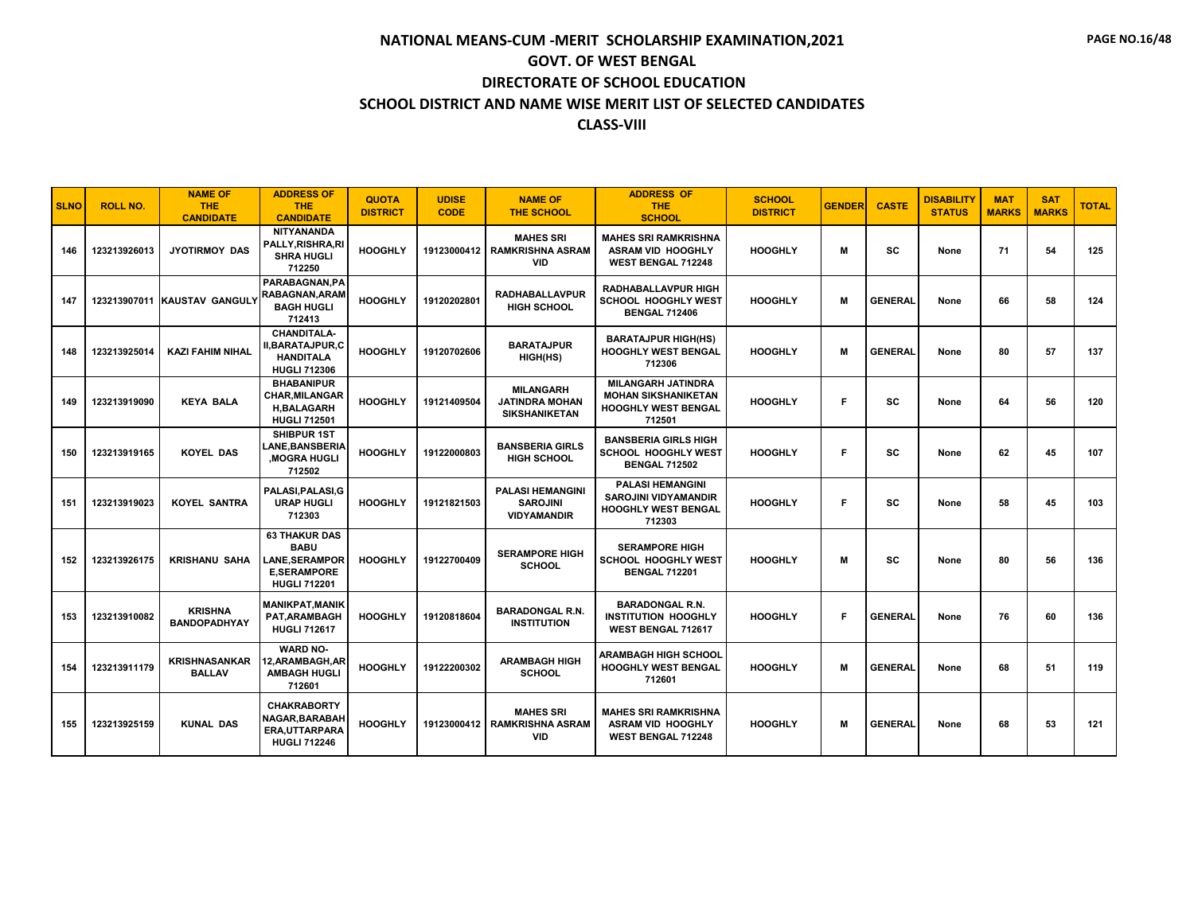# NATIONAL MEANS-CUM -MERIT SCHOLARSHIP EXAMINATION,2021

## GOVT. OF WEST BENGAL

## DIRECTORATE OF SCHOOL EDUCATION

## SCHOOL DISTRICT AND NAME WISE MERIT LIST OF SELECTED CANDIDATES

## CLASS-VIII

| SLNO | ROLL NO. | NAME OF THE CANDIDATE | ADDRESS OF THE CANDIDATE | QUOTA DISTRICT | UDISE CODE | NAME OF THE SCHOOL | ADDRESS OF THE SCHOOL | SCHOOL DISTRICT | GENDER | CASTE | DISABILITY STATUS | MAT MARKS | SAT MARKS | TOTAL |
|---|---|---|---|---|---|---|---|---|---|---|---|---|---|---|
| 146 | 123213926013 | JYOTIRMOY DAS | NITYANANDA PALLY,RISHRA,RISHRA HUGLI 712250 | HOOGHLY | 19123000412 | MAHES SRI RAMKRISHNA ASRAM VID | MAHES SRI RAMKRISHNA ASRAM VID HOOGHLY WEST BENGAL 712248 | HOOGHLY | M | SC | None | 71 | 54 | 125 |
| 147 | 123213907011 | KAUSTAV GANGULY | PARABAGNAN,PARABAGNAN,ARAMBAGH HUGLI 712413 | HOOGHLY | 19120202801 | RADHABALLAVPUR HIGH SCHOOL | RADHABALLAVPUR HIGH SCHOOL HOOGHLY WEST BENGAL 712406 | HOOGHLY | M | GENERAL | None | 66 | 58 | 124 |
| 148 | 123213925014 | KAZI FAHIM NIHAL | CHANDITALA-II,BARATAJPUR,CHANDITALA HUGLI 712306 | HOOGHLY | 19120702606 | BARATAJPUR HIGH(HS) | BARATAJPUR HIGH(HS) HOOGHLY WEST BENGAL 712306 | HOOGHLY | M | GENERAL | None | 80 | 57 | 137 |
| 149 | 123213919090 | KEYA BALA | BHABANIPUR CHAR,MILANGARH,BALAGARH HUGLI 712501 | HOOGHLY | 19121409504 | MILANGARH JATINDRA MOHAN SIKSHANIKETAN | MILANGARH JATINDRA MOHAN SIKSHANIKETAN HOOGHLY WEST BENGAL 712501 | HOOGHLY | F | SC | None | 64 | 56 | 120 |
| 150 | 123213919165 | KOYEL DAS | SHIBPUR 1ST LANE,BANSBERIA,MOGRA HUGLI 712502 | HOOGHLY | 19122000803 | BANSBERIA GIRLS HIGH SCHOOL | BANSBERIA GIRLS HIGH SCHOOL HOOGHLY WEST BENGAL 712502 | HOOGHLY | F | SC | None | 62 | 45 | 107 |
| 151 | 123213919023 | KOYEL SANTRA | PALASI,PALASI,GURAP HUGLI 712303 | HOOGHLY | 19121821503 | PALASI HEMANGINI SAROJINI VIDYAMANDIR | PALASI HEMANGINI SAROJINI VIDYAMANDIR HOOGHLY WEST BENGAL 712303 | HOOGHLY | F | SC | None | 58 | 45 | 103 |
| 152 | 123213926175 | KRISHANU SAHA | 63 THAKUR DAS BABU LANE,SERAMPORE,SERAMPORE HUGLI 712201 | HOOGHLY | 19122700409 | SERAMPORE HIGH SCHOOL | SERAMPORE HIGH SCHOOL HOOGHLY WEST BENGAL 712201 | HOOGHLY | M | SC | None | 80 | 56 | 136 |
| 153 | 123213910082 | KRISHNA BANDOPADHYAY | MANIKPAT,MANIKPAT,ARAMBAGH HUGLI 712617 | HOOGHLY | 19120818604 | BARADONGAL R.N. INSTITUTION | BARADONGAL R.N. INSTITUTION HOOGHLY WEST BENGAL 712617 | HOOGHLY | F | GENERAL | None | 76 | 60 | 136 |
| 154 | 123213911179 | KRISHNASANKAR BALLAV | WARD NO-12,ARAMBAGH,ARAMBAGH HUGLI 712601 | HOOGHLY | 19122200302 | ARAMBAGH HIGH SCHOOL | ARAMBAGH HIGH SCHOOL HOOGHLY WEST BENGAL 712601 | HOOGHLY | M | GENERAL | None | 68 | 51 | 119 |
| 155 | 123213925159 | KUNAL DAS | CHAKRABORTY NAGAR,BARABAHERA,UTTARPARA HUGLI 712246 | HOOGHLY | 19123000412 | MAHES SRI RAMKRISHNA ASRAM VID | MAHES SRI RAMKRISHNA ASRAM VID HOOGHLY WEST BENGAL 712248 | HOOGHLY | M | GENERAL | None | 68 | 53 | 121 |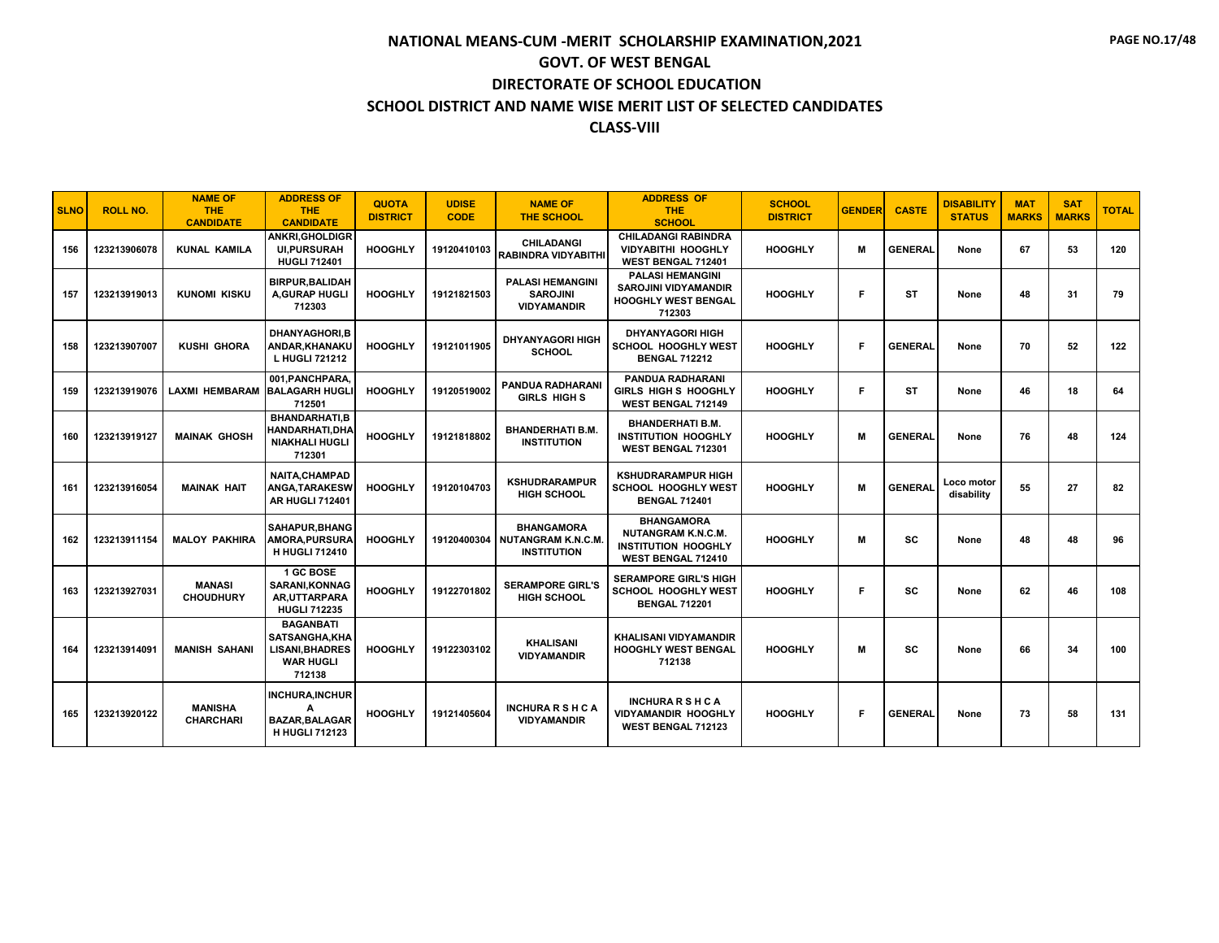# NATIONAL MEANS-CUM -MERIT SCHOLARSHIP EXAMINATION,2021

## GOVT. OF WEST BENGAL

## DIRECTORATE OF SCHOOL EDUCATION

## SCHOOL DISTRICT AND NAME WISE MERIT LIST OF SELECTED CANDIDATES

## CLASS-VIII

| SLNO | ROLL NO. | NAME OF THE CANDIDATE | ADDRESS OF THE CANDIDATE | QUOTA DISTRICT | UDISE CODE | NAME OF THE SCHOOL | ADDRESS OF THE SCHOOL | SCHOOL DISTRICT | GENDER | CASTE | DISABILITY STATUS | MAT MARKS | SAT MARKS | TOTAL |
|---|---|---|---|---|---|---|---|---|---|---|---|---|---|---|
| 156 | 123213906078 | KUNAL KAMILA | ANKRI,GHOLDIGRUI,PURSURAH HUGLI 712401 | HOOGHLY | 19120410103 | CHILADANGI RABINDRA VIDYABITHI | CHILADANGI RABINDRA VIDYABITHI HOOGHLY WEST BENGAL 712401 | HOOGHLY | M | GENERAL | None | 67 | 53 | 120 |
| 157 | 123213919013 | KUNOMI KISKU | BIRPUR,BALIDAHA,GURAP HUGLI 712303 | HOOGHLY | 19121821503 | PALASI HEMANGINI SAROJINI VIDYAMANDIR | PALASI HEMANGINI SAROJINI VIDYAMANDIR HOOGHLY WEST BENGAL 712303 | HOOGHLY | F | ST | None | 48 | 31 | 79 |
| 158 | 123213907007 | KUSHI GHORA | DHANYAGHORI,BANDAR,KHANAKUL HUGLI 721212 | HOOGHLY | 19121011905 | DHYANYAGORI HIGH SCHOOL | DHYANYAGORI HIGH SCHOOL HOOGHLY WEST BENGAL 712212 | HOOGHLY | F | GENERAL | None | 70 | 52 | 122 |
| 159 | 123213919076 | LAXMI HEMBARAM | 001,PANCHPARA,BALAGARH HUGLI 712501 | HOOGHLY | 19120519002 | PANDUA RADHARANI GIRLS HIGH S | PANDUA RADHARANI GIRLS HIGH S HOOGHLY WEST BENGAL 712149 | HOOGHLY | F | ST | None | 46 | 18 | 64 |
| 160 | 123213919127 | MAINAK GHOSH | BHANDARHATI,BHANDARHATI,DHANIAKHALI HUGLI 712301 | HOOGHLY | 19121818802 | BHANDERHATI B.M. INSTITUTION | BHANDERHATI B.M. INSTITUTION HOOGHLY WEST BENGAL 712301 | HOOGHLY | M | GENERAL | None | 76 | 48 | 124 |
| 161 | 123213916054 | MAINAK HAIT | NAITA,CHAMPADANGA,TARAKESWAR HUGLI 712401 | HOOGHLY | 19120104703 | KSHUDRARAMPUR HIGH SCHOOL | KSHUDRARAMPUR HIGH SCHOOL HOOGHLY WEST BENGAL 712401 | HOOGHLY | M | GENERAL | Loco motor disability | 55 | 27 | 82 |
| 162 | 123213911154 | MALOY PAKHIRA | SAHAPUR,BHANGAMORA,PURSURAH HUGLI 712410 | HOOGHLY | 19120400304 | BHANGAMORA NUTANGRAM K.N.C.M. INSTITUTION | BHANGAMORA NUTANGRAM K.N.C.M. INSTITUTION HOOGHLY WEST BENGAL 712410 | HOOGHLY | M | SC | None | 48 | 48 | 96 |
| 163 | 123213927031 | MANASI CHOUDHURY | 1 GC BOSE SARANI,KONNAGAR,UTTARPARA HUGLI 712235 | HOOGHLY | 19122701802 | SERAMPORE GIRL'S HIGH SCHOOL | SERAMPORE GIRL'S HIGH SCHOOL HOOGHLY WEST BENGAL 712201 | HOOGHLY | F | SC | None | 62 | 46 | 108 |
| 164 | 123213914091 | MANISH SAHANI | BAGANBATI SATSANGHA,KHALISANI,BHADRESWAR HUGLI 712138 | HOOGHLY | 19122303102 | KHALISANI VIDYAMANDIR | KHALISANI VIDYAMANDIR HOOGHLY WEST BENGAL 712138 | HOOGHLY | M | SC | None | 66 | 34 | 100 |
| 165 | 123213920122 | MANISHA CHARCHARI | INCHURA,INCHURA BAZAR,BALAGARH HUGLI 712123 | HOOGHLY | 19121405604 | INCHURA R S H C A VIDYAMANDIR | INCHURA R S H C A VIDYAMANDIR HOOGHLY WEST BENGAL 712123 | HOOGHLY | F | GENERAL | None | 73 | 58 | 131 |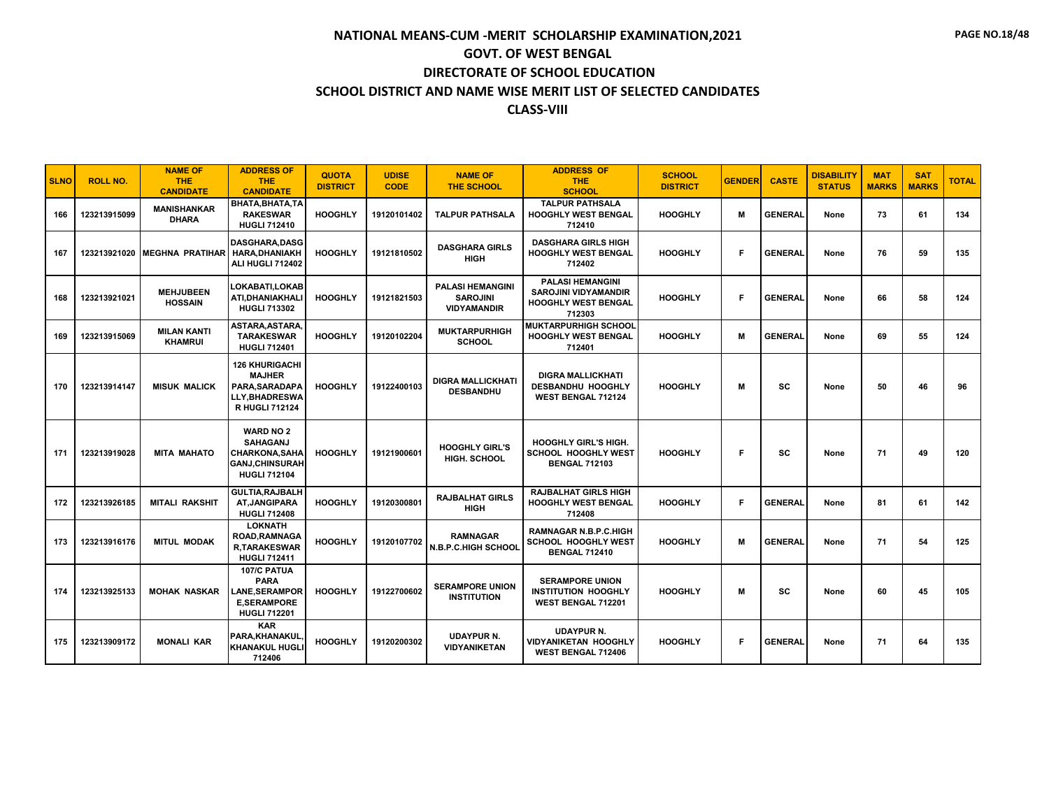# NATIONAL MEANS-CUM -MERIT SCHOLARSHIP EXAMINATION,2021

## GOVT. OF WEST BENGAL

## DIRECTORATE OF SCHOOL EDUCATION

## SCHOOL DISTRICT AND NAME WISE MERIT LIST OF SELECTED CANDIDATES

## CLASS-VIII

| SLNO | ROLL NO. | NAME OF THE CANDIDATE | ADDRESS OF THE CANDIDATE | QUOTA DISTRICT | UDISE CODE | NAME OF THE SCHOOL | ADDRESS OF THE SCHOOL | SCHOOL DISTRICT | GENDER | CASTE | DISABILITY STATUS | MAT MARKS | SAT MARKS | TOTAL |
|---|---|---|---|---|---|---|---|---|---|---|---|---|---|---|
| 166 | 123213915099 | MANISHANKAR DHARA | BHATA,BHATA,TARAKESWAR HUGLI 712410 | HOOGHLY | 19120101402 | TALPUR PATHSALA | TALPUR PATHSALA HOOGHLY WEST BENGAL 712410 | HOOGHLY | M | GENERAL | None | 73 | 61 | 134 |
| 167 | 123213921020 | MEGHNA PRATIHAR | DASGHARA,DASGHARA,DHANIAKHALI HUGLI 712402 | HOOGHLY | 19121810502 | DASGHARA GIRLS HIGH | DASGHARA GIRLS HIGH HOOGHLY WEST BENGAL 712402 | HOOGHLY | F | GENERAL | None | 76 | 59 | 135 |
| 168 | 123213921021 | MEHJUBEEN HOSSAIN | LOKABATI,LOKABATI,DHANIAKHALI HUGLI 713302 | HOOGHLY | 19121821503 | PALASI HEMANGINI SAROJINI VIDYAMANDIR | PALASI HEMANGINI SAROJINI VIDYAMANDIR HOOGHLY WEST BENGAL 712303 | HOOGHLY | F | GENERAL | None | 66 | 58 | 124 |
| 169 | 123213915069 | MILAN KANTI KHAMRUI | ASTARA,ASTARA,TARAKESWAR HUGLI 712401 | HOOGHLY | 19120102204 | MUKTARPURHIGH SCHOOL | MUKTARPURHIGH SCHOOL HOOGHLY WEST BENGAL 712401 | HOOGHLY | M | GENERAL | None | 69 | 55 | 124 |
| 170 | 123213914147 | MISUK MALICK | 126 KHURIGACHI MAJHER PARA,SARADAPALLY,BHADRESWAR HUGLI 712124 | HOOGHLY | 19122400103 | DIGRA MALLICKHATI DESBANDHU | DIGRA MALLICKHATI DESBANDHU HOOGHLY WEST BENGAL 712124 | HOOGHLY | M | SC | None | 50 | 46 | 96 |
| 171 | 123213919028 | MITA MAHATO | WARD NO 2 SAHAGANJ CHARKONA,SAHAGANJ,CHINSURAH HUGLI 712104 | HOOGHLY | 19121900601 | HOOGHLY GIRL'S HIGH. SCHOOL | HOOGHLY GIRL'S HIGH. SCHOOL HOOGHLY WEST BENGAL 712103 | HOOGHLY | F | SC | None | 71 | 49 | 120 |
| 172 | 123213926185 | MITALI RAKSHIT | GULTIA,RAJBALHAT,JANGIPARA HUGLI 712408 | HOOGHLY | 19120300801 | RAJBALHAT GIRLS HIGH | RAJBALHAT GIRLS HIGH HOOGHLY WEST BENGAL 712408 | HOOGHLY | F | GENERAL | None | 81 | 61 | 142 |
| 173 | 123213916176 | MITUL MODAK | LOKNATH ROAD,RAMNAGAR,TARAKESWAR HUGLI 712411 | HOOGHLY | 19120107702 | RAMNAGAR N.B.P.C.HIGH SCHOOL | RAMNAGAR N.B.P.C.HIGH SCHOOL HOOGHLY WEST BENGAL 712410 | HOOGHLY | M | GENERAL | None | 71 | 54 | 125 |
| 174 | 123213925133 | MOHAK NASKAR | 107/C PATUA PARA LANE,SERAMPORE,SERAMPORE HUGLI 712201 | HOOGHLY | 19122700602 | SERAMPORE UNION INSTITUTION | SERAMPORE UNION INSTITUTION HOOGHLY WEST BENGAL 712201 | HOOGHLY | M | SC | None | 60 | 45 | 105 |
| 175 | 123213909172 | MONALI KAR | KAR PARA,KHANAKUL,KHANAKUL HUGLI 712406 | HOOGHLY | 19120200302 | UDAYPUR N. VIDYANIKETAN | UDAYPUR N. VIDYANIKETAN HOOGHLY WEST BENGAL 712406 | HOOGHLY | F | GENERAL | None | 71 | 64 | 135 |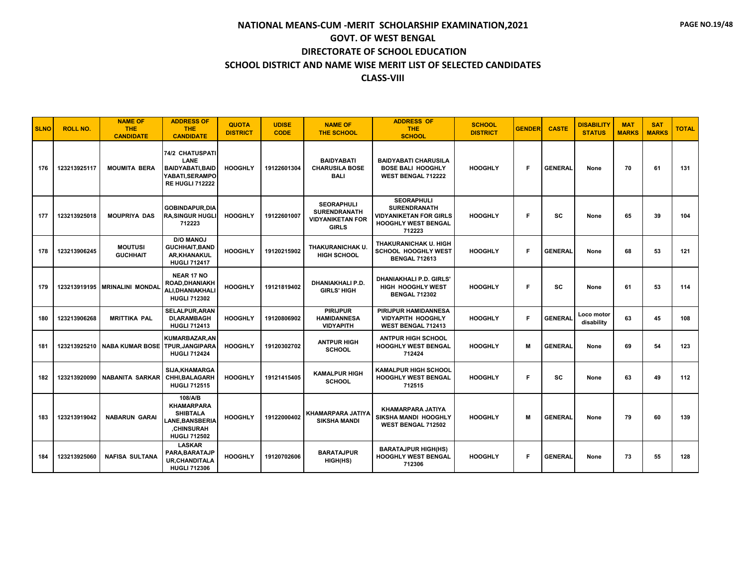# NATIONAL MEANS-CUM -MERIT SCHOLARSHIP EXAMINATION,2021

## GOVT. OF WEST BENGAL

## DIRECTORATE OF SCHOOL EDUCATION

## SCHOOL DISTRICT AND NAME WISE MERIT LIST OF SELECTED CANDIDATES

## CLASS-VIII

| SLNO | ROLL NO. | NAME OF THE CANDIDATE | ADDRESS OF THE CANDIDATE | QUOTA DISTRICT | UDISE CODE | NAME OF THE SCHOOL | ADDRESS OF THE SCHOOL | SCHOOL DISTRICT | GENDER | CASTE | DISABILITY STATUS | MAT MARKS | SAT MARKS | TOTAL |
|---|---|---|---|---|---|---|---|---|---|---|---|---|---|---|
| 176 | 123213925117 | MOUMITA BERA | 74/2 CHATUSPATI LANE BAIDYABATI,BAIDYABATI,SERAMPORE HUGLI 712222 | HOOGHLY | 19122601304 | BAIDYABATI CHARUSILA BOSE BALI | BAIDYABATI CHARUSILA BOSE BALI HOOGHLY WEST BENGAL 712222 | HOOGHLY | F | GENERAL | None | 70 | 61 | 131 |
| 177 | 123213925018 | MOUPRIYA DAS | GOBINDAPUR,DIARA,SINGUR HUGLI 712223 | HOOGHLY | 19122601007 | SEORAPHULI SURENDRANATH VIDYANIKETAN FOR GIRLS | SEORAPHULI SURENDRANATH VIDYANIKETAN FOR GIRLS HOOGHLY WEST BENGAL 712223 | HOOGHLY | F | SC | None | 65 | 39 | 104 |
| 178 | 123213906245 | MOUTUSI GUCHHAIT | D/O MANOJ GUCHHAIT,BANDAR,KHANAKUL HUGLI 712417 | HOOGHLY | 19120215902 | THAKURANICHAK U. HIGH SCHOOL | THAKURANICHAK U. HIGH SCHOOL HOOGHLY WEST BENGAL 712613 | HOOGHLY | F | GENERAL | None | 68 | 53 | 121 |
| 179 | 123213919195 | MRINALINI MONDAL | NEAR 17 NO ROAD,DHANIAKHALI,DHANIAKHALI HUGLI 712302 | HOOGHLY | 19121819402 | DHANIAKHALI P.D. GIRLS' HIGH | DHANIAKHALI P.D. GIRLS' HIGH HOOGHLY WEST BENGAL 712302 | HOOGHLY | F | SC | None | 61 | 53 | 114 |
| 180 | 123213906268 | MRITTIKA PAL | SELALPUR,ARANDI,ARAMBAGH HUGLI 712413 | HOOGHLY | 19120806902 | PIRIJPUR HAMIDANNESA VIDYAPITH | PIRIJPUR HAMIDANNESA VIDYAPITH HOOGHLY WEST BENGAL 712413 | HOOGHLY | F | GENERAL | Loco motor disability | 63 | 45 | 108 |
| 181 | 123213925210 | NABA KUMAR BOSE | KUMARBAZAR,ANTPUR,JANGIPARA HUGLI 712424 | HOOGHLY | 19120302702 | ANTPUR HIGH SCHOOL | ANTPUR HIGH SCHOOL HOOGHLY WEST BENGAL 712424 | HOOGHLY | M | GENERAL | None | 69 | 54 | 123 |
| 182 | 123213920090 | NABANITA SARKAR | SIJA,KHAMARGACHHI,BALAGARH HUGLI 712515 | HOOGHLY | 19121415405 | KAMALPUR HIGH SCHOOL | KAMALPUR HIGH SCHOOL HOOGHLY WEST BENGAL 712515 | HOOGHLY | F | SC | None | 63 | 49 | 112 |
| 183 | 123213919042 | NABARUN GARAI | 108/A/B KHAMARPARA SHIBTALA LANE,BANSBERIA,CHINSURAH HUGLI 712502 | HOOGHLY | 19122000402 | KHAMARPARA JATIYA SIKSHA MANDI | KHAMARPARA JATIYA SIKSHA MANDI HOOGHLY WEST BENGAL 712502 | HOOGHLY | M | GENERAL | None | 79 | 60 | 139 |
| 184 | 123213925060 | NAFISA SULTANA | LASKAR PARA,BARATAJPUR,CHANDITALA HUGLI 712306 | HOOGHLY | 19120702606 | BARATAJPUR HIGH(HS) | BARATAJPUR HIGH(HS) HOOGHLY WEST BENGAL 712306 | HOOGHLY | F | GENERAL | None | 73 | 55 | 128 |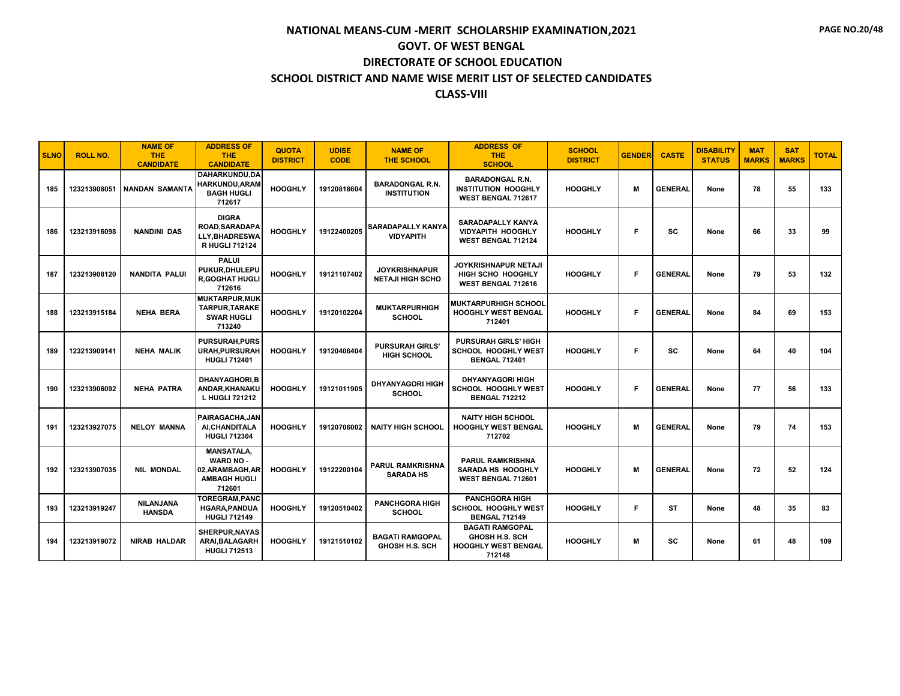# NATIONAL MEANS-CUM -MERIT SCHOLARSHIP EXAMINATION,2021
## GOVT. OF WEST BENGAL
## DIRECTORATE OF SCHOOL EDUCATION
## SCHOOL DISTRICT AND NAME WISE MERIT LIST OF SELECTED CANDIDATES
## CLASS-VIII

| SLNO | ROLL NO. | NAME OF THE CANDIDATE | ADDRESS OF THE CANDIDATE | QUOTA DISTRICT | UDISE CODE | NAME OF THE SCHOOL | ADDRESS OF THE SCHOOL | SCHOOL DISTRICT | GENDER | CASTE | DISABILITY STATUS | MAT MARKS | SAT MARKS | TOTAL |
|---|---|---|---|---|---|---|---|---|---|---|---|---|---|---|
| 185 | 123213908051 | NANDAN SAMANTA | DAHARKUNDU,DAHARKUNDU,ARAMBAGH HUGLI 712617 | HOOGHLY | 19120818604 | BARADONGAL R.N. INSTITUTION | BARADONGAL R.N. INSTITUTION HOOGHLY WEST BENGAL 712617 | HOOGHLY | M | GENERAL | None | 78 | 55 | 133 |
| 186 | 123213916098 | NANDINI DAS | DIGRA ROAD,SARADAPALLY,BHADRESWAR HUGLI 712124 | HOOGHLY | 19122400205 | SARADAPALLY KANYA VIDYAPITH | SARADAPALLY KANYA VIDYAPITH HOOGHLY WEST BENGAL 712124 | HOOGHLY | F | SC | None | 66 | 33 | 99 |
| 187 | 123213908120 | NANDITA PALUI | PALUI PUKUR,DHULEPUR,GOGHAT HUGLI 712616 | HOOGHLY | 19121107402 | JOYKRISHNAPUR NETAJI HIGH SCHO | JOYKRISHNAPUR NETAJI HIGH SCHO HOOGHLY WEST BENGAL 712616 | HOOGHLY | F | GENERAL | None | 79 | 53 | 132 |
| 188 | 123213915184 | NEHA BERA | MUKTARPUR,MUKTARPUR,TARAKESWAR HUGLI 713240 | HOOGHLY | 19120102204 | MUKTARPURHIGH SCHOOL | MUKTARPURHIGH SCHOOL HOOGHLY WEST BENGAL 712401 | HOOGHLY | F | GENERAL | None | 84 | 69 | 153 |
| 189 | 123213909141 | NEHA MALIK | PURSURAH,PURSURAH,PURSURAH HUGLI 712401 | HOOGHLY | 19120406404 | PURSURAH GIRLS' HIGH SCHOOL | PURSURAH GIRLS' HIGH SCHOOL HOOGHLY WEST BENGAL 712401 | HOOGHLY | F | SC | None | 64 | 40 | 104 |
| 190 | 123213906092 | NEHA PATRA | DHANYAGHORI,BANDAR,KHANAKUL HUGLI 721212 | HOOGHLY | 19121011905 | DHYANYAGORI HIGH SCHOOL | DHYANYAGORI HIGH SCHOOL HOOGHLY WEST BENGAL 712212 | HOOGHLY | F | GENERAL | None | 77 | 56 | 133 |
| 191 | 123213927075 | NELOY MANNA | PAIRAGACHA,JANAI,CHANDITALA HUGLI 712304 | HOOGHLY | 19120706002 | NAITY HIGH SCHOOL | NAITY HIGH SCHOOL HOOGHLY WEST BENGAL 712702 | HOOGHLY | M | GENERAL | None | 79 | 74 | 153 |
| 192 | 123213907035 | NIL MONDAL | MANSATALA, WARD NO - 02,ARAMBAGH,ARAMBAGH HUGLI 712601 | HOOGHLY | 19122200104 | PARUL RAMKRISHNA SARADA HS | PARUL RAMKRISHNA SARADA HS HOOGHLY WEST BENGAL 712601 | HOOGHLY | M | GENERAL | None | 72 | 52 | 124 |
| 193 | 123213919247 | NILANJANA HANSDA | TOREGRAM,PANCHGARA,PANDUA HUGLI 712149 | HOOGHLY | 19120510402 | PANCHGORA HIGH SCHOOL | PANCHGORA HIGH SCHOOL HOOGHLY WEST BENGAL 712149 | HOOGHLY | F | ST | None | 48 | 35 | 83 |
| 194 | 123213919072 | NIRAB HALDAR | SHERPUR,NAYASARAI,BALAGARH HUGLI 712513 | HOOGHLY | 19121510102 | BAGATI RAMGOPAL GHOSH H.S. SCH | BAGATI RAMGOPAL GHOSH H.S. SCH HOOGHLY WEST BENGAL 712148 | HOOGHLY | M | SC | None | 61 | 48 | 109 |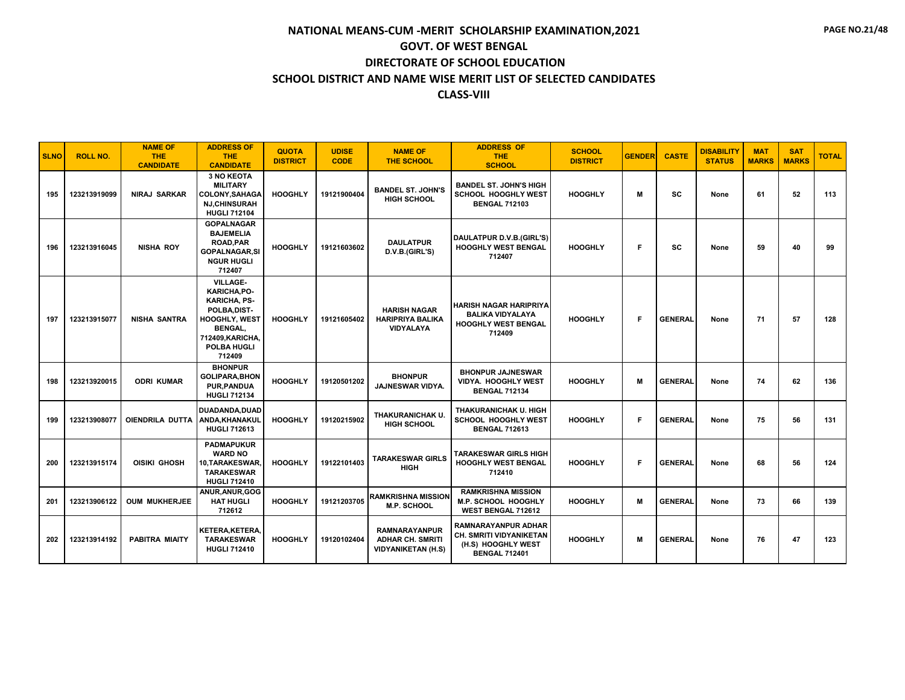# NATIONAL MEANS-CUM -MERIT SCHOLARSHIP EXAMINATION,2021
## GOVT. OF WEST BENGAL
## DIRECTORATE OF SCHOOL EDUCATION
## SCHOOL DISTRICT AND NAME WISE MERIT LIST OF SELECTED CANDIDATES
## CLASS-VIII

| SLNO | ROLL NO. | NAME OF THE CANDIDATE | ADDRESS OF THE CANDIDATE | QUOTA DISTRICT | UDISE CODE | NAME OF THE SCHOOL | ADDRESS OF THE SCHOOL | SCHOOL DISTRICT | GENDER | CASTE | DISABILITY STATUS | MAT MARKS | SAT MARKS | TOTAL |
|---|---|---|---|---|---|---|---|---|---|---|---|---|---|---|
| 195 | 123213919099 | NIRAJ SARKAR | 3 NO KEOTA MILITARY COLONY,SAHAGANJ,CHINSURAH HUGLI 712104 | HOOGHLY | 19121900404 | BANDEL ST. JOHN'S HIGH SCHOOL | BANDEL ST. JOHN'S HIGH SCHOOL HOOGHLY WEST BENGAL 712103 | HOOGHLY | M | SC | None | 61 | 52 | 113 |
| 196 | 123213916045 | NISHA ROY | GOPALNAGAR BAJEMELIA ROAD,PAR GOPALNAGAR,SINGUR HUGLI 712407 | HOOGHLY | 19121603602 | DAULATPUR D.V.B.(GIRL'S) | DAULATPUR D.V.B.(GIRL'S) HOOGHLY WEST BENGAL 712407 | HOOGHLY | F | SC | None | 59 | 40 | 99 |
| 197 | 123213915077 | NISHA SANTRA | VILLAGE-KARICHA,PO-KARICHA, PS-POLBA,DIST-HOOGHLY, WEST BENGAL, 712409,KARICHA,POLBA HUGLI 712409 | HOOGHLY | 19121605402 | HARISH NAGAR HARIPRIYA BALIKA VIDYALAYA | HARISH NAGAR HARIPRIYA BALIKA VIDYALAYA HOOGHLY WEST BENGAL 712409 | HOOGHLY | F | GENERAL | None | 71 | 57 | 128 |
| 198 | 123213920015 | ODRI KUMAR | BHONPUR GOLIPARA,BHONPUR,PANDUA HUGLI 712134 | HOOGHLY | 19120501202 | BHONPUR JAJNESWAR VIDYA. | BHONPUR JAJNESWAR VIDYA. HOOGHLY WEST BENGAL 712134 | HOOGHLY | M | GENERAL | None | 74 | 62 | 136 |
| 199 | 123213908077 | OIENDRILA DUTTA | DUADANDA,DUADANDA,KHANAKUL HUGLI 712613 | HOOGHLY | 19120215902 | THAKURANICHAK U. HIGH SCHOOL | THAKURANICHAK U. HIGH SCHOOL HOOGHLY WEST BENGAL 712613 | HOOGHLY | F | GENERAL | None | 75 | 56 | 131 |
| 200 | 123213915174 | OISIKI GHOSH | PADMAPUKUR WARD NO 10,TARAKESWAR,TARAKESWAR HUGLI 712410 | HOOGHLY | 19122101403 | TARAKESWAR GIRLS HIGH | TARAKESWAR GIRLS HIGH HOOGHLY WEST BENGAL 712410 | HOOGHLY | F | GENERAL | None | 68 | 56 | 124 |
| 201 | 123213906122 | OUM MUKHERJEE | ANUR,ANUR,GOGHAT HUGLI 712612 | HOOGHLY | 19121203705 | RAMKRISHNA MISSION M.P. SCHOOL | RAMKRISHNA MISSION M.P. SCHOOL HOOGHLY WEST BENGAL 712612 | HOOGHLY | M | GENERAL | None | 73 | 66 | 139 |
| 202 | 123213914192 | PABITRA MIAITY | KETERA,KETERA,TARAKESWAR HUGLI 712410 | HOOGHLY | 19120102404 | RAMNARAYANPUR ADHAR CH. SMRITI VIDYANIKETAN (H.S) | RAMNARAYANPUR ADHAR CH. SMRITI VIDYANIKETAN (H.S) HOOGHLY WEST BENGAL 712401 | HOOGHLY | M | GENERAL | None | 76 | 47 | 123 |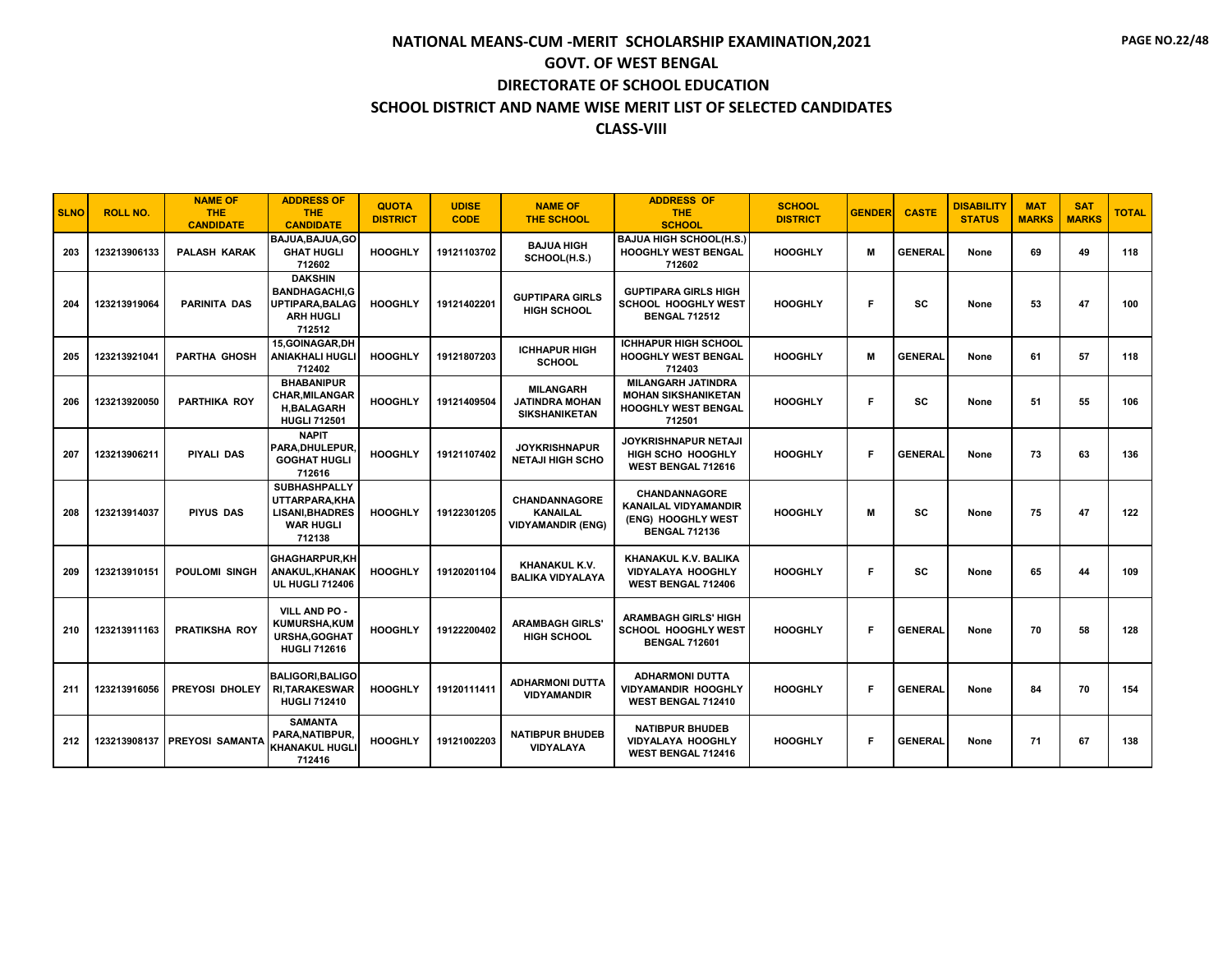# NATIONAL MEANS-CUM -MERIT SCHOLARSHIP EXAMINATION,2021
## GOVT. OF WEST BENGAL
## DIRECTORATE OF SCHOOL EDUCATION
## SCHOOL DISTRICT AND NAME WISE MERIT LIST OF SELECTED CANDIDATES
## CLASS-VIII

| SLNO | ROLL NO. | NAME OF THE CANDIDATE | ADDRESS OF THE CANDIDATE | QUOTA DISTRICT | UDISE CODE | NAME OF THE SCHOOL | ADDRESS OF THE SCHOOL | SCHOOL DISTRICT | GENDER | CASTE | DISABILITY STATUS | MAT MARKS | SAT MARKS | TOTAL |
|---|---|---|---|---|---|---|---|---|---|---|---|---|---|---|
| 203 | 123213906133 | PALASH KARAK | BAJUA,BAJUA,GOGHAT HUGLI 712602 | HOOGHLY | 19121103702 | BAJUA HIGH SCHOOL(H.S.) | BAJUA HIGH SCHOOL(H.S.) HOOGHLY WEST BENGAL 712602 | HOOGHLY | M | GENERAL | None | 69 | 49 | 118 |
| 204 | 123213919064 | PARINITA DAS | DAKSHIN BANDHAGACHI,GUPTIPARA,BALAGARH HUGLI 712512 | HOOGHLY | 19121402201 | GUPTIPARA GIRLS HIGH SCHOOL | GUPTIPARA GIRLS HIGH SCHOOL HOOGHLY WEST BENGAL 712512 | HOOGHLY | F | SC | None | 53 | 47 | 100 |
| 205 | 123213921041 | PARTHA GHOSH | 15,GOINAGAR,DHANIAKHALI HUGLI 712402 | HOOGHLY | 19121807203 | ICHHAPUR HIGH SCHOOL | ICHHAPUR HIGH SCHOOL HOOGHLY WEST BENGAL 712403 | HOOGHLY | M | GENERAL | None | 61 | 57 | 118 |
| 206 | 123213920050 | PARTHIKA ROY | BHABANIPUR CHAR,MILANGARH,BALAGARH HUGLI 712501 | HOOGHLY | 19121409504 | MILANGARH JATINDRA MOHAN SIKSHANIKETAN | MILANGARH JATINDRA MOHAN SIKSHANIKETAN HOOGHLY WEST BENGAL 712501 | HOOGHLY | F | SC | None | 51 | 55 | 106 |
| 207 | 123213906211 | PIYALI DAS | NAPIT PARA,DHULEPUR,GOGHAT HUGLI 712616 | HOOGHLY | 19121107402 | JOYKRISHNAPUR NETAJI HIGH SCHO | JOYKRISHNAPUR NETAJI HIGH SCHO HOOGHLY WEST BENGAL 712616 | HOOGHLY | F | GENERAL | None | 73 | 63 | 136 |
| 208 | 123213914037 | PIYUS DAS | SUBHASHPALLY UTTARPARA,KHALISANI,BHADRESWAR HUGLI 712138 | HOOGHLY | 19122301205 | CHANDANNAGORE KANAILAL VIDYAMANDIR (ENG) | CHANDANNAGORE KANAILAL VIDYAMANDIR (ENG) HOOGHLY WEST BENGAL 712136 | HOOGHLY | M | SC | None | 75 | 47 | 122 |
| 209 | 123213910151 | POULOMI SINGH | GHAGHARPUR,KHANAKUL,KHANAKUL HUGLI 712406 | HOOGHLY | 19120201104 | KHANAKUL K.V. BALIKA VIDYALAYA | KHANAKUL K.V. BALIKA VIDYALAYA HOOGHLY WEST BENGAL 712406 | HOOGHLY | F | SC | None | 65 | 44 | 109 |
| 210 | 123213911163 | PRATIKSHA ROY | VILL AND PO - KUMURSHA,KUMURSHA,GOGHAT HUGLI 712616 | HOOGHLY | 19122200402 | ARAMBAGH GIRLS' HIGH SCHOOL | ARAMBAGH GIRLS' HIGH SCHOOL HOOGHLY WEST BENGAL 712601 | HOOGHLY | F | GENERAL | None | 70 | 58 | 128 |
| 211 | 123213916056 | PREYOSI DHOLEY | BALIGORI,BALIGORI,TARAKESWAR HUGLI 712410 | HOOGHLY | 19120111411 | ADHARMONI DUTTA VIDYAMANDIR | ADHARMONI DUTTA VIDYAMANDIR HOOGHLY WEST BENGAL 712410 | HOOGHLY | F | GENERAL | None | 84 | 70 | 154 |
| 212 | 123213908137 | PREYOSI SAMANTA | SAMANTA PARA,NATIBPUR,KHANAKUL HUGLI 712416 | HOOGHLY | 19121002203 | NATIBPUR BHUDEB VIDYALAYA | NATIBPUR BHUDEB VIDYALAYA HOOGHLY WEST BENGAL 712416 | HOOGHLY | F | GENERAL | None | 71 | 67 | 138 |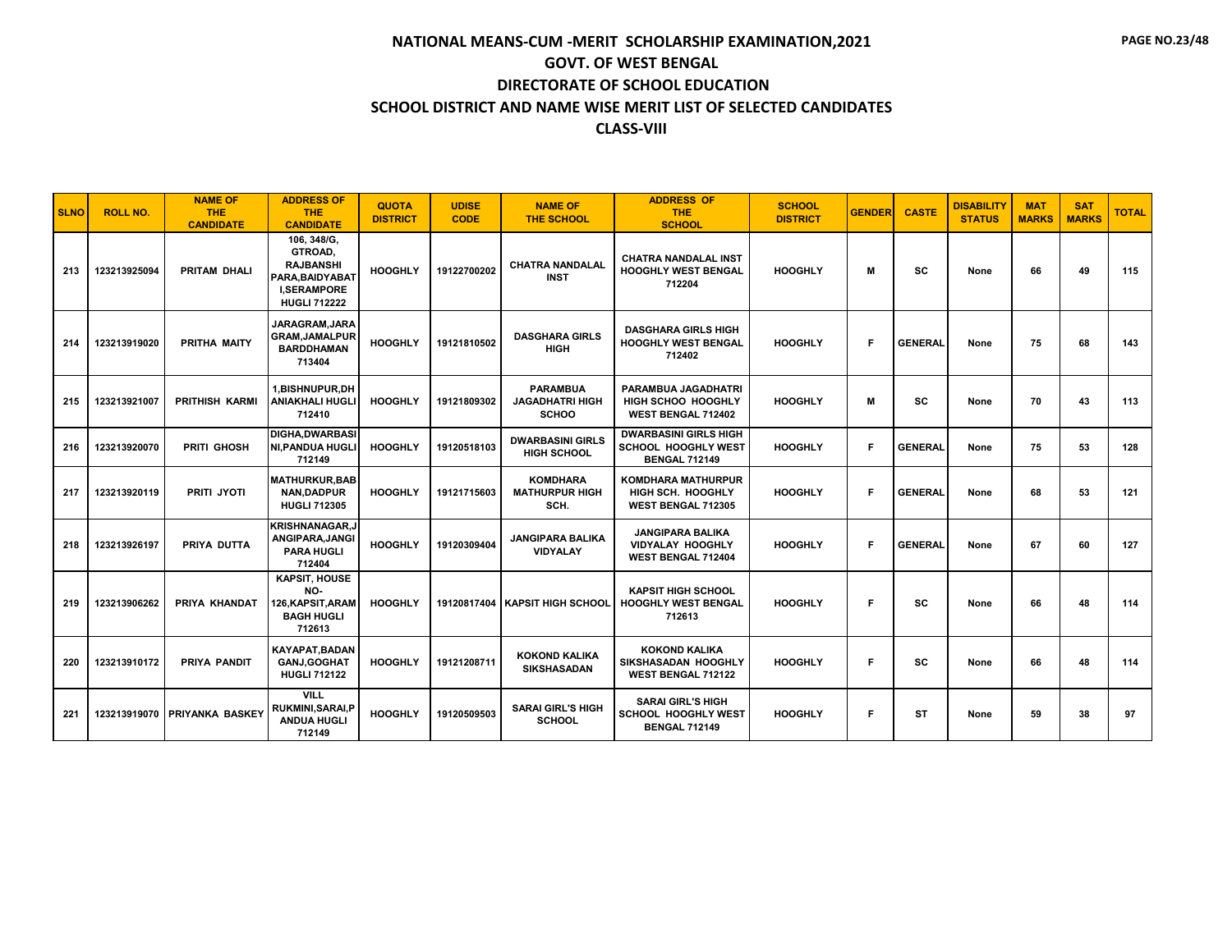# NATIONAL MEANS-CUM -MERIT SCHOLARSHIP EXAMINATION,2021
## GOVT. OF WEST BENGAL
## DIRECTORATE OF SCHOOL EDUCATION
## SCHOOL DISTRICT AND NAME WISE MERIT LIST OF SELECTED CANDIDATES
## CLASS-VIII

| SLNO | ROLL NO. | NAME OF THE CANDIDATE | ADDRESS OF THE CANDIDATE | QUOTA DISTRICT | UDISE CODE | NAME OF THE SCHOOL | ADDRESS OF THE SCHOOL | SCHOOL DISTRICT | GENDER | CASTE | DISABILITY STATUS | MAT MARKS | SAT MARKS | TOTAL |
|---|---|---|---|---|---|---|---|---|---|---|---|---|---|---|
| 213 | 123213925094 | PRITAM DHALI | 106, 348/G, GTROAD, RAJBANSHI PARA,BAIDYABAT I,SERAMPORE HUGLI 712222 | HOOGHLY | 19122700202 | CHATRA NANDALAL INST | CHATRA NANDALAL INST HOOGHLY WEST BENGAL 712204 | HOOGHLY | M | SC | None | 66 | 49 | 115 |
| 214 | 123213919020 | PRITHA MAITY | JARAGRAM,JARA GRAM,JAMALPUR BARDDHAMAN 713404 | HOOGHLY | 19121810502 | DASGHARA GIRLS HIGH | DASGHARA GIRLS HIGH HOOGHLY WEST BENGAL 712402 | HOOGHLY | F | GENERAL | None | 75 | 68 | 143 |
| 215 | 123213921007 | PRITHISH KARMI | 1,BISHNUPUR,DH ANIAKHALI HUGLI 712410 | HOOGHLY | 19121809302 | PARAMBUA JAGADHATRI HIGH SCHOO | PARAMBUA JAGADHATRI HIGH SCHOO HOOGHLY WEST BENGAL 712402 | HOOGHLY | M | SC | None | 70 | 43 | 113 |
| 216 | 123213920070 | PRITI GHOSH | DIGHA,DWARBASI NI,PANDUA HUGLI 712149 | HOOGHLY | 19120518103 | DWARBASINI GIRLS HIGH SCHOOL | DWARBASINI GIRLS HIGH SCHOOL HOOGHLY WEST BENGAL 712149 | HOOGHLY | F | GENERAL | None | 75 | 53 | 128 |
| 217 | 123213920119 | PRITI JYOTI | MATHURKUR,BAB NAN,DADPUR HUGLI 712305 | HOOGHLY | 19121715603 | KOMDHARA MATHURPUR HIGH SCH. | KOMDHARA MATHURPUR HIGH SCH. HOOGHLY WEST BENGAL 712305 | HOOGHLY | F | GENERAL | None | 68 | 53 | 121 |
| 218 | 123213926197 | PRIYA DUTTA | KRISHNANAGAR,J ANGIPARA,JANGI PARA HUGLI 712404 | HOOGHLY | 19120309404 | JANGIPARA BALIKA VIDYALAY | JANGIPARA BALIKA VIDYALAY HOOGHLY WEST BENGAL 712404 | HOOGHLY | F | GENERAL | None | 67 | 60 | 127 |
| 219 | 123213906262 | PRIYA KHANDAT | KAPSIT, HOUSE NO-126,KAPSIT,ARAM BAGH HUGLI 712613 | HOOGHLY | 19120817404 | KAPSIT HIGH SCHOOL | KAPSIT HIGH SCHOOL HOOGHLY WEST BENGAL 712613 | HOOGHLY | F | SC | None | 66 | 48 | 114 |
| 220 | 123213910172 | PRIYA PANDIT | KAYAPAT,BADAN GANJ,GOGHAT HUGLI 712122 | HOOGHLY | 19121208711 | KOKOND KALIKA SIKSHASADAN | KOKOND KALIKA SIKSHASADAN HOOGHLY WEST BENGAL 712122 | HOOGHLY | F | SC | None | 66 | 48 | 114 |
| 221 | 123213919070 | PRIYANKA BASKEY | VILL RUKMINI,SARAI,P ANDUA HUGLI 712149 | HOOGHLY | 19120509503 | SARAI GIRL'S HIGH SCHOOL | SARAI GIRL'S HIGH SCHOOL HOOGHLY WEST BENGAL 712149 | HOOGHLY | F | ST | None | 59 | 38 | 97 |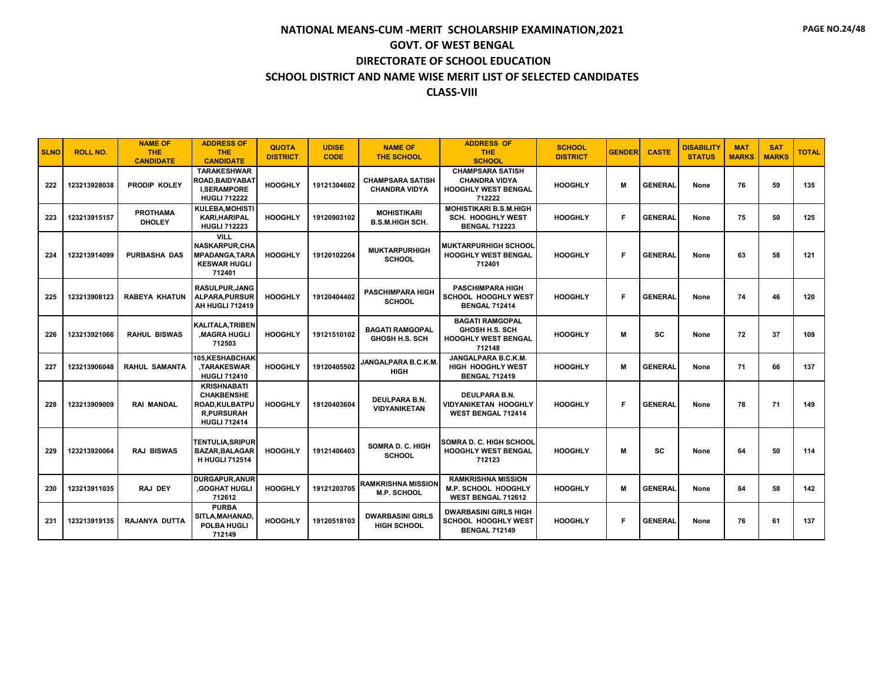# NATIONAL MEANS-CUM -MERIT SCHOLARSHIP EXAMINATION,2021

## GOVT. OF WEST BENGAL

## DIRECTORATE OF SCHOOL EDUCATION

## SCHOOL DISTRICT AND NAME WISE MERIT LIST OF SELECTED CANDIDATES

## CLASS-VIII

| SLNO | ROLL NO. | NAME OF THE CANDIDATE | ADDRESS OF THE CANDIDATE | QUOTA DISTRICT | UDISE CODE | NAME OF THE SCHOOL | ADDRESS OF THE SCHOOL | SCHOOL DISTRICT | GENDER | CASTE | DISABILITY STATUS | MAT MARKS | SAT MARKS | TOTAL |
|---|---|---|---|---|---|---|---|---|---|---|---|---|---|---|
| 222 | 123213928038 | PRODIP KOLEY | TARAKESHWAR ROAD,BAIDYABAT I,SERAMPORE HUGLI 712222 | HOOGHLY | 19121304602 | CHAMPSARA SATISH CHANDRA VIDYA | CHAMPSARA SATISH CHANDRA VIDYA HOOGHLY WEST BENGAL 712222 | HOOGHLY | M | GENERAL | None | 76 | 59 | 135 |
| 223 | 123213915157 | PROTHAMA DHOLEY | KULEBA,MOHISTI KARI,HARIPAL HUGLI 712223 | HOOGHLY | 19120903102 | MOHISTIKARI B.S.M.HIGH SCH. | MOHISTIKARI B.S.M.HIGH SCH. HOOGHLY WEST BENGAL 712223 | HOOGHLY | F | GENERAL | None | 75 | 50 | 125 |
| 224 | 123213914099 | PURBASHA DAS | VILL NASKARPUR,CHA MPADANGA,TARA KESWAR HUGLI 712401 | HOOGHLY | 19120102204 | MUKTARPURHIGH SCHOOL | MUKTARPURHIGH SCHOOL HOOGHLY WEST BENGAL 712401 | HOOGHLY | F | GENERAL | None | 63 | 58 | 121 |
| 225 | 123213908123 | RABEYA KHATUN | RASULPUR,JANG ALPARA,PURSUR AH HUGLI 712419 | HOOGHLY | 19120404402 | PASCHIMPARA HIGH SCHOOL | PASCHIMPARA HIGH SCHOOL HOOGHLY WEST BENGAL 712414 | HOOGHLY | F | GENERAL | None | 74 | 46 | 120 |
| 226 | 123213921066 | RAHUL BISWAS | KALITALA,TRIBEN ,MAGRA HUGLI 712503 | HOOGHLY | 19121510102 | BAGATI RAMGOPAL GHOSH H.S. SCH | BAGATI RAMGOPAL GHOSH H.S. SCH HOOGHLY WEST BENGAL 712148 | HOOGHLY | M | SC | None | 72 | 37 | 109 |
| 227 | 123213906048 | RAHUL SAMANTA | 105,KESHABCHAK ,TARAKESWAR HUGLI 712410 | HOOGHLY | 19120405502 | JANGALPARA B.C.K.M. HIGH | JANGALPARA B.C.K.M. HIGH HOOGHLY WEST BENGAL 712419 | HOOGHLY | M | GENERAL | None | 71 | 66 | 137 |
| 228 | 123213909009 | RAI MANDAL | KRISHNABATI CHAKBENSHE ROAD,KULBATPU R,PURSURAH HUGLI 712414 | HOOGHLY | 19120403604 | DEULPARA B.N. VIDYANIKETAN | DEULPARA B.N. VIDYANIKETAN HOOGHLY WEST BENGAL 712414 | HOOGHLY | F | GENERAL | None | 78 | 71 | 149 |
| 229 | 123213920064 | RAJ BISWAS | TENTULIA,SRIPUR BAZAR,BALAGAR H HUGLI 712514 | HOOGHLY | 19121406403 | SOMRA D. C. HIGH SCHOOL | SOMRA D. C. HIGH SCHOOL HOOGHLY WEST BENGAL 712123 | HOOGHLY | M | SC | None | 64 | 50 | 114 |
| 230 | 123213911035 | RAJ DEY | DURGAPUR,ANUR ,GOGHAT HUGLI 712612 | HOOGHLY | 19121203705 | RAMKRISHNA MISSION M.P. SCHOOL | RAMKRISHNA MISSION M.P. SCHOOL HOOGHLY WEST BENGAL 712612 | HOOGHLY | M | GENERAL | None | 84 | 58 | 142 |
| 231 | 123213919135 | RAJANYA DUTTA | PURBA SITLA,MAHANAD, POLBA HUGLI 712149 | HOOGHLY | 19120518103 | DWARBASINI GIRLS HIGH SCHOOL | DWARBASINI GIRLS HIGH SCHOOL HOOGHLY WEST BENGAL 712149 | HOOGHLY | F | GENERAL | None | 76 | 61 | 137 |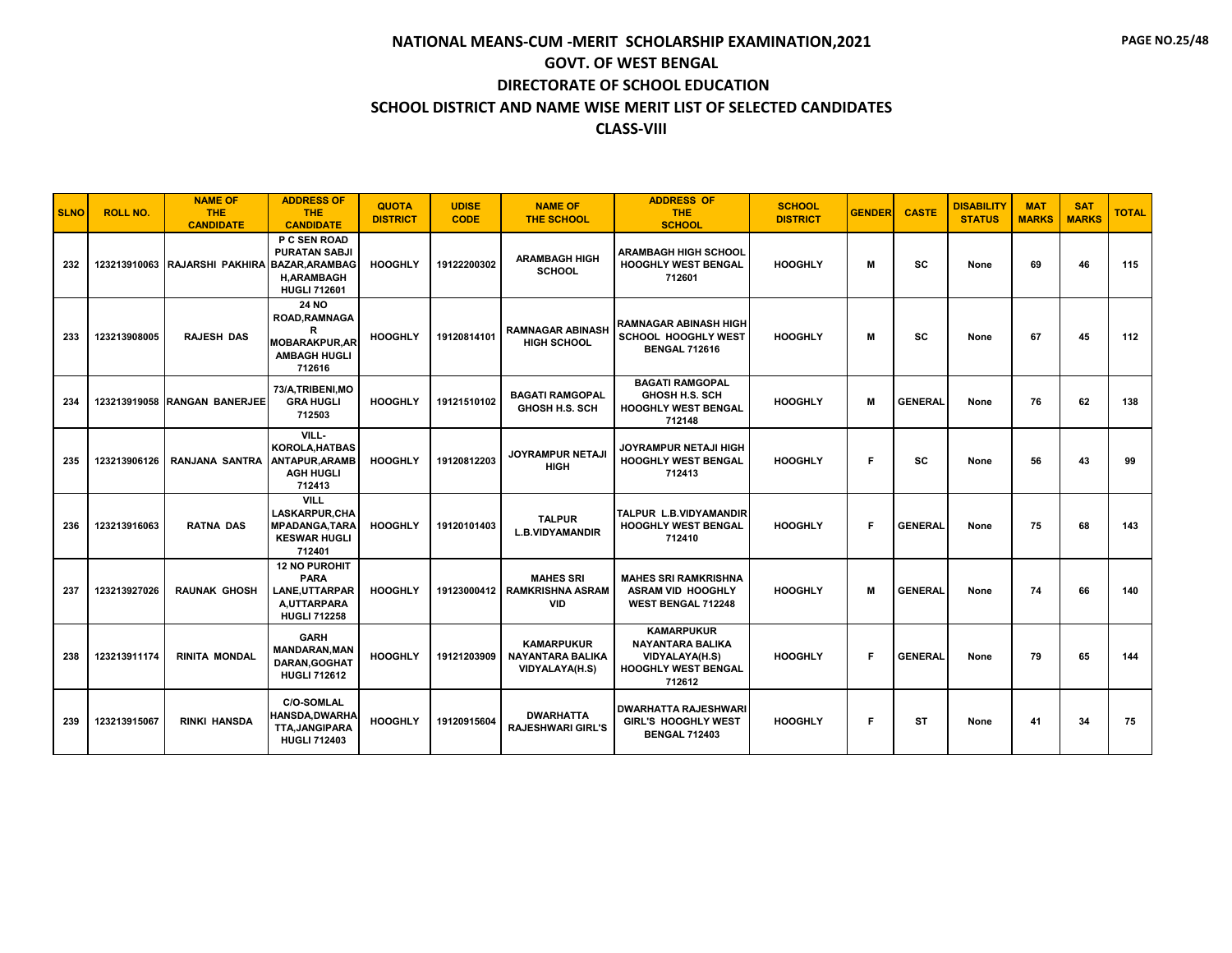# NATIONAL MEANS-CUM -MERIT SCHOLARSHIP EXAMINATION,2021
## GOVT. OF WEST BENGAL
## DIRECTORATE OF SCHOOL EDUCATION
## SCHOOL DISTRICT AND NAME WISE MERIT LIST OF SELECTED CANDIDATES
## CLASS-VIII

| SLNO | ROLL NO. | NAME OF THE CANDIDATE | ADDRESS OF THE CANDIDATE | QUOTA DISTRICT | UDISE CODE | NAME OF THE SCHOOL | ADDRESS OF THE SCHOOL | SCHOOL DISTRICT | GENDER | CASTE | DISABILITY STATUS | MAT MARKS | SAT MARKS | TOTAL |
|---|---|---|---|---|---|---|---|---|---|---|---|---|---|---|
| 232 | 123213910063 | RAJARSHI PAKHIRA | P C SEN ROAD PURATAN SABJI BAZAR,ARAMBAG H,ARAMBAGH HUGLI 712601 | HOOGHLY | 19122200302 | ARAMBAGH HIGH SCHOOL | ARAMBAGH HIGH SCHOOL HOOGHLY WEST BENGAL 712601 | HOOGHLY | M | SC | None | 69 | 46 | 115 |
| 233 | 123213908005 | RAJESH DAS | 24 NO ROAD,RAMNAGA R MOBARAKPUR,AR AMBAGH HUGLI 712616 | HOOGHLY | 19120814101 | RAMNAGAR ABINASH HIGH SCHOOL | RAMNAGAR ABINASH HIGH SCHOOL HOOGHLY WEST BENGAL 712616 | HOOGHLY | M | SC | None | 67 | 45 | 112 |
| 234 | 123213919058 | RANGAN BANERJEE | 73/A,TRIBENI,MO GRA HUGLI 712503 | HOOGHLY | 19121510102 | BAGATI RAMGOPAL GHOSH H.S. SCH | BAGATI RAMGOPAL GHOSH H.S. SCH HOOGHLY WEST BENGAL 712148 | HOOGHLY | M | GENERAL | None | 76 | 62 | 138 |
| 235 | 123213906126 | RANJANA SANTRA | VILL-KOROLA,HATBAS ANTAPUR,ARAMB AGH HUGLI 712413 | HOOGHLY | 19120812203 | JOYRAMPUR NETAJI HIGH | JOYRAMPUR NETAJI HIGH HOOGHLY WEST BENGAL 712413 | HOOGHLY | F | SC | None | 56 | 43 | 99 |
| 236 | 123213916063 | RATNA DAS | VILL LASKARPUR,CHA MPADANGA,TARA KESWAR HUGLI 712401 | HOOGHLY | 19120101403 | TALPUR L.B.VIDYAMANDIR | TALPUR L.B.VIDYAMANDIR HOOGHLY WEST BENGAL 712410 | HOOGHLY | F | GENERAL | None | 75 | 68 | 143 |
| 237 | 123213927026 | RAUNAK GHOSH | 12 NO PUROHIT PARA LANE,UTTARPAR A,UTTARPARA HUGLI 712258 | HOOGHLY | 19123000412 | MAHES SRI RAMKRISHNA ASRAM VID | MAHES SRI RAMKRISHNA ASRAM VID HOOGHLY WEST BENGAL 712248 | HOOGHLY | M | GENERAL | None | 74 | 66 | 140 |
| 238 | 123213911174 | RINITA MONDAL | GARH MANDARAN,MAN DARAN,GOGHAT HUGLI 712612 | HOOGHLY | 19121203909 | KAMARPUKUR NAYANTARA BALIKA VIDYALAYA(H.S) | KAMARPUKUR NAYANTARA BALIKA VIDYALAYA(H.S) HOOGHLY WEST BENGAL 712612 | HOOGHLY | F | GENERAL | None | 79 | 65 | 144 |
| 239 | 123213915067 | RINKI HANSDA | C/O-SOMLAL HANSDA,DWARHA TTA,JANGIPARA HUGLI 712403 | HOOGHLY | 19120915604 | DWARHATTA RAJESHWARI GIRL'S | DWARHATTA RAJESHWARI GIRL'S HOOGHLY WEST BENGAL 712403 | HOOGHLY | F | ST | None | 41 | 34 | 75 |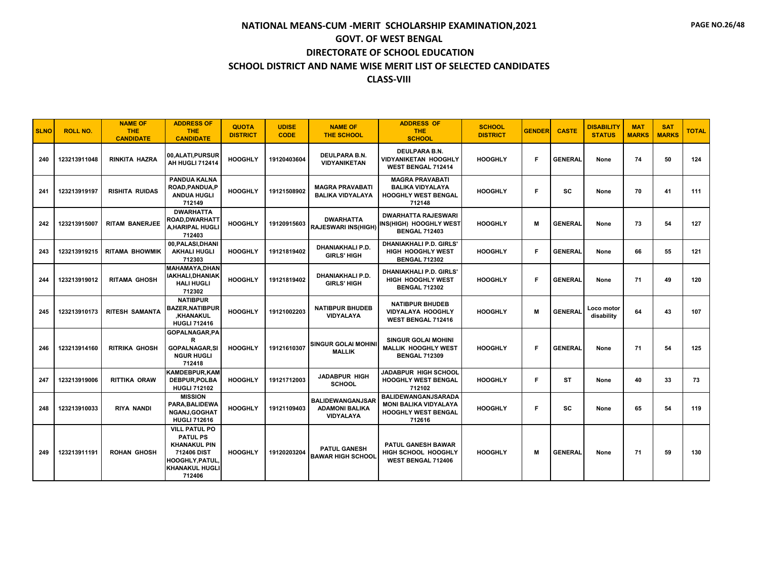# NATIONAL MEANS-CUM -MERIT SCHOLARSHIP EXAMINATION,2021

## GOVT. OF WEST BENGAL

## DIRECTORATE OF SCHOOL EDUCATION

## SCHOOL DISTRICT AND NAME WISE MERIT LIST OF SELECTED CANDIDATES

## CLASS-VIII

| SLNO | ROLL NO. | NAME OF THE CANDIDATE | ADDRESS OF THE CANDIDATE | QUOTA DISTRICT | UDISE CODE | NAME OF THE SCHOOL | ADDRESS OF THE SCHOOL | SCHOOL DISTRICT | GENDER | CASTE | DISABILITY STATUS | MAT MARKS | SAT MARKS | TOTAL |
|---|---|---|---|---|---|---|---|---|---|---|---|---|---|---|
| 240 | 123213911048 | RINKITA HAZRA | 00,ALATI,PURSURAH HUGLI 712414 | HOOGHLY | 19120403604 | DEULPARA B.N. VIDYANIKETAN | DEULPARA B.N. VIDYANIKETAN HOOGHLY WEST BENGAL 712414 | HOOGHLY | F | GENERAL | None | 74 | 50 | 124 |
| 241 | 123213919197 | RISHITA RUIDAS | PANDUA KALNA ROAD,PANDUA,PANDUA HUGLI 712149 | HOOGHLY | 19121508902 | MAGRA PRAVABATI BALIKA VIDYALAYA | MAGRA PRAVABATI BALIKA VIDYALAYA HOOGHLY WEST BENGAL 712148 | HOOGHLY | F | SC | None | 70 | 41 | 111 |
| 242 | 123213915007 | RITAM BANERJEE | DWARHATTA ROAD,DWARHATTA,HARIPAL HUGLI 712403 | HOOGHLY | 19120915603 | DWARHATTA RAJESWARI INS(HIGH) | DWARHATTA RAJESWARI INS(HIGH) HOOGHLY WEST BENGAL 712403 | HOOGHLY | M | GENERAL | None | 73 | 54 | 127 |
| 243 | 123213919215 | RITAMA BHOWMIK | 00,PALASI,DHANIAKHALI HUGLI 712303 | HOOGHLY | 19121819402 | DHANIAKHALI P.D. GIRLS' HIGH | DHANIAKHALI P.D. GIRLS' HIGH HOOGHLY WEST BENGAL 712302 | HOOGHLY | F | GENERAL | None | 66 | 55 | 121 |
| 244 | 123213919012 | RITAMA GHOSH | MAHAMAYA,DHANIAKHALI,DHANIAKHALI HUGLI 712302 | HOOGHLY | 19121819402 | DHANIAKHALI P.D. GIRLS' HIGH | DHANIAKHALI P.D. GIRLS' HIGH HOOGHLY WEST BENGAL 712302 | HOOGHLY | F | GENERAL | None | 71 | 49 | 120 |
| 245 | 123213910173 | RITESH SAMANTA | NATIBPUR BAZER,NATIBPUR,KHANAKUL HUGLI 712416 | HOOGHLY | 19121002203 | NATIBPUR BHUDEB VIDYALAYA | NATIBPUR BHUDEB VIDYALAYA HOOGHLY WEST BENGAL 712416 | HOOGHLY | M | GENERAL | Loco motor disability | 64 | 43 | 107 |
| 246 | 123213914160 | RITRIKA GHOSH | GOPALNAGAR,PAR GOPALNAGAR,SINGUR HUGLI 712418 | HOOGHLY | 19121610307 | SINGUR GOLAI MOHINI MALLIK | SINGUR GOLAI MOHINI MALLIK HOOGHLY WEST BENGAL 712309 | HOOGHLY | F | GENERAL | None | 71 | 54 | 125 |
| 247 | 123213919006 | RITTIKA ORAW | KAMDEBPUR,KAMDEBPUR,POLBA HUGLI 712102 | HOOGHLY | 19121712003 | JADABPUR HIGH SCHOOL | JADABPUR HIGH SCHOOL HOOGHLY WEST BENGAL 712102 | HOOGHLY | F | ST | None | 40 | 33 | 73 |
| 248 | 123213910033 | RIYA NANDI | MISSION PARA,BALIDEWANGANJ,GOGHAT HUGLI 712616 | HOOGHLY | 19121109403 | BALIDEWANGANJSARADAMONI BALIKA VIDYALAYA | BALIDEWANGANJSARADAMONI BALIKA VIDYALAYA HOOGHLY WEST BENGAL 712616 | HOOGHLY | F | SC | None | 65 | 54 | 119 |
| 249 | 123213911191 | ROHAN GHOSH | VILL PATUL PO PATUL PS KHANAKUL PIN 712406 DIST HOOGHLY,PATUL,KHANAKUL HUGLI 712406 | HOOGHLY | 19120203204 | PATUL GANESH BAWAR HIGH SCHOOL | PATUL GANESH BAWAR HIGH SCHOOL HOOGHLY WEST BENGAL 712406 | HOOGHLY | M | GENERAL | None | 71 | 59 | 130 |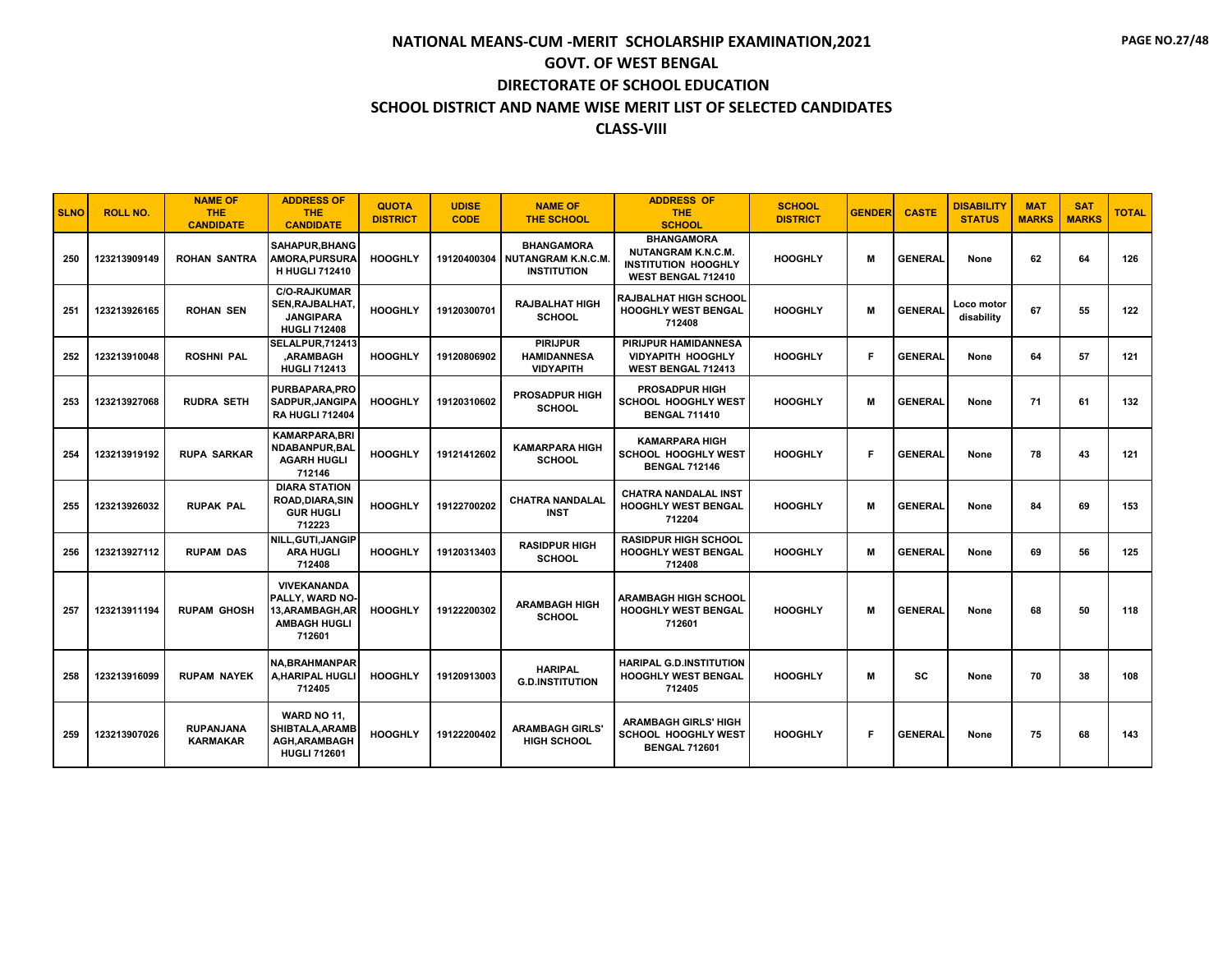# NATIONAL MEANS-CUM -MERIT SCHOLARSHIP EXAMINATION,2021
## GOVT. OF WEST BENGAL
## DIRECTORATE OF SCHOOL EDUCATION
## SCHOOL DISTRICT AND NAME WISE MERIT LIST OF SELECTED CANDIDATES
## CLASS-VIII

| SLNO | ROLL NO. | NAME OF THE CANDIDATE | ADDRESS OF THE CANDIDATE | QUOTA DISTRICT | UDISE CODE | NAME OF THE SCHOOL | ADDRESS OF THE SCHOOL | SCHOOL DISTRICT | GENDER | CASTE | DISABILITY STATUS | MAT MARKS | SAT MARKS | TOTAL |
|---|---|---|---|---|---|---|---|---|---|---|---|---|---|---|
| 250 | 123213909149 | ROHAN SANTRA | SAHAPUR,BHANGAMORA,PURSURAH HUGLI 712410 | HOOGHLY | 19120400304 | BHANGAMORA NUTANGRAM K.N.C.M. INSTITUTION | BHANGAMORA NUTANGRAM K.N.C.M. INSTITUTION HOOGHLY WEST BENGAL 712410 | HOOGHLY | M | GENERAL | None | 62 | 64 | 126 |
| 251 | 123213926165 | ROHAN SEN | C/O-RAJKUMAR SEN,RAJBALHAT, JANGIPARA HUGLI 712408 | HOOGHLY | 19120300701 | RAJBALHAT HIGH SCHOOL | RAJBALHAT HIGH SCHOOL HOOGHLY WEST BENGAL 712408 | HOOGHLY | M | GENERAL | Loco motor disability | 67 | 55 | 122 |
| 252 | 123213910048 | ROSHNI PAL | SELALPUR,712413 ,ARAMBAGH HUGLI 712413 | HOOGHLY | 19120806902 | PIRIJPUR HAMIDANNESA VIDYAPITH | PIRIJPUR HAMIDANNESA VIDYAPITH HOOGHLY WEST BENGAL 712413 | HOOGHLY | F | GENERAL | None | 64 | 57 | 121 |
| 253 | 123213927068 | RUDRA SETH | PURBAPARA,PROSADPUR,JANGIPARA HUGLI 712404 | HOOGHLY | 19120310602 | PROSADPUR HIGH SCHOOL | PROSADPUR HIGH SCHOOL HOOGHLY WEST BENGAL 711410 | HOOGHLY | M | GENERAL | None | 71 | 61 | 132 |
| 254 | 123213919192 | RUPA SARKAR | KAMARPARA,BRINDABANPUR,BALAGARH HUGLI 712146 | HOOGHLY | 19121412602 | KAMARPARA HIGH SCHOOL | KAMARPARA HIGH SCHOOL HOOGHLY WEST BENGAL 712146 | HOOGHLY | F | GENERAL | None | 78 | 43 | 121 |
| 255 | 123213926032 | RUPAK PAL | DIARA STATION ROAD,DIARA,SINGUR HUGLI 712223 | HOOGHLY | 19122700202 | CHATRA NANDALAL INST | CHATRA NANDALAL INST HOOGHLY WEST BENGAL 712204 | HOOGHLY | M | GENERAL | None | 84 | 69 | 153 |
| 256 | 123213927112 | RUPAM DAS | NILL,GUTI,JANGIPARA HUGLI 712408 | HOOGHLY | 19120313403 | RASIDPUR HIGH SCHOOL | RASIDPUR HIGH SCHOOL HOOGHLY WEST BENGAL 712408 | HOOGHLY | M | GENERAL | None | 69 | 56 | 125 |
| 257 | 123213911194 | RUPAM GHOSH | VIVEKANANDA PALLY, WARD NO-13,ARAMBAGH,ARAMBAGH HUGLI 712601 | HOOGHLY | 19122200302 | ARAMBAGH HIGH SCHOOL | ARAMBAGH HIGH SCHOOL HOOGHLY WEST BENGAL 712601 | HOOGHLY | M | GENERAL | None | 68 | 50 | 118 |
| 258 | 123213916099 | RUPAM NAYEK | NA,BRAHMANPARA,HARIPAL HUGLI 712405 | HOOGHLY | 19120913003 | HARIPAL G.D.INSTITUTION | HARIPAL G.D.INSTITUTION HOOGHLY WEST BENGAL 712405 | HOOGHLY | M | SC | None | 70 | 38 | 108 |
| 259 | 123213907026 | RUPANJANA KARMAKAR | WARD NO 11, SHIBTALA,ARAMBAGH,ARAMBAGH HUGLI 712601 | HOOGHLY | 19122200402 | ARAMBAGH GIRLS' HIGH SCHOOL | ARAMBAGH GIRLS' HIGH SCHOOL HOOGHLY WEST BENGAL 712601 | HOOGHLY | F | GENERAL | None | 75 | 68 | 143 |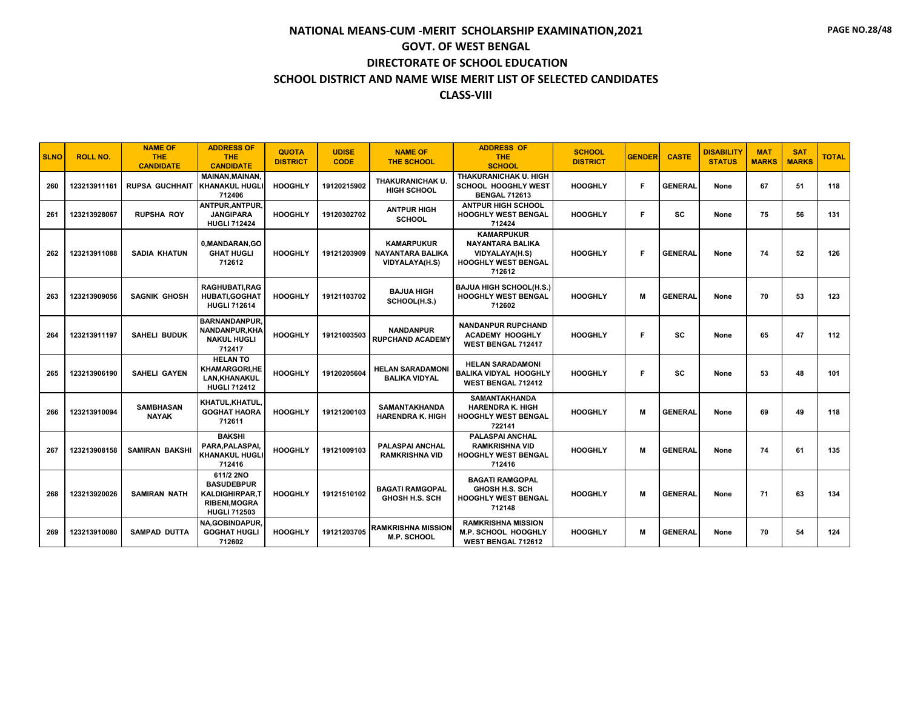# NATIONAL MEANS-CUM -MERIT SCHOLARSHIP EXAMINATION,2021
## GOVT. OF WEST BENGAL
## DIRECTORATE OF SCHOOL EDUCATION
## SCHOOL DISTRICT AND NAME WISE MERIT LIST OF SELECTED CANDIDATES
## CLASS-VIII

| SLNO | ROLL NO. | NAME OF THE CANDIDATE | ADDRESS OF THE CANDIDATE | QUOTA DISTRICT | UDISE CODE | NAME OF THE SCHOOL | ADDRESS OF THE SCHOOL | SCHOOL DISTRICT | GENDER | CASTE | DISABILITY STATUS | MAT MARKS | SAT MARKS | TOTAL |
|---|---|---|---|---|---|---|---|---|---|---|---|---|---|---|
| 260 | 123213911161 | RUPSA GUCHHAIT | MAINAN,MAINAN, KHANAKUL HUGLI 712406 | HOOGHLY | 19120215902 | THAKURANICHAK U. HIGH SCHOOL | THAKURANICHAK U. HIGH SCHOOL HOOGHLY WEST BENGAL 712613 | HOOGHLY | F | GENERAL | None | 67 | 51 | 118 |
| 261 | 123213928067 | RUPSHA ROY | ANTPUR,ANTPUR, JANGIPARA HUGLI 712424 | HOOGHLY | 19120302702 | ANTPUR HIGH SCHOOL | ANTPUR HIGH SCHOOL HOOGHLY WEST BENGAL 712424 | HOOGHLY | F | SC | None | 75 | 56 | 131 |
| 262 | 123213911088 | SADIA KHATUN | 0,MANDARAN,GO GHAT HUGLI 712612 | HOOGHLY | 19121203909 | KAMARPUKUR NAYANTARA BALIKA VIDYALAYA(H.S) | KAMARPUKUR NAYANTARA BALIKA VIDYALAYA(H.S) HOOGHLY WEST BENGAL 712612 | HOOGHLY | F | GENERAL | None | 74 | 52 | 126 |
| 263 | 123213909056 | SAGNIK GHOSH | RAGHUBATI,RAG HUBATI,GOGHAT HUGLI 712614 | HOOGHLY | 19121103702 | BAJUA HIGH SCHOOL(H.S.) | BAJUA HIGH SCHOOL(H.S.) HOOGHLY WEST BENGAL 712602 | HOOGHLY | M | GENERAL | None | 70 | 53 | 123 |
| 264 | 123213911197 | SAHELI BUDUK | BARNANDANPUR, NANDANPUR,KHA NAKUL HUGLI 712417 | HOOGHLY | 19121003503 | NANDANPUR RUPCHAND ACADEMY | NANDANPUR RUPCHAND ACADEMY HOOGHLY WEST BENGAL 712417 | HOOGHLY | F | SC | None | 65 | 47 | 112 |
| 265 | 123213906190 | SAHELI GAYEN | HELAN TO KHAMARGORI,HE LAN,KHANAKUL HUGLI 712412 | HOOGHLY | 19120205604 | HELAN SARADAMONI BALIKA VIDYAL | HELAN SARADAMONI BALIKA VIDYAL HOOGHLY WEST BENGAL 712412 | HOOGHLY | F | SC | None | 53 | 48 | 101 |
| 266 | 123213910094 | SAMBHASAN NAYAK | KHATUL,KHATUL, GOGHAT HAORA 712611 | HOOGHLY | 19121200103 | SAMANTAKHANDA HARENDRA K. HIGH | SAMANTAKHANDA HARENDRA K. HIGH HOOGHLY WEST BENGAL 722141 | HOOGHLY | M | GENERAL | None | 69 | 49 | 118 |
| 267 | 123213908158 | SAMIRAN BAKSHI | BAKSHI PARA,PALASPAI, KHANAKUL HUGLI 712416 | HOOGHLY | 19121009103 | PALASPAI ANCHAL RAMKRISHNA VID | PALASPAI ANCHAL RAMKRISHNA VID HOOGHLY WEST BENGAL 712416 | HOOGHLY | M | GENERAL | None | 74 | 61 | 135 |
| 268 | 123213920026 | SAMIRAN NATH | 611/2 2NO BASUDEBPUR KALDIGHIRPAR,T RIBENI,MOGRA HUGLI 712503 | HOOGHLY | 19121510102 | BAGATI RAMGOPAL GHOSH H.S. SCH | BAGATI RAMGOPAL GHOSH H.S. SCH HOOGHLY WEST BENGAL 712148 | HOOGHLY | M | GENERAL | None | 71 | 63 | 134 |
| 269 | 123213910080 | SAMPAD DUTTA | NA,GOBINDAPUR, GOGHAT HUGLI 712602 | HOOGHLY | 19121203705 | RAMKRISHNA MISSION M.P. SCHOOL | RAMKRISHNA MISSION M.P. SCHOOL HOOGHLY WEST BENGAL 712612 | HOOGHLY | M | GENERAL | None | 70 | 54 | 124 |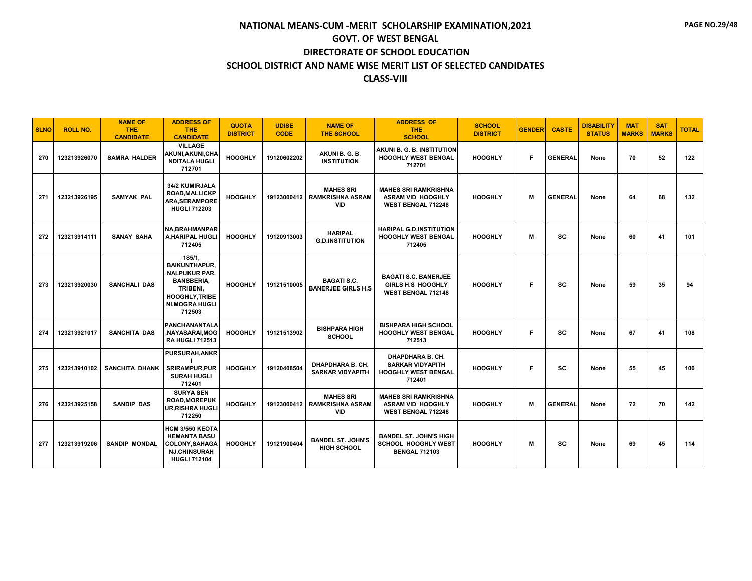# NATIONAL MEANS-CUM -MERIT SCHOLARSHIP EXAMINATION,2021
## GOVT. OF WEST BENGAL
## DIRECTORATE OF SCHOOL EDUCATION
## SCHOOL DISTRICT AND NAME WISE MERIT LIST OF SELECTED CANDIDATES
## CLASS-VIII

| SLNO | ROLL NO. | NAME OF THE CANDIDATE | ADDRESS OF THE CANDIDATE | QUOTA DISTRICT | UDISE CODE | NAME OF THE SCHOOL | ADDRESS OF THE SCHOOL | SCHOOL DISTRICT | GENDER | CASTE | DISABILITY STATUS | MAT MARKS | SAT MARKS | TOTAL |
|---|---|---|---|---|---|---|---|---|---|---|---|---|---|---|
| 270 | 123213926070 | SAMRA HALDER | VILLAGE AKUNI,AKUNI,CHANDITALA HUGLI 712701 | HOOGHLY | 19120602202 | AKUNI B. G. B. INSTITUTION | AKUNI B. G. B. INSTITUTION HOOGHLY WEST BENGAL 712701 | HOOGHLY | F | GENERAL | None | 70 | 52 | 122 |
| 271 | 123213926195 | SAMYAK PAL | 34/2 KUMIRJALA ROAD,MALLICKPARA,SERAMPORE HUGLI 712203 | HOOGHLY | 19123000412 | MAHES SRI RAMKRISHNA ASRAM VID | MAHES SRI RAMKRISHNA ASRAM VID HOOGHLY WEST BENGAL 712248 | HOOGHLY | M | GENERAL | None | 64 | 68 | 132 |
| 272 | 123213914111 | SANAY SAHA | NA,BRAHMANPARA,HARIPAL HUGLI 712405 | HOOGHLY | 19120913003 | HARIPAL G.D.INSTITUTION | HARIPAL G.D.INSTITUTION HOOGHLY WEST BENGAL 712405 | HOOGHLY | M | SC | None | 60 | 41 | 101 |
| 273 | 123213920030 | SANCHALI DAS | 185/1, BAIKUNTHAPUR, NALPUKUR PAR, BANSBERIA, TRIBENI, HOOGHLY,TRIBENI,MOGRA HUGLI 712503 | HOOGHLY | 19121510005 | BAGATI S.C. BANERJEE GIRLS H.S | BAGATI S.C. BANERJEE GIRLS H.S HOOGHLY WEST BENGAL 712148 | HOOGHLY | F | SC | None | 59 | 35 | 94 |
| 274 | 123213921017 | SANCHITA DAS | PANCHANANTALA,NAYASARAI,MOGRA HUGLI 712513 | HOOGHLY | 19121513902 | BISHPARA HIGH SCHOOL | BISHPARA HIGH SCHOOL HOOGHLY WEST BENGAL 712513 | HOOGHLY | F | SC | None | 67 | 41 | 108 |
| 275 | 123213910102 | SANCHITA DHANK | PURSURAH,ANKRI SRIRAMPUR,PURSURAH HUGLI 712401 | HOOGHLY | 19120408504 | DHAPDHARA B. CH. SARKAR VIDYAPITH | DHAPDHARA B. CH. SARKAR VIDYAPITH HOOGHLY WEST BENGAL 712401 | HOOGHLY | F | SC | None | 55 | 45 | 100 |
| 276 | 123213925158 | SANDIP DAS | SURYA SEN ROAD,MOREPUKUR,RISHRA HUGLI 712250 | HOOGHLY | 19123000412 | MAHES SRI RAMKRISHNA ASRAM VID | MAHES SRI RAMKRISHNA ASRAM VID HOOGHLY WEST BENGAL 712248 | HOOGHLY | M | GENERAL | None | 72 | 70 | 142 |
| 277 | 123213919206 | SANDIP MONDAL | HCM 3/550 KEOTA HEMANTA BASU COLONY,SAHAGANJ,CHINSURAH HUGLI 712104 | HOOGHLY | 19121900404 | BANDEL ST. JOHN'S HIGH SCHOOL | BANDEL ST. JOHN'S HIGH SCHOOL HOOGHLY WEST BENGAL 712103 | HOOGHLY | M | SC | None | 69 | 45 | 114 |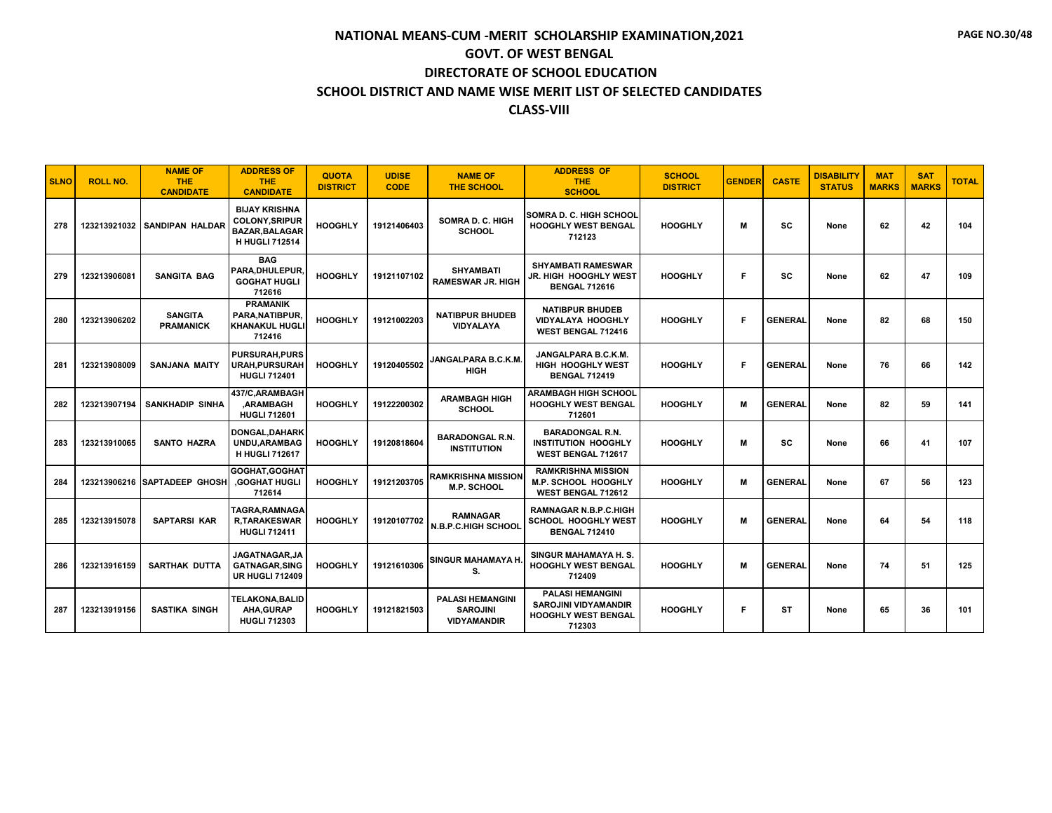# NATIONAL MEANS-CUM -MERIT SCHOLARSHIP EXAMINATION,2021
## GOVT. OF WEST BENGAL
## DIRECTORATE OF SCHOOL EDUCATION
## SCHOOL DISTRICT AND NAME WISE MERIT LIST OF SELECTED CANDIDATES
## CLASS-VIII

| SLNO | ROLL NO. | NAME OF THE CANDIDATE | ADDRESS OF THE CANDIDATE | QUOTA DISTRICT | UDISE CODE | NAME OF THE SCHOOL | ADDRESS OF THE SCHOOL | SCHOOL DISTRICT | GENDER | CASTE | DISABILITY STATUS | MAT MARKS | SAT MARKS | TOTAL |
|---|---|---|---|---|---|---|---|---|---|---|---|---|---|---|
| 278 | 123213921032 | SANDIPAN HALDAR | BIJAY KRISHNA COLONY,SRIPUR BAZAR,BALAGAR H HUGLI 712514 | HOOGHLY | 19121406403 | SOMRA D. C. HIGH SCHOOL | SOMRA D. C. HIGH SCHOOL HOOGHLY WEST BENGAL 712123 | HOOGHLY | M | SC | None | 62 | 42 | 104 |
| 279 | 123213906081 | SANGITA BAG | BAG PARA,DHULEPUR, GOGHAT HUGLI 712616 | HOOGHLY | 19121107102 | SHYAMBATI RAMESWAR JR. HIGH | SHYAMBATI RAMESWAR JR. HIGH HOOGHLY WEST BENGAL 712616 | HOOGHLY | F | SC | None | 62 | 47 | 109 |
| 280 | 123213906202 | SANGITA PRAMANICK | PRAMANIK PARA,NATIBPUR, KHANAKUL HUGLI 712416 | HOOGHLY | 19121002203 | NATIBPUR BHUDEB VIDYALAYA | NATIBPUR BHUDEB VIDYALAYA HOOGHLY WEST BENGAL 712416 | HOOGHLY | F | GENERAL | None | 82 | 68 | 150 |
| 281 | 123213908009 | SANJANA MAITY | PURSURAH,PURS URAH,PURSURAH HUGLI 712401 | HOOGHLY | 19120405502 | JANGALPARA B.C.K.M. HIGH | JANGALPARA B.C.K.M. HIGH HOOGHLY WEST BENGAL 712419 | HOOGHLY | F | GENERAL | None | 76 | 66 | 142 |
| 282 | 123213907194 | SANKHADIP SINHA | 437/C,ARAMBAGH ,ARAMBAGH HUGLI 712601 | HOOGHLY | 19122200302 | ARAMBAGH HIGH SCHOOL | ARAMBAGH HIGH SCHOOL HOOGHLY WEST BENGAL 712601 | HOOGHLY | M | GENERAL | None | 82 | 59 | 141 |
| 283 | 123213910065 | SANTO HAZRA | DONGAL,DAHARK UNDU,ARAMBAG H HUGLI 712617 | HOOGHLY | 19120818604 | BARADONGAL R.N. INSTITUTION | BARADONGAL R.N. INSTITUTION HOOGHLY WEST BENGAL 712617 | HOOGHLY | M | SC | None | 66 | 41 | 107 |
| 284 | 123213906216 | SAPTADEEP GHOSH | GOGHAT,GOGHAT ,GOGHAT HUGLI 712614 | HOOGHLY | 19121203705 | RAMKRISHNA MISSION M.P. SCHOOL | RAMKRISHNA MISSION M.P. SCHOOL HOOGHLY WEST BENGAL 712612 | HOOGHLY | M | GENERAL | None | 67 | 56 | 123 |
| 285 | 123213915078 | SAPTARSI KAR | TAGRA,RAMNAGA R,TARAKESWAR HUGLI 712411 | HOOGHLY | 19120107702 | RAMNAGAR N.B.P.C.HIGH SCHOOL | RAMNAGAR N.B.P.C.HIGH SCHOOL HOOGHLY WEST BENGAL 712410 | HOOGHLY | M | GENERAL | None | 64 | 54 | 118 |
| 286 | 123213916159 | SARTHAK DUTTA | JAGATNAGAR,JA GATNAGAR,SING UR HUGLI 712409 | HOOGHLY | 19121610306 | SINGUR MAHAMAYA H. S. | SINGUR MAHAMAYA H. S. HOOGHLY WEST BENGAL 712409 | HOOGHLY | M | GENERAL | None | 74 | 51 | 125 |
| 287 | 123213919156 | SASTIKA SINGH | TELAKONA,BALID AHA,GURAP HUGLI 712303 | HOOGHLY | 19121821503 | PALASI HEMANGINI SAROJINI VIDYAMANDIR | PALASI HEMANGINI SAROJINI VIDYAMANDIR HOOGHLY WEST BENGAL 712303 | HOOGHLY | F | ST | None | 65 | 36 | 101 |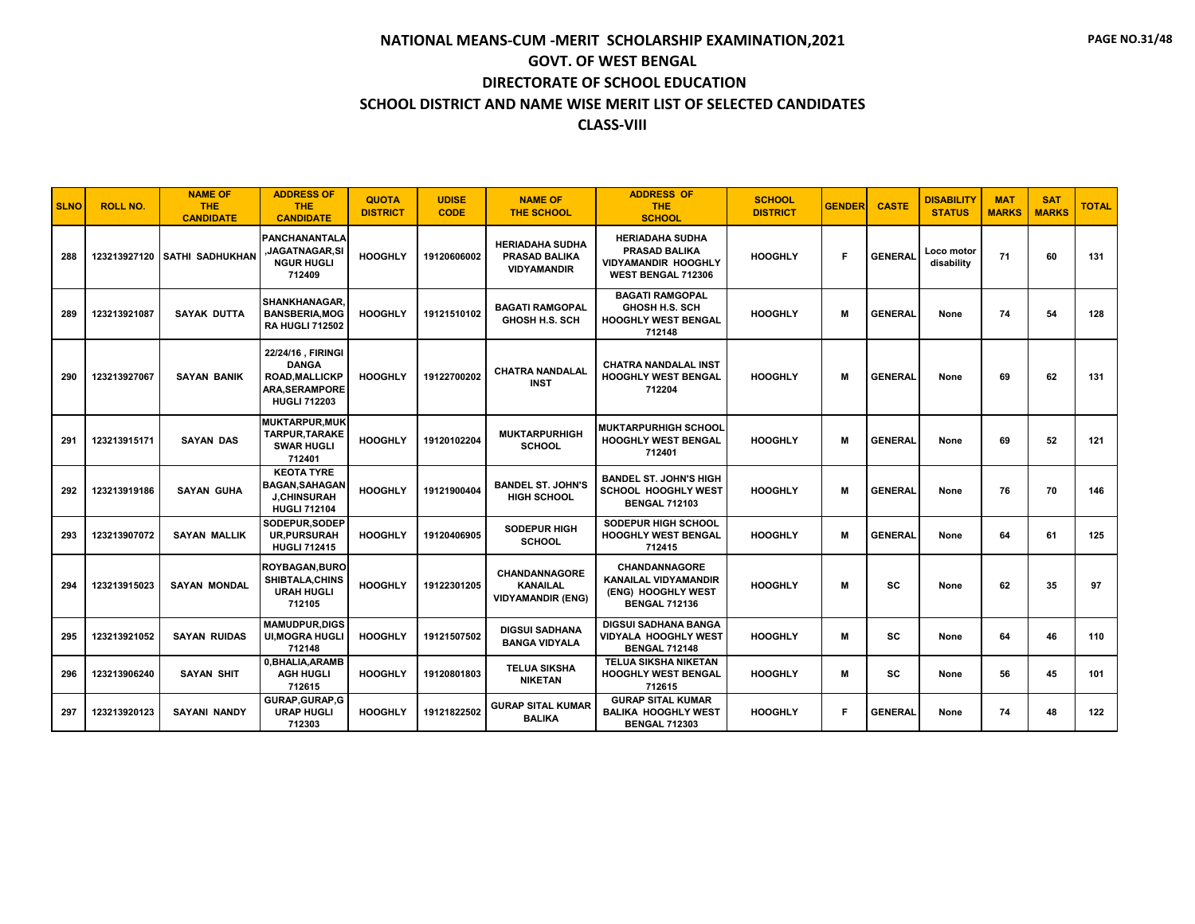# NATIONAL MEANS-CUM -MERIT SCHOLARSHIP EXAMINATION,2021
## GOVT. OF WEST BENGAL
## DIRECTORATE OF SCHOOL EDUCATION
## SCHOOL DISTRICT AND NAME WISE MERIT LIST OF SELECTED CANDIDATES
## CLASS-VIII

| SLNO | ROLL NO. | NAME OF THE CANDIDATE | ADDRESS OF THE CANDIDATE | QUOTA DISTRICT | UDISE CODE | NAME OF THE SCHOOL | ADDRESS OF THE SCHOOL | SCHOOL DISTRICT | GENDER | CASTE | DISABILITY STATUS | MAT MARKS | SAT MARKS | TOTAL |
|---|---|---|---|---|---|---|---|---|---|---|---|---|---|---|
| 288 | 123213927120 | SATHI SADHUKHAN | PANCHANANTALA ,JAGATNAGAR,SINGUR HUGLI 712409 | HOOGHLY | 19120606002 | HERIADAHA SUDHA PRASAD BALIKA VIDYAMANDIR | HERIADAHA SUDHA PRASAD BALIKA VIDYAMANDIR HOOGHLY WEST BENGAL 712306 | HOOGHLY | F | GENERAL | Loco motor disability | 71 | 60 | 131 |
| 289 | 123213921087 | SAYAK DUTTA | SHANKHANAGAR, BANSBERIA,MOGRA HUGLI 712502 | HOOGHLY | 19121510102 | BAGATI RAMGOPAL GHOSH H.S. SCH | BAGATI RAMGOPAL GHOSH H.S. SCH HOOGHLY WEST BENGAL 712148 | HOOGHLY | M | GENERAL | None | 74 | 54 | 128 |
| 290 | 123213927067 | SAYAN BANIK | 22/24/16 , FIRINGI DANGA ROAD,MALLICKPARA,SERAMPORE HUGLI 712203 | HOOGHLY | 19122700202 | CHATRA NANDALAL INST | CHATRA NANDALAL INST HOOGHLY WEST BENGAL 712204 | HOOGHLY | M | GENERAL | None | 69 | 62 | 131 |
| 291 | 123213915171 | SAYAN DAS | MUKTARPUR,MUKTARPUR,TARAKESWAR HUGLI 712401 | HOOGHLY | 19120102204 | MUKTARPURHIGH SCHOOL | MUKTARPURHIGH SCHOOL HOOGHLY WEST BENGAL 712401 | HOOGHLY | M | GENERAL | None | 69 | 52 | 121 |
| 292 | 123213919186 | SAYAN GUHA | KEOTA TYRE BAGAN,SAHAGANJ,CHINSURAH HUGLI 712104 | HOOGHLY | 19121900404 | BANDEL ST. JOHN'S HIGH SCHOOL | BANDEL ST. JOHN'S HIGH SCHOOL HOOGHLY WEST BENGAL 712103 | HOOGHLY | M | GENERAL | None | 76 | 70 | 146 |
| 293 | 123213907072 | SAYAN MALLIK | SODEPUR,SODEPUR,PURSURAH HUGLI 712415 | HOOGHLY | 19120406905 | SODEPUR HIGH SCHOOL | SODEPUR HIGH SCHOOL HOOGHLY WEST BENGAL 712415 | HOOGHLY | M | GENERAL | None | 64 | 61 | 125 |
| 294 | 123213915023 | SAYAN MONDAL | ROYBAGAN,BUROSHIBTALA,CHINSURAH HUGLI 712105 | HOOGHLY | 19122301205 | CHANDANNAGORE KANAILAL VIDYAMANDIR (ENG) | CHANDANNAGORE KANAILAL VIDYAMANDIR (ENG) HOOGHLY WEST BENGAL 712136 | HOOGHLY | M | SC | None | 62 | 35 | 97 |
| 295 | 123213921052 | SAYAN RUIDAS | MAMUDPUR,DIGSUI,MOGRA HUGLI 712148 | HOOGHLY | 19121507502 | DIGSUI SADHANA BANGA VIDYALA | DIGSUI SADHANA BANGA VIDYALA HOOGHLY WEST BENGAL 712148 | HOOGHLY | M | SC | None | 64 | 46 | 110 |
| 296 | 123213906240 | SAYAN SHIT | 0,BHALIA,ARAMBAGH HUGLI 712615 | HOOGHLY | 19120801803 | TELUA SIKSHA NIKETAN | TELUA SIKSHA NIKETAN HOOGHLY WEST BENGAL 712615 | HOOGHLY | M | SC | None | 56 | 45 | 101 |
| 297 | 123213920123 | SAYANI NANDY | GURAP,GURAP,GURAP HUGLI 712303 | HOOGHLY | 19121822502 | GURAP SITAL KUMAR BALIKA | GURAP SITAL KUMAR BALIKA HOOGHLY WEST BENGAL 712303 | HOOGHLY | F | GENERAL | None | 74 | 48 | 122 |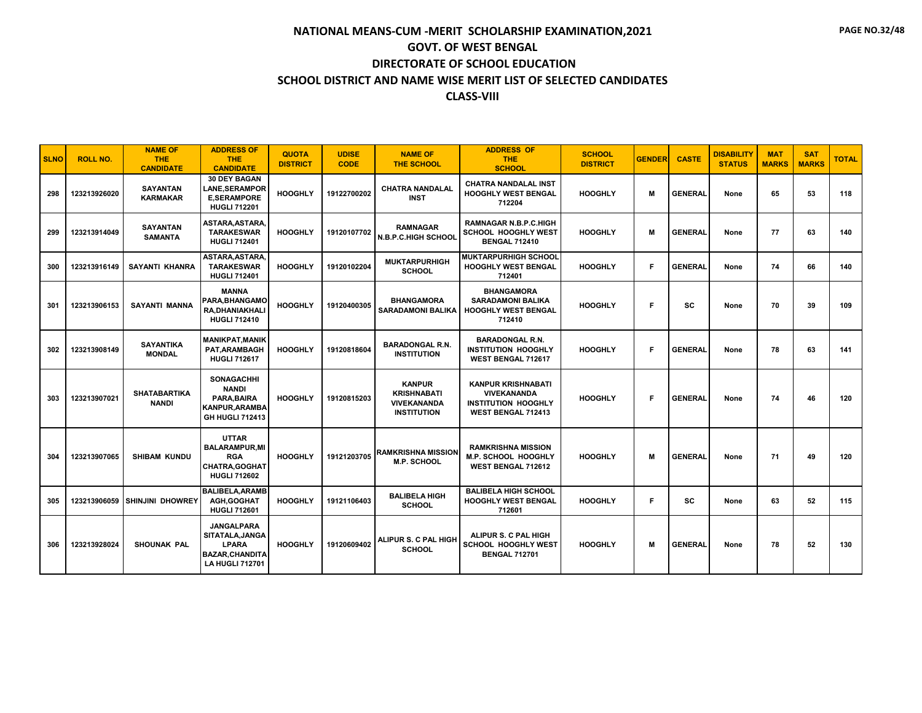# NATIONAL MEANS-CUM -MERIT SCHOLARSHIP EXAMINATION,2021

## GOVT. OF WEST BENGAL

## DIRECTORATE OF SCHOOL EDUCATION

## SCHOOL DISTRICT AND NAME WISE MERIT LIST OF SELECTED CANDIDATES

## CLASS-VIII

| SLNO | ROLL NO. | NAME OF THE CANDIDATE | ADDRESS OF THE CANDIDATE | QUOTA DISTRICT | UDISE CODE | NAME OF THE SCHOOL | ADDRESS OF THE SCHOOL | SCHOOL DISTRICT | GENDER | CASTE | DISABILITY STATUS | MAT MARKS | SAT MARKS | TOTAL |
|---|---|---|---|---|---|---|---|---|---|---|---|---|---|---|
| 298 | 123213926020 | SAYANTAN KARMAKAR | 30 DEY BAGAN LANE,SERAMPORE,SERAMPORE HUGLI 712201 | HOOGHLY | 19122700202 | CHATRA NANDALAL INST | CHATRA NANDALAL INST HOOGHLY WEST BENGAL 712204 | HOOGHLY | M | GENERAL | None | 65 | 53 | 118 |
| 299 | 123213914049 | SAYANTAN SAMANTA | ASTARA,ASTARA, TARAKESWAR HUGLI 712401 | HOOGHLY | 19120107702 | RAMNAGAR N.B.P.C.HIGH SCHOOL | RAMNAGAR N.B.P.C.HIGH SCHOOL HOOGHLY WEST BENGAL 712410 | HOOGHLY | M | GENERAL | None | 77 | 63 | 140 |
| 300 | 123213916149 | SAYANTI KHANRA | ASTARA,ASTARA, TARAKESWAR HUGLI 712401 | HOOGHLY | 19120102204 | MUKTARPURHIGH SCHOOL | MUKTARPURHIGH SCHOOL HOOGHLY WEST BENGAL 712401 | HOOGHLY | F | GENERAL | None | 74 | 66 | 140 |
| 301 | 123213906153 | SAYANTI MANNA | MANNA PARA,BHANGAMORA,DHANIAKHALI HUGLI 712410 | HOOGHLY | 19120400305 | BHANGAMORA SARADAMONI BALIKA | BHANGAMORA SARADAMONI BALIKA HOOGHLY WEST BENGAL 712410 | HOOGHLY | F | SC | None | 70 | 39 | 109 |
| 302 | 123213908149 | SAYANTIKA MONDAL | MANIKPAT,MANIKPAT,ARAMBAGH HUGLI 712617 | HOOGHLY | 19120818604 | BARADONGAL R.N. INSTITUTION | BARADONGAL R.N. INSTITUTION HOOGHLY WEST BENGAL 712617 | HOOGHLY | F | GENERAL | None | 78 | 63 | 141 |
| 303 | 123213907021 | SHATABARTIKA NANDI | SONAGACHHI NANDI PARA,BAIRA KANPUR,ARAMBAGH HUGLI 712413 | HOOGHLY | 19120815203 | KANPUR KRISHNABATI VIVEKANANDA INSTITUTION | KANPUR KRISHNABATI VIVEKANANDA INSTITUTION HOOGHLY WEST BENGAL 712413 | HOOGHLY | F | GENERAL | None | 74 | 46 | 120 |
| 304 | 123213907065 | SHIBAM KUNDU | UTTAR BALARAMPUR,MIRGA CHATRA,GOGHAT HUGLI 712602 | HOOGHLY | 19121203705 | RAMKRISHNA MISSION M.P. SCHOOL | RAMKRISHNA MISSION M.P. SCHOOL HOOGHLY WEST BENGAL 712612 | HOOGHLY | M | GENERAL | None | 71 | 49 | 120 |
| 305 | 123213906059 | SHINJINI DHOWREY | BALIBELA,ARAMBAGH,GOGHAT HUGLI 712601 | HOOGHLY | 19121106403 | BALIBELA HIGH SCHOOL | BALIBELA HIGH SCHOOL HOOGHLY WEST BENGAL 712601 | HOOGHLY | F | SC | None | 63 | 52 | 115 |
| 306 | 123213928024 | SHOUNAK PAL | JANGALPARA SITATALA,JANGALPARA BAZAR,CHANDITALA HUGLI 712701 | HOOGHLY | 19120609402 | ALIPUR S. C PAL HIGH SCHOOL | ALIPUR S. C PAL HIGH SCHOOL HOOGHLY WEST BENGAL 712701 | HOOGHLY | M | GENERAL | None | 78 | 52 | 130 |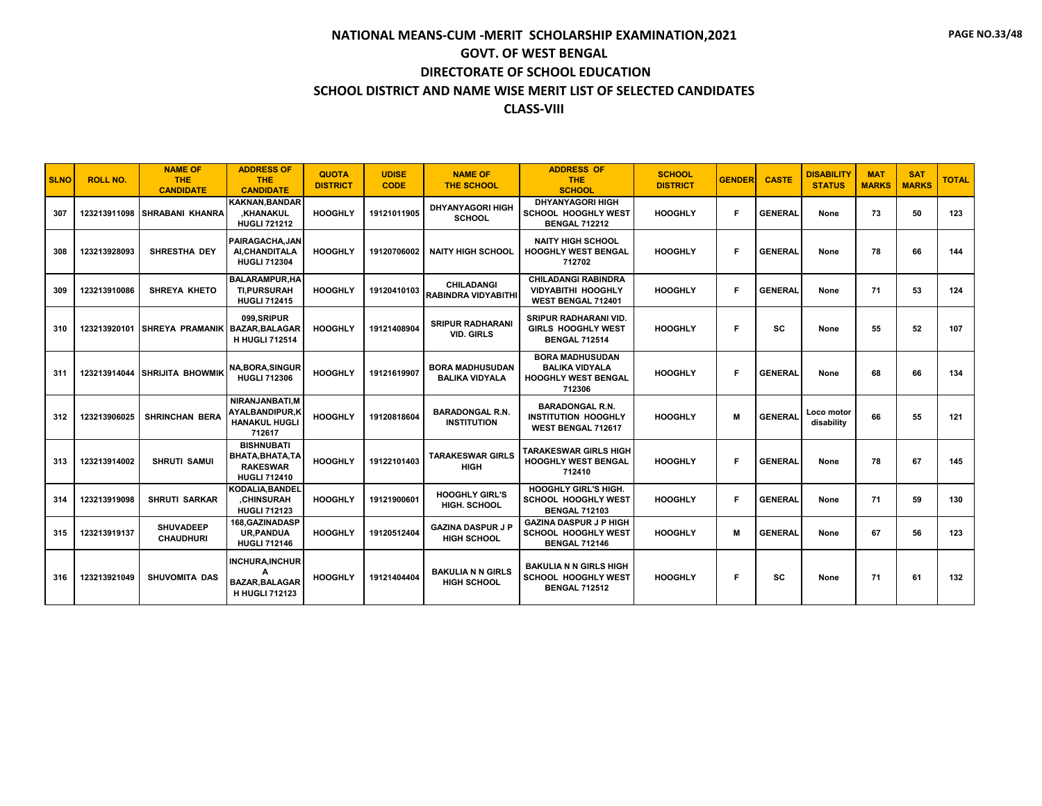# NATIONAL MEANS-CUM -MERIT SCHOLARSHIP EXAMINATION,2021

## GOVT. OF WEST BENGAL

## DIRECTORATE OF SCHOOL EDUCATION

## SCHOOL DISTRICT AND NAME WISE MERIT LIST OF SELECTED CANDIDATES

## CLASS-VIII

| SLNO | ROLL NO. | NAME OF THE CANDIDATE | ADDRESS OF THE CANDIDATE | QUOTA DISTRICT | UDISE CODE | NAME OF THE SCHOOL | ADDRESS OF THE SCHOOL | SCHOOL DISTRICT | GENDER | CASTE | DISABILITY STATUS | MAT MARKS | SAT MARKS | TOTAL |
|---|---|---|---|---|---|---|---|---|---|---|---|---|---|---|
| 307 | 123213911098 | SHRABANI KHANRA | KAKNAN,BANDAR ,KHANAKUL HUGLI 721212 | HOOGHLY | 19121011905 | DHYANYAGORI HIGH SCHOOL | DHYANYAGORI HIGH SCHOOL HOOGHLY WEST BENGAL 712212 | HOOGHLY | F | GENERAL | None | 73 | 50 | 123 |
| 308 | 123213928093 | SHRESTHA DEY | PAIRAGACHA,JANAI,CHANDITALA HUGLI 712304 | HOOGHLY | 19120706002 | NAITY HIGH SCHOOL | NAITY HIGH SCHOOL HOOGHLY WEST BENGAL 712702 | HOOGHLY | F | GENERAL | None | 78 | 66 | 144 |
| 309 | 123213910086 | SHREYA KHETO | BALARAMPUR,HATI,PURSURAH HUGLI 712415 | HOOGHLY | 19120410103 | CHILADANGI RABINDRA VIDYABITHI | CHILADANGI RABINDRA VIDYABITHI HOOGHLY WEST BENGAL 712401 | HOOGHLY | F | GENERAL | None | 71 | 53 | 124 |
| 310 | 123213920101 | SHREYA PRAMANIK | 099,SRIPUR BAZAR,BALAGAR H HUGLI 712514 | HOOGHLY | 19121408904 | SRIPUR RADHARANI VID. GIRLS | SRIPUR RADHARANI VID. GIRLS HOOGHLY WEST BENGAL 712514 | HOOGHLY | F | SC | None | 55 | 52 | 107 |
| 311 | 123213914044 | SHRIJITA BHOWMIK | NA,BORA,SINGUR HUGLI 712306 | HOOGHLY | 19121619907 | BORA MADHUSUDAN BALIKA VIDYALA | BORA MADHUSUDAN BALIKA VIDYALA HOOGHLY WEST BENGAL 712306 | HOOGHLY | F | GENERAL | None | 68 | 66 | 134 |
| 312 | 123213906025 | SHRINCHAN BERA | NIRANJANBATI,MAYALBANDIPUR,KHANAKUL HUGLI 712617 | HOOGHLY | 19120818604 | BARADONGAL R.N. INSTITUTION | BARADONGAL R.N. INSTITUTION HOOGHLY WEST BENGAL 712617 | HOOGHLY | M | GENERAL | Loco motor disability | 66 | 55 | 121 |
| 313 | 123213914002 | SHRUTI SAMUI | BISHNUBATI BHATA,BHATA,TARAKESWAR HUGLI 712410 | HOOGHLY | 19122101403 | TARAKESWAR GIRLS HIGH | TARAKESWAR GIRLS HIGH HOOGHLY WEST BENGAL 712410 | HOOGHLY | F | GENERAL | None | 78 | 67 | 145 |
| 314 | 123213919098 | SHRUTI SARKAR | KODALIA,BANDEL ,CHINSURAH HUGLI 712123 | HOOGHLY | 19121900601 | HOOGHLY GIRL'S HIGH. SCHOOL | HOOGHLY GIRL'S HIGH. SCHOOL HOOGHLY WEST BENGAL 712103 | HOOGHLY | F | GENERAL | None | 71 | 59 | 130 |
| 315 | 123213919137 | SHUVADEEP CHAUDHURI | 168,GAZINADASPUR,PANDUA HUGLI 712146 | HOOGHLY | 19120512404 | GAZINA DASPUR J P HIGH SCHOOL | GAZINA DASPUR J P HIGH SCHOOL HOOGHLY WEST BENGAL 712146 | HOOGHLY | M | GENERAL | None | 67 | 56 | 123 |
| 316 | 123213921049 | SHUVOMITA DAS | INCHURA,INCHURA BAZAR,BALAGAR H HUGLI 712123 | HOOGHLY | 19121404404 | BAKULIA N N GIRLS HIGH SCHOOL | BAKULIA N N GIRLS HIGH SCHOOL HOOGHLY WEST BENGAL 712512 | HOOGHLY | F | SC | None | 71 | 61 | 132 |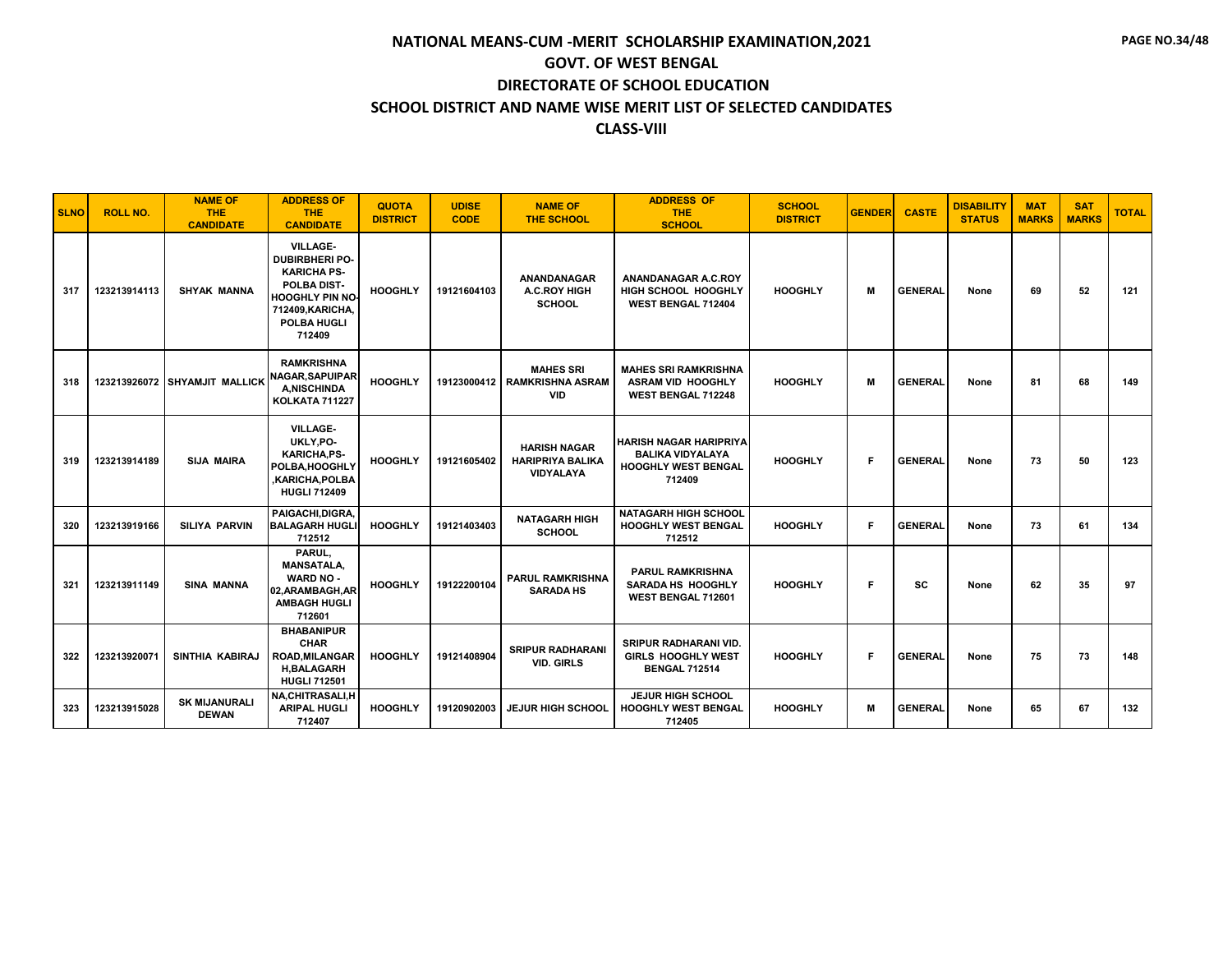# NATIONAL MEANS-CUM -MERIT SCHOLARSHIP EXAMINATION,2021

## GOVT. OF WEST BENGAL

## DIRECTORATE OF SCHOOL EDUCATION

## SCHOOL DISTRICT AND NAME WISE MERIT LIST OF SELECTED CANDIDATES

## CLASS-VIII

| SLNO | ROLL NO. | NAME OF THE CANDIDATE | ADDRESS OF THE CANDIDATE | QUOTA DISTRICT | UDISE CODE | NAME OF THE SCHOOL | ADDRESS OF THE SCHOOL | SCHOOL DISTRICT | GENDER | CASTE | DISABILITY STATUS | MAT MARKS | SAT MARKS | TOTAL |
|---|---|---|---|---|---|---|---|---|---|---|---|---|---|---|
| 317 | 123213914113 | SHYAK MANNA | VILLAGE-DUBIRBHERI PO-KARICHA PS-POLBA DIST-HOOGHLY PIN NO-712409,KARICHA, POLBA HUGLI 712409 | HOOGHLY | 19121604103 | ANANDANAGAR A.C.ROY HIGH SCHOOL | ANANDANAGAR A.C.ROY HIGH SCHOOL HOOGHLY WEST BENGAL 712404 | HOOGHLY | M | GENERAL | None | 69 | 52 | 121 |
| 318 | 123213926072 | SHYAMJIT MALLICK | RAMKRISHNA NAGAR,SAPUIPARA,NISCHINDA KOLKATA 711227 | HOOGHLY | 19123000412 | MAHES SRI RAMKRISHNA ASRAM VID | MAHES SRI RAMKRISHNA ASRAM VID HOOGHLY WEST BENGAL 712248 | HOOGHLY | M | GENERAL | None | 81 | 68 | 149 |
| 319 | 123213914189 | SIJA MAIRA | VILLAGE-UKLY,PO-KARICHA,PS-POLBA,HOOGHLY,KARICHA,POLBA HUGLI 712409 | HOOGHLY | 19121605402 | HARISH NAGAR HARIPRIYA BALIKA VIDYALAYA | HARISH NAGAR HARIPRIYA BALIKA VIDYALAYA HOOGHLY WEST BENGAL 712409 | HOOGHLY | F | GENERAL | None | 73 | 50 | 123 |
| 320 | 123213919166 | SILIYA PARVIN | PAIGACHI,DIGRA, BALAGARH HUGLI 712512 | HOOGHLY | 19121403403 | NATAGARH HIGH SCHOOL | NATAGARH HIGH SCHOOL HOOGHLY WEST BENGAL 712512 | HOOGHLY | F | GENERAL | None | 73 | 61 | 134 |
| 321 | 123213911149 | SINA MANNA | PARUL, MANSATALA, WARD NO - 02,ARAMBAGH,ARAMBAGH HUGLI 712601 | HOOGHLY | 19122200104 | PARUL RAMKRISHNA SARADA HS | PARUL RAMKRISHNA SARADA HS HOOGHLY WEST BENGAL 712601 | HOOGHLY | F | SC | None | 62 | 35 | 97 |
| 322 | 123213920071 | SINTHIA KABIRAJ | BHABANIPUR CHAR ROAD,MILANGARH,BALAGARH HUGLI 712501 | HOOGHLY | 19121408904 | SRIPUR RADHARANI VID. GIRLS | SRIPUR RADHARANI VID. GIRLS HOOGHLY WEST BENGAL 712514 | HOOGHLY | F | GENERAL | None | 75 | 73 | 148 |
| 323 | 123213915028 | SK MIJANURALI DEWAN | NA,CHITRASALI,HARIPAL HUGLI 712407 | HOOGHLY | 19120902003 | JEJUR HIGH SCHOOL | JEJUR HIGH SCHOOL HOOGHLY WEST BENGAL 712405 | HOOGHLY | M | GENERAL | None | 65 | 67 | 132 |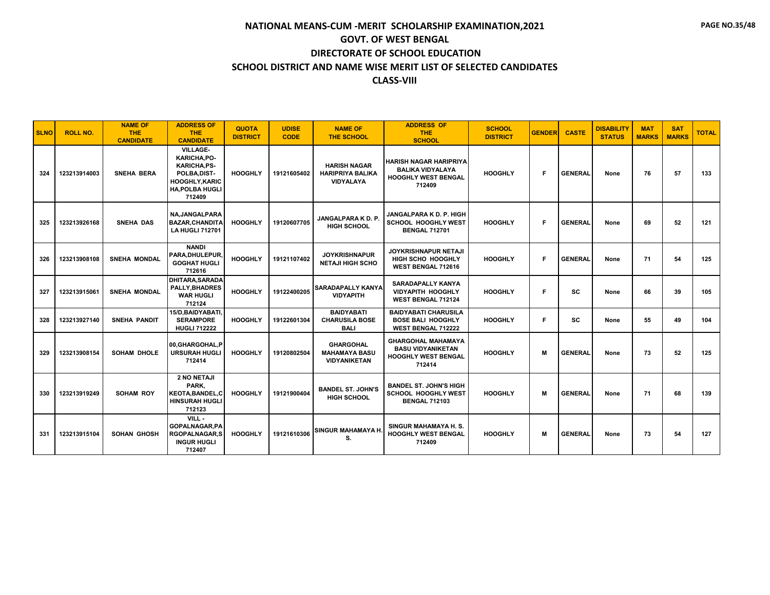# NATIONAL MEANS-CUM -MERIT SCHOLARSHIP EXAMINATION,2021

## GOVT. OF WEST BENGAL

## DIRECTORATE OF SCHOOL EDUCATION

## SCHOOL DISTRICT AND NAME WISE MERIT LIST OF SELECTED CANDIDATES

## CLASS-VIII

| SLNO | ROLL NO. | NAME OF THE CANDIDATE | ADDRESS OF THE CANDIDATE | QUOTA DISTRICT | UDISE CODE | NAME OF THE SCHOOL | ADDRESS OF THE SCHOOL | SCHOOL DISTRICT | GENDER | CASTE | DISABILITY STATUS | MAT MARKS | SAT MARKS | TOTAL |
|---|---|---|---|---|---|---|---|---|---|---|---|---|---|---|
| 324 | 123213914003 | SNEHA BERA | VILLAGE-KARICHA,PO-KARICHA,PS-POLBA,DIST-HOOGHLY,KARICHA,POLBA HUGLI 712409 | HOOGHLY | 19121605402 | HARISH NAGAR HARIPRIYA BALIKA VIDYALAYA | HARISH NAGAR HARIPRIYA BALIKA VIDYALAYA HOOGHLY WEST BENGAL 712409 | HOOGHLY | F | GENERAL | None | 76 | 57 | 133 |
| 325 | 123213926168 | SNEHA DAS | NA,JANGALPARA BAZAR,CHANDITALA HUGLI 712701 | HOOGHLY | 19120607705 | JANGALPARA K D. P. HIGH SCHOOL | JANGALPARA K D. P. HIGH SCHOOL HOOGHLY WEST BENGAL 712701 | HOOGHLY | F | GENERAL | None | 69 | 52 | 121 |
| 326 | 123213908108 | SNEHA MONDAL | NANDI PARA,DHULEPUR,GOGHAT HUGLI 712616 | HOOGHLY | 19121107402 | JOYKRISHNAPUR NETAJI HIGH SCHO | JOYKRISHNAPUR NETAJI HIGH SCHO HOOGHLY WEST BENGAL 712616 | HOOGHLY | F | GENERAL | None | 71 | 54 | 125 |
| 327 | 123213915061 | SNEHA MONDAL | DHITARA,SARADAPALLY,BHADRESWAR HUGLI 712124 | HOOGHLY | 19122400205 | SARADAPALLY KANYA VIDYAPITH | SARADAPALLY KANYA VIDYAPITH HOOGHLY WEST BENGAL 712124 | HOOGHLY | F | SC | None | 66 | 39 | 105 |
| 328 | 123213927140 | SNEHA PANDIT | 15/D,BAIDYABATI,SERAMPORE HUGLI 712222 | HOOGHLY | 19122601304 | BAIDYABATI CHARUSILA BOSE BALI | BAIDYABATI CHARUSILA BOSE BALI HOOGHLY WEST BENGAL 712222 | HOOGHLY | F | SC | None | 55 | 49 | 104 |
| 329 | 123213908154 | SOHAM DHOLE | 00,GHARGOHAL,PURSURAH HUGLI 712414 | HOOGHLY | 19120802504 | GHARGOHAL MAHAMAYA BASU VIDYANIKETAN | GHARGOHAL MAHAMAYA BASU VIDYANIKETAN HOOGHLY WEST BENGAL 712414 | HOOGHLY | M | GENERAL | None | 73 | 52 | 125 |
| 330 | 123213919249 | SOHAM ROY | 2 NO NETAJI PARK, KEOTA,BANDEL,CHINSURAH HUGLI 712123 | HOOGHLY | 19121900404 | BANDEL ST. JOHN'S HIGH SCHOOL | BANDEL ST. JOHN'S HIGH SCHOOL HOOGHLY WEST BENGAL 712103 | HOOGHLY | M | GENERAL | None | 71 | 68 | 139 |
| 331 | 123213915104 | SOHAN GHOSH | VILL - GOPALNAGAR,PARGOPALNAGAR,SINGUR HUGLI 712407 | HOOGHLY | 19121610306 | SINGUR MAHAMAYA H. S. | SINGUR MAHAMAYA H. S. HOOGHLY WEST BENGAL 712409 | HOOGHLY | M | GENERAL | None | 73 | 54 | 127 |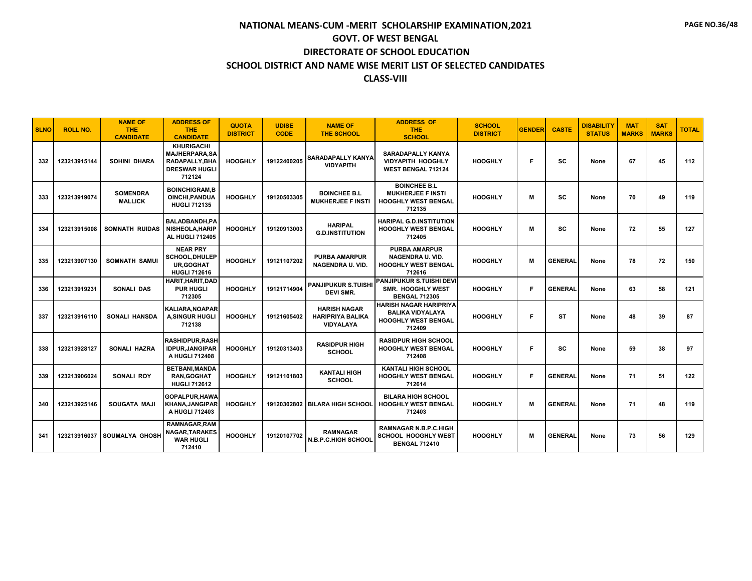# NATIONAL MEANS-CUM -MERIT SCHOLARSHIP EXAMINATION,2021

## GOVT. OF WEST BENGAL

## DIRECTORATE OF SCHOOL EDUCATION

## SCHOOL DISTRICT AND NAME WISE MERIT LIST OF SELECTED CANDIDATES

## CLASS-VIII

| SLNO | ROLL NO. | NAME OF THE CANDIDATE | ADDRESS OF THE CANDIDATE | QUOTA DISTRICT | UDISE CODE | NAME OF THE SCHOOL | ADDRESS OF THE SCHOOL | SCHOOL DISTRICT | GENDER | CASTE | DISABILITY STATUS | MAT MARKS | SAT MARKS | TOTAL |
|---|---|---|---|---|---|---|---|---|---|---|---|---|---|---|
| 332 | 123213915144 | SOHINI DHARA | KHURIGACHI MAJHERPARA,SARADAPALLY,BHADRESWAR HUGLI 712124 | HOOGHLY | 19122400205 | SARADAPALLY KANYA VIDYAPITH | SARADAPALLY KANYA VIDYAPITH HOOGHLY WEST BENGAL 712124 | HOOGHLY | F | SC | None | 67 | 45 | 112 |
| 333 | 123213919074 | SOMENDRA MALLICK | BOINCHIGRAM,BOINCHI,PANDUA HUGLI 712135 | HOOGHLY | 19120503305 | BOINCHEE B.L MUKHERJEE F INSTI | BOINCHEE B.L MUKHERJEE F INSTI HOOGHLY WEST BENGAL 712135 | HOOGHLY | M | SC | None | 70 | 49 | 119 |
| 334 | 123213915008 | SOMNATH RUIDAS | BALADBANDH,PANISHEOLA,HARIPAL HUGLI 712405 | HOOGHLY | 19120913003 | HARIPAL G.D.INSTITUTION | HARIPAL G.D.INSTITUTION HOOGHLY WEST BENGAL 712405 | HOOGHLY | M | SC | None | 72 | 55 | 127 |
| 335 | 123213907130 | SOMNATH SAMUI | NEAR PRY SCHOOL,DHULEPUR,GOGHAT HUGLI 712616 | HOOGHLY | 19121107202 | PURBA AMARPUR NAGENDRA U. VID. | PURBA AMARPUR NAGENDRA U. VID. HOOGHLY WEST BENGAL 712616 | HOOGHLY | M | GENERAL | None | 78 | 72 | 150 |
| 336 | 123213919231 | SONALI DAS | HARIT,HARIT,DADPUR HUGLI 712305 | HOOGHLY | 19121714904 | PANJIPUKUR S.TUISHI DEVI SMR. | PANJIPUKUR S.TUISHI DEVI SMR. HOOGHLY WEST BENGAL 712305 | HOOGHLY | F | GENERAL | None | 63 | 58 | 121 |
| 337 | 123213916110 | SONALI HANSDA | KALIARA,NOAPARA,SINGUR HUGLI 712138 | HOOGHLY | 19121605402 | HARISH NAGAR HARIPRIYA BALIKA VIDYALAYA | HARISH NAGAR HARIPRIYA BALIKA VIDYALAYA HOOGHLY WEST BENGAL 712409 | HOOGHLY | F | ST | None | 48 | 39 | 87 |
| 338 | 123213928127 | SONALI HAZRA | RASHIDPUR,RASHIDPUR,JANGIPARA HUGLI 712408 | HOOGHLY | 19120313403 | RASIDPUR HIGH SCHOOL | RASIDPUR HIGH SCHOOL HOOGHLY WEST BENGAL 712408 | HOOGHLY | F | SC | None | 59 | 38 | 97 |
| 339 | 123213906024 | SONALI ROY | BETBANI,MANDARAN,GOGHAT HUGLI 712612 | HOOGHLY | 19121101803 | KANTALI HIGH SCHOOL | KANTALI HIGH SCHOOL HOOGHLY WEST BENGAL 712614 | HOOGHLY | F | GENERAL | None | 71 | 51 | 122 |
| 340 | 123213925146 | SOUGATA MAJI | GOPALPUR,HAWAKHANA,JANGIPARA HUGLI 712403 | HOOGHLY | 19120302802 | BILARA HIGH SCHOOL | BILARA HIGH SCHOOL HOOGHLY WEST BENGAL 712403 | HOOGHLY | M | GENERAL | None | 71 | 48 | 119 |
| 341 | 123213916037 | SOUMALYA GHOSH | RAMNAGAR,RAMNAGAR,TARAKESWAR HUGLI 712410 | HOOGHLY | 19120107702 | RAMNAGAR N.B.P.C.HIGH SCHOOL | RAMNAGAR N.B.P.C.HIGH SCHOOL HOOGHLY WEST BENGAL 712410 | HOOGHLY | M | GENERAL | None | 73 | 56 | 129 |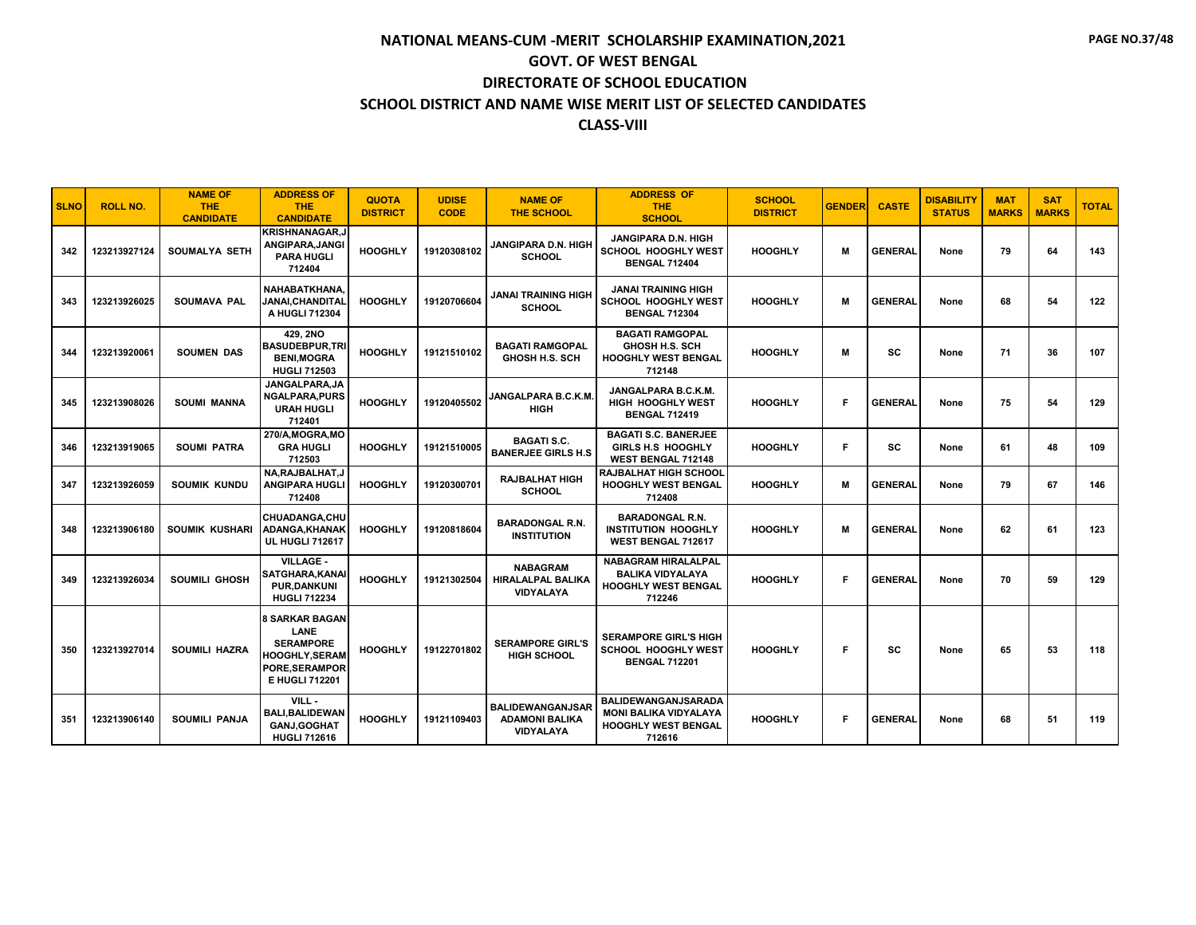# NATIONAL MEANS-CUM -MERIT SCHOLARSHIP EXAMINATION,2021

## GOVT. OF WEST BENGAL

## DIRECTORATE OF SCHOOL EDUCATION

## SCHOOL DISTRICT AND NAME WISE MERIT LIST OF SELECTED CANDIDATES

## CLASS-VIII

| SLNO | ROLL NO. | NAME OF THE CANDIDATE | ADDRESS OF THE CANDIDATE | QUOTA DISTRICT | UDISE CODE | NAME OF THE SCHOOL | ADDRESS OF THE SCHOOL | SCHOOL DISTRICT | GENDER | CASTE | DISABILITY STATUS | MAT MARKS | SAT MARKS | TOTAL |
|---|---|---|---|---|---|---|---|---|---|---|---|---|---|---|
| 342 | 123213927124 | SOUMALYA SETH | KRISHNANAGAR,JANGIPARA,JANGIPARA HUGLI 712404 | HOOGHLY | 19120308102 | JANGIPARA D.N. HIGH SCHOOL | JANGIPARA D.N. HIGH SCHOOL HOOGHLY WEST BENGAL 712404 | HOOGHLY | M | GENERAL | None | 79 | 64 | 143 |
| 343 | 123213926025 | SOUMAVA PAL | NAHABATKHANA,JANAI,CHANDITALA HUGLI 712304 | HOOGHLY | 19120706604 | JANAI TRAINING HIGH SCHOOL | JANAI TRAINING HIGH SCHOOL HOOGHLY WEST BENGAL 712304 | HOOGHLY | M | GENERAL | None | 68 | 54 | 122 |
| 344 | 123213920061 | SOUMEN DAS | 429, 2NO BASUDEBPUR,TRIBENI,MOGRA HUGLI 712503 | HOOGHLY | 19121510102 | BAGATI RAMGOPAL GHOSH H.S. SCH | BAGATI RAMGOPAL GHOSH H.S. SCH HOOGHLY WEST BENGAL 712148 | HOOGHLY | M | SC | None | 71 | 36 | 107 |
| 345 | 123213908026 | SOUMI MANNA | JANGALPARA,JANGALPARA,PURSURAH HUGLI 712401 | HOOGHLY | 19120405502 | JANGALPARA B.C.K.M. HIGH | JANGALPARA B.C.K.M. HIGH HOOGHLY WEST BENGAL 712419 | HOOGHLY | F | GENERAL | None | 75 | 54 | 129 |
| 346 | 123213919065 | SOUMI PATRA | 270/A,MOGRA,MOGRA HUGLI 712503 | HOOGHLY | 19121510005 | BAGATI S.C. BANERJEE GIRLS H.S | BAGATI S.C. BANERJEE GIRLS H.S HOOGHLY WEST BENGAL 712148 | HOOGHLY | F | SC | None | 61 | 48 | 109 |
| 347 | 123213926059 | SOUMIK KUNDU | NA,RAJBALHAT,JANGIPARA HUGLI 712408 | HOOGHLY | 19120300701 | RAJBALHAT HIGH SCHOOL | RAJBALHAT HIGH SCHOOL HOOGHLY WEST BENGAL 712408 | HOOGHLY | M | GENERAL | None | 79 | 67 | 146 |
| 348 | 123213906180 | SOUMIK KUSHARI | CHUADANGA,CHUADANGA,KHANAKUL HUGLI 712617 | HOOGHLY | 19120818604 | BARADONGAL R.N. INSTITUTION | BARADONGAL R.N. INSTITUTION HOOGHLY WEST BENGAL 712617 | HOOGHLY | M | GENERAL | None | 62 | 61 | 123 |
| 349 | 123213926034 | SOUMILI GHOSH | VILLAGE - SATGHARA,KANAIPUR,DANKUNI HUGLI 712234 | HOOGHLY | 19121302504 | NABAGRAM HIRALALPAL BALIKA VIDYALAYA | NABAGRAM HIRALALPAL BALIKA VIDYALAYA HOOGHLY WEST BENGAL 712246 | HOOGHLY | F | GENERAL | None | 70 | 59 | 129 |
| 350 | 123213927014 | SOUMILI HAZRA | 8 SARKAR BAGAN LANE SERAMPORE HOOGHLY,SERAMPORE,SERAMPORE HUGLI 712201 | HOOGHLY | 19122701802 | SERAMPORE GIRL'S HIGH SCHOOL | SERAMPORE GIRL'S HIGH SCHOOL HOOGHLY WEST BENGAL 712201 | HOOGHLY | F | SC | None | 65 | 53 | 118 |
| 351 | 123213906140 | SOUMILI PANJA | VILL - BALI,BALIDEWANGANJ,GOGHAT HUGLI 712616 | HOOGHLY | 19121109403 | BALIDEWANGANJSARADAMONI BALIKA VIDYALAYA | BALIDEWANGANJSARADAMONI BALIKA VIDYALAYA HOOGHLY WEST BENGAL 712616 | HOOGHLY | F | GENERAL | None | 68 | 51 | 119 |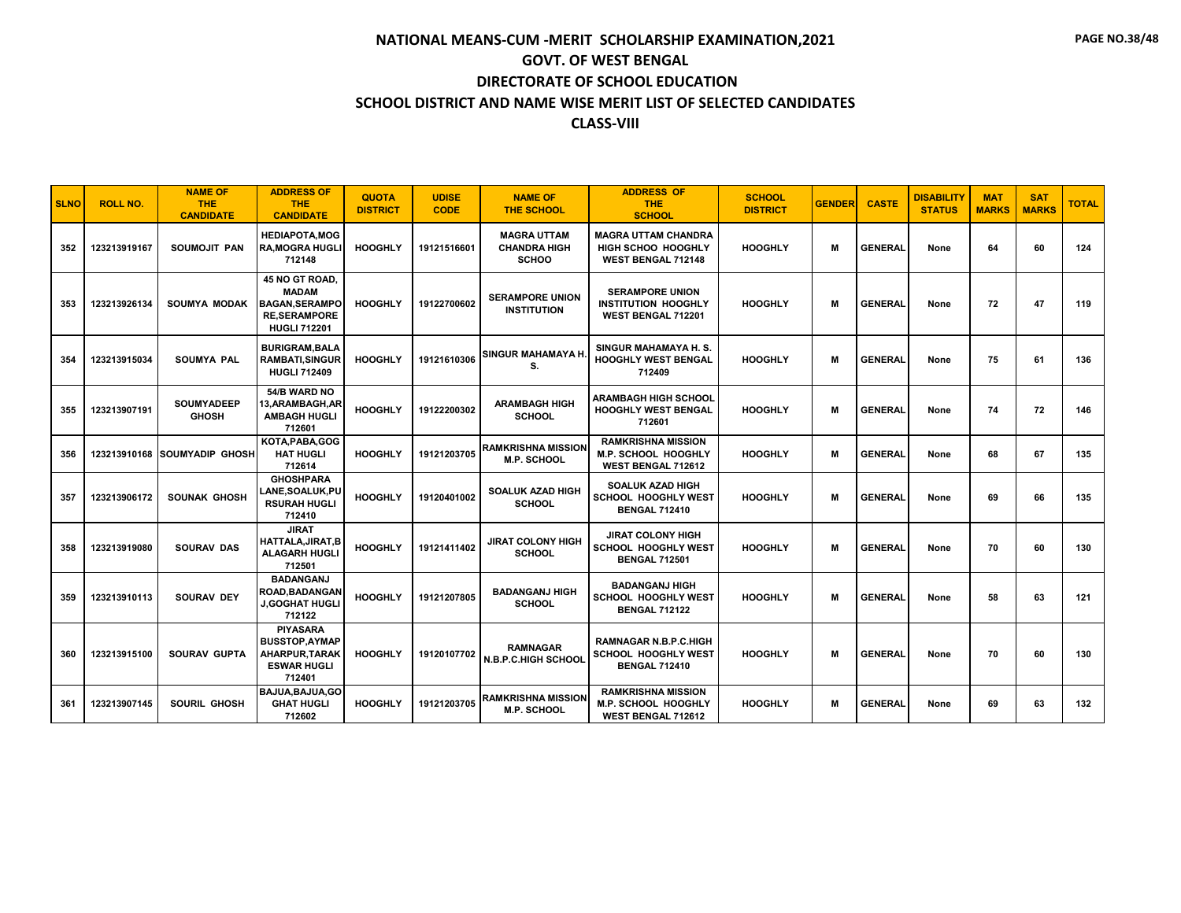# NATIONAL MEANS-CUM -MERIT SCHOLARSHIP EXAMINATION,2021

## GOVT. OF WEST BENGAL

## DIRECTORATE OF SCHOOL EDUCATION

## SCHOOL DISTRICT AND NAME WISE MERIT LIST OF SELECTED CANDIDATES

## CLASS-VIII

| SLNO | ROLL NO. | NAME OF THE CANDIDATE | ADDRESS OF THE CANDIDATE | QUOTA DISTRICT | UDISE CODE | NAME OF THE SCHOOL | ADDRESS OF THE SCHOOL | SCHOOL DISTRICT | GENDER | CASTE | DISABILITY STATUS | MAT MARKS | SAT MARKS | TOTAL |
|---|---|---|---|---|---|---|---|---|---|---|---|---|---|---|
| 352 | 123213919167 | SOUMOJIT PAN | HEDIAPOTA,MOGRA,MOGRA HUGLI 712148 | HOOGHLY | 19121516601 | MAGRA UTTAM CHANDRA HIGH SCHOO | MAGRA UTTAM CHANDRA HIGH SCHOO HOOGHLY WEST BENGAL 712148 | HOOGHLY | M | GENERAL | None | 64 | 60 | 124 |
| 353 | 123213926134 | SOUMYA MODAK | 45 NO GT ROAD, MADAM BAGAN,SERAMPORE,SERAMPORE HUGLI 712201 | HOOGHLY | 19122700602 | SERAMPORE UNION INSTITUTION | SERAMPORE UNION INSTITUTION HOOGHLY WEST BENGAL 712201 | HOOGHLY | M | GENERAL | None | 72 | 47 | 119 |
| 354 | 123213915034 | SOUMYA PAL | BURIGRAM,BALARAMBATI,SINGUR HUGLI 712409 | HOOGHLY | 19121610306 | SINGUR MAHAMAYA H. S. | SINGUR MAHAMAYA H. S. HOOGHLY WEST BENGAL 712409 | HOOGHLY | M | GENERAL | None | 75 | 61 | 136 |
| 355 | 123213907191 | SOUMYADEEP GHOSH | 54/B WARD NO 13,ARAMBAGH,ARAMBAGH HUGLI 712601 | HOOGHLY | 19122200302 | ARAMBAGH HIGH SCHOOL | ARAMBAGH HIGH SCHOOL HOOGHLY WEST BENGAL 712601 | HOOGHLY | M | GENERAL | None | 74 | 72 | 146 |
| 356 | 123213910168 | SOUMYADIP GHOSH | KOTA,PABA,GOGHAT HUGLI 712614 | HOOGHLY | 19121203705 | RAMKRISHNA MISSION M.P. SCHOOL | RAMKRISHNA MISSION M.P. SCHOOL HOOGHLY WEST BENGAL 712612 | HOOGHLY | M | GENERAL | None | 68 | 67 | 135 |
| 357 | 123213906172 | SOUNAK GHOSH | GHOSHPARA LANE,SOALUK,PURSURAH HUGLI 712410 | HOOGHLY | 19120401002 | SOALUK AZAD HIGH SCHOOL | SOALUK AZAD HIGH SCHOOL HOOGHLY WEST BENGAL 712410 | HOOGHLY | M | GENERAL | None | 69 | 66 | 135 |
| 358 | 123213919080 | SOURAV DAS | JIRAT HATTALA,JIRAT,BALAGARH HUGLI 712501 | HOOGHLY | 19121411402 | JIRAT COLONY HIGH SCHOOL | JIRAT COLONY HIGH SCHOOL HOOGHLY WEST BENGAL 712501 | HOOGHLY | M | GENERAL | None | 70 | 60 | 130 |
| 359 | 123213910113 | SOURAV DEY | BADANGANJ ROAD,BADANGANJ,GOGHAT HUGLI 712122 | HOOGHLY | 19121207805 | BADANGANJ HIGH SCHOOL | BADANGANJ HIGH SCHOOL HOOGHLY WEST BENGAL 712122 | HOOGHLY | M | GENERAL | None | 58 | 63 | 121 |
| 360 | 123213915100 | SOURAV GUPTA | PIYASARA BUSSTOP,AYMAPAHARPUR,TARAKESWAR HUGLI 712401 | HOOGHLY | 19120107702 | RAMNAGAR N.B.P.C.HIGH SCHOOL | RAMNAGAR N.B.P.C.HIGH SCHOOL HOOGHLY WEST BENGAL 712410 | HOOGHLY | M | GENERAL | None | 70 | 60 | 130 |
| 361 | 123213907145 | SOURIL GHOSH | BAJUA,BAJUA,GOGHAT HUGLI 712602 | HOOGHLY | 19121203705 | RAMKRISHNA MISSION M.P. SCHOOL | RAMKRISHNA MISSION M.P. SCHOOL HOOGHLY WEST BENGAL 712612 | HOOGHLY | M | GENERAL | None | 69 | 63 | 132 |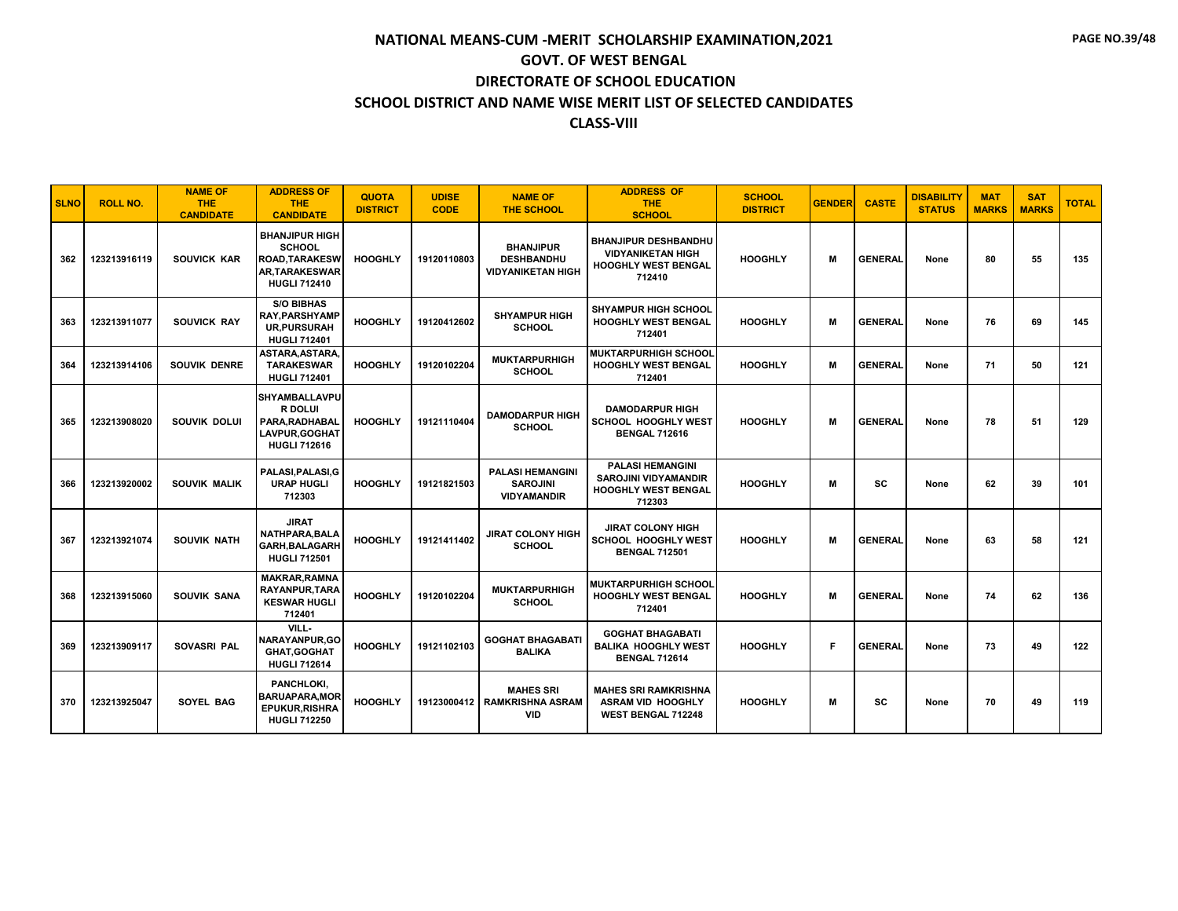# NATIONAL MEANS-CUM -MERIT SCHOLARSHIP EXAMINATION,2021
## GOVT. OF WEST BENGAL
## DIRECTORATE OF SCHOOL EDUCATION
## SCHOOL DISTRICT AND NAME WISE MERIT LIST OF SELECTED CANDIDATES
## CLASS-VIII

| SLNO | ROLL NO. | NAME OF THE CANDIDATE | ADDRESS OF THE CANDIDATE | QUOTA DISTRICT | UDISE CODE | NAME OF THE SCHOOL | ADDRESS OF THE SCHOOL | SCHOOL DISTRICT | GENDER | CASTE | DISABILITY STATUS | MAT MARKS | SAT MARKS | TOTAL |
|---|---|---|---|---|---|---|---|---|---|---|---|---|---|---|
| 362 | 123213916119 | SOUVICK KAR | BHANJIPUR HIGH SCHOOL ROAD,TARAKESWAR,TARAKESWAR HUGLI 712410 | HOOGHLY | 19120110803 | BHANJIPUR DESHBANDHU VIDYANIKETAN HIGH | BHANJIPUR DESHBANDHU VIDYANIKETAN HIGH HOOGHLY WEST BENGAL 712410 | HOOGHLY | M | GENERAL | None | 80 | 55 | 135 |
| 363 | 123213911077 | SOUVICK RAY | S/O BIBHAS RAY,PARSHYAMPUR,PURSURAH HUGLI 712401 | HOOGHLY | 19120412602 | SHYAMPUR HIGH SCHOOL | SHYAMPUR HIGH SCHOOL HOOGHLY WEST BENGAL 712401 | HOOGHLY | M | GENERAL | None | 76 | 69 | 145 |
| 364 | 123213914106 | SOUVIK DENRE | ASTARA,ASTARA,TARAKESWAR HUGLI 712401 | HOOGHLY | 19120102204 | MUKTARPURHIGH SCHOOL | MUKTARPURHIGH SCHOOL HOOGHLY WEST BENGAL 712401 | HOOGHLY | M | GENERAL | None | 71 | 50 | 121 |
| 365 | 123213908020 | SOUVIK DOLUI | SHYAMBALLAVPUR DOLUI PARA,RADHABALLAVPUR,GOGHAT HUGLI 712616 | HOOGHLY | 19121110404 | DAMODARPUR HIGH SCHOOL | DAMODARPUR HIGH SCHOOL HOOGHLY WEST BENGAL 712616 | HOOGHLY | M | GENERAL | None | 78 | 51 | 129 |
| 366 | 123213920002 | SOUVIK MALIK | PALASI,PALASI,GURAP HUGLI 712303 | HOOGHLY | 19121821503 | PALASI HEMANGINI SAROJINI VIDYAMANDIR | PALASI HEMANGINI SAROJINI VIDYAMANDIR HOOGHLY WEST BENGAL 712303 | HOOGHLY | M | SC | None | 62 | 39 | 101 |
| 367 | 123213921074 | SOUVIK NATH | JIRAT NATHPARA,BALAGARH,BALAGARH HUGLI 712501 | HOOGHLY | 19121411402 | JIRAT COLONY HIGH SCHOOL | JIRAT COLONY HIGH SCHOOL HOOGHLY WEST BENGAL 712501 | HOOGHLY | M | GENERAL | None | 63 | 58 | 121 |
| 368 | 123213915060 | SOUVIK SANA | MAKRAR,RAMNARAYANPUR,TARAKESWAR HUGLI 712401 | HOOGHLY | 19120102204 | MUKTARPURHIGH SCHOOL | MUKTARPURHIGH SCHOOL HOOGHLY WEST BENGAL 712401 | HOOGHLY | M | GENERAL | None | 74 | 62 | 136 |
| 369 | 123213909117 | SOVASRI PAL | VILL-NARAYANPUR,GOGHAT,GOGHAT HUGLI 712614 | HOOGHLY | 19121102103 | GOGHAT BHAGABATI BALIKA | GOGHAT BHAGABATI BALIKA HOOGHLY WEST BENGAL 712614 | HOOGHLY | F | GENERAL | None | 73 | 49 | 122 |
| 370 | 123213925047 | SOYEL BAG | PANCHLOKI,BARUAPARA,MOREPUKUR,RISHRA HUGLI 712250 | HOOGHLY | 19123000412 | MAHES SRI RAMKRISHNA ASRAM VID | MAHES SRI RAMKRISHNA ASRAM VID HOOGHLY WEST BENGAL 712248 | HOOGHLY | M | SC | None | 70 | 49 | 119 |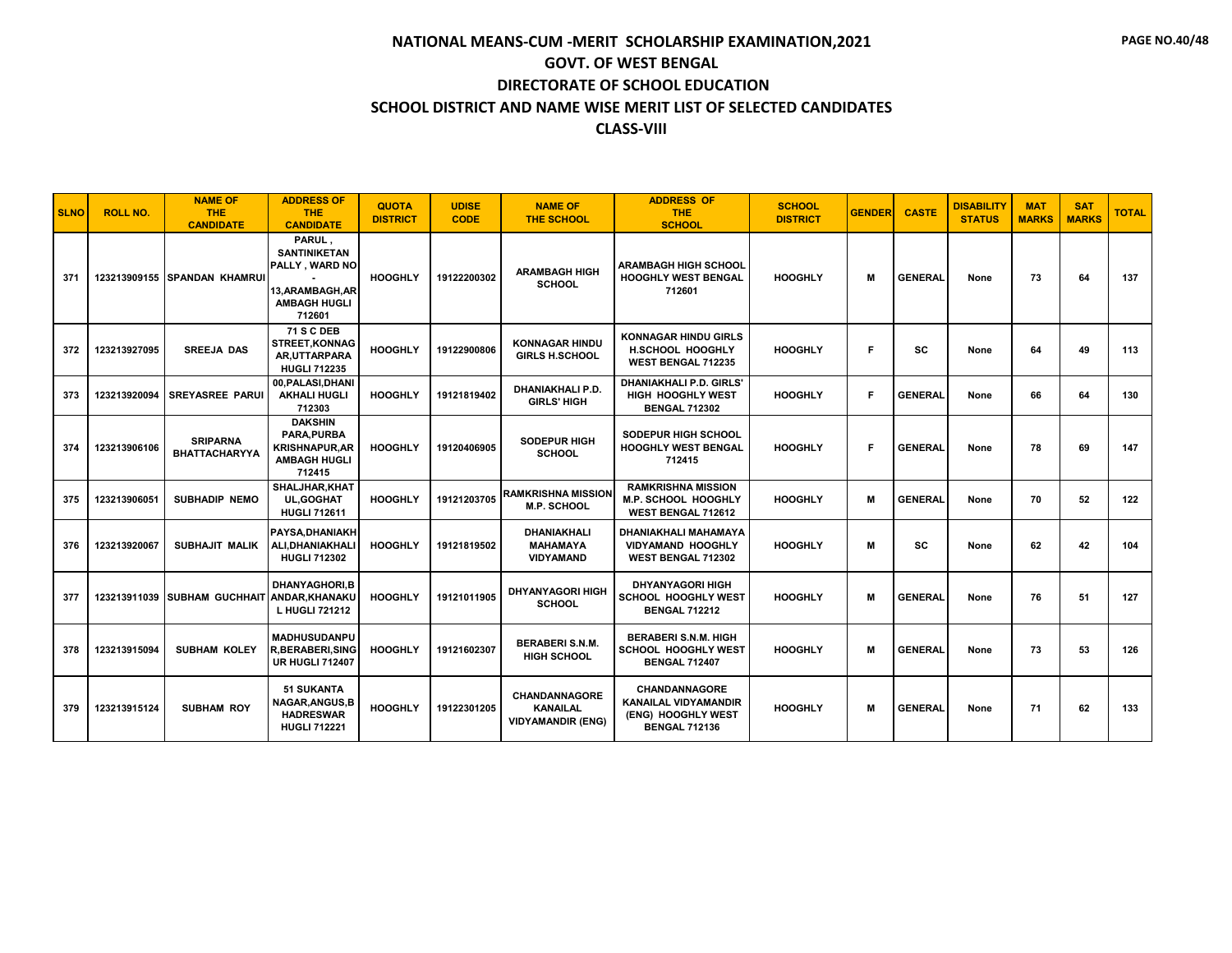# NATIONAL MEANS-CUM -MERIT SCHOLARSHIP EXAMINATION,2021

## GOVT. OF WEST BENGAL

## DIRECTORATE OF SCHOOL EDUCATION

## SCHOOL DISTRICT AND NAME WISE MERIT LIST OF SELECTED CANDIDATES

## CLASS-VIII

| SLNO | ROLL NO. | NAME OF THE CANDIDATE | ADDRESS OF THE CANDIDATE | QUOTA DISTRICT | UDISE CODE | NAME OF THE SCHOOL | ADDRESS OF THE SCHOOL | SCHOOL DISTRICT | GENDER | CASTE | DISABILITY STATUS | MAT MARKS | SAT MARKS | TOTAL |
|---|---|---|---|---|---|---|---|---|---|---|---|---|---|---|
| 371 | 123213909155 | SPANDAN KHAMRUI | PARUL , SANTINIKETAN PALLY , WARD NO - 13,ARAMBAGH,ARAMBAGH HUGLI 712601 | HOOGHLY | 19122200302 | ARAMBAGH HIGH SCHOOL | ARAMBAGH HIGH SCHOOL HOOGHLY WEST BENGAL 712601 | HOOGHLY | M | GENERAL | None | 73 | 64 | 137 |
| 372 | 123213927095 | SREEJA DAS | 71 S C DEB STREET,KONNAGAR,UTTARPARA HUGLI 712235 | HOOGHLY | 19122900806 | KONNAGAR HINDU GIRLS H.SCHOOL | KONNAGAR HINDU GIRLS H.SCHOOL HOOGHLY WEST BENGAL 712235 | HOOGHLY | F | SC | None | 64 | 49 | 113 |
| 373 | 123213920094 | SREYASREE PARUI | 00,PALASI,DHANIAKHALI HUGLI 712303 | HOOGHLY | 19121819402 | DHANIAKHALI P.D. GIRLS' HIGH | DHANIAKHALI P.D. GIRLS' HIGH HOOGHLY WEST BENGAL 712302 | HOOGHLY | F | GENERAL | None | 66 | 64 | 130 |
| 374 | 123213906106 | SRIPARNA BHATTACHARYYA | DAKSHIN PARA,PURBA KRISHNAPUR,ARAMBAGH HUGLI 712415 | HOOGHLY | 19120406905 | SODEPUR HIGH SCHOOL | SODEPUR HIGH SCHOOL HOOGHLY WEST BENGAL 712415 | HOOGHLY | F | GENERAL | None | 78 | 69 | 147 |
| 375 | 123213906051 | SUBHADIP NEMO | SHALJHAR,KHATUL,GOGHAT HUGLI 712611 | HOOGHLY | 19121203705 | RAMKRISHNA MISSION M.P. SCHOOL | RAMKRISHNA MISSION M.P. SCHOOL HOOGHLY WEST BENGAL 712612 | HOOGHLY | M | GENERAL | None | 70 | 52 | 122 |
| 376 | 123213920067 | SUBHAJIT MALIK | PAYSA,DHANIAKHALI,DHANIAKHALI HUGLI 712302 | HOOGHLY | 19121819502 | DHANIAKHALI MAHAMAYA VIDYAMAND | DHANIAKHALI MAHAMAYA VIDYAMAND HOOGHLY WEST BENGAL 712302 | HOOGHLY | M | SC | None | 62 | 42 | 104 |
| 377 | 123213911039 | SUBHAM GUCHHAIT | DHANYAGHORI,BANDAR,KHANAKUL HUGLI 721212 | HOOGHLY | 19121011905 | DHYANYAGORI HIGH SCHOOL | DHYANYAGORI HIGH SCHOOL HOOGHLY WEST BENGAL 712212 | HOOGHLY | M | GENERAL | None | 76 | 51 | 127 |
| 378 | 123213915094 | SUBHAM KOLEY | MADHUSUDANPUR,BERABERI,SINGUR HUGLI 712407 | HOOGHLY | 19121602307 | BERABERI S.N.M. HIGH SCHOOL | BERABERI S.N.M. HIGH SCHOOL HOOGHLY WEST BENGAL 712407 | HOOGHLY | M | GENERAL | None | 73 | 53 | 126 |
| 379 | 123213915124 | SUBHAM ROY | 51 SUKANTA NAGAR,ANGUS,BHADRESWAR HUGLI 712221 | HOOGHLY | 19122301205 | CHANDANNAGORE KANAILAL VIDYAMANDIR (ENG) | CHANDANNAGORE KANAILAL VIDYAMANDIR (ENG) HOOGHLY WEST BENGAL 712136 | HOOGHLY | M | GENERAL | None | 71 | 62 | 133 |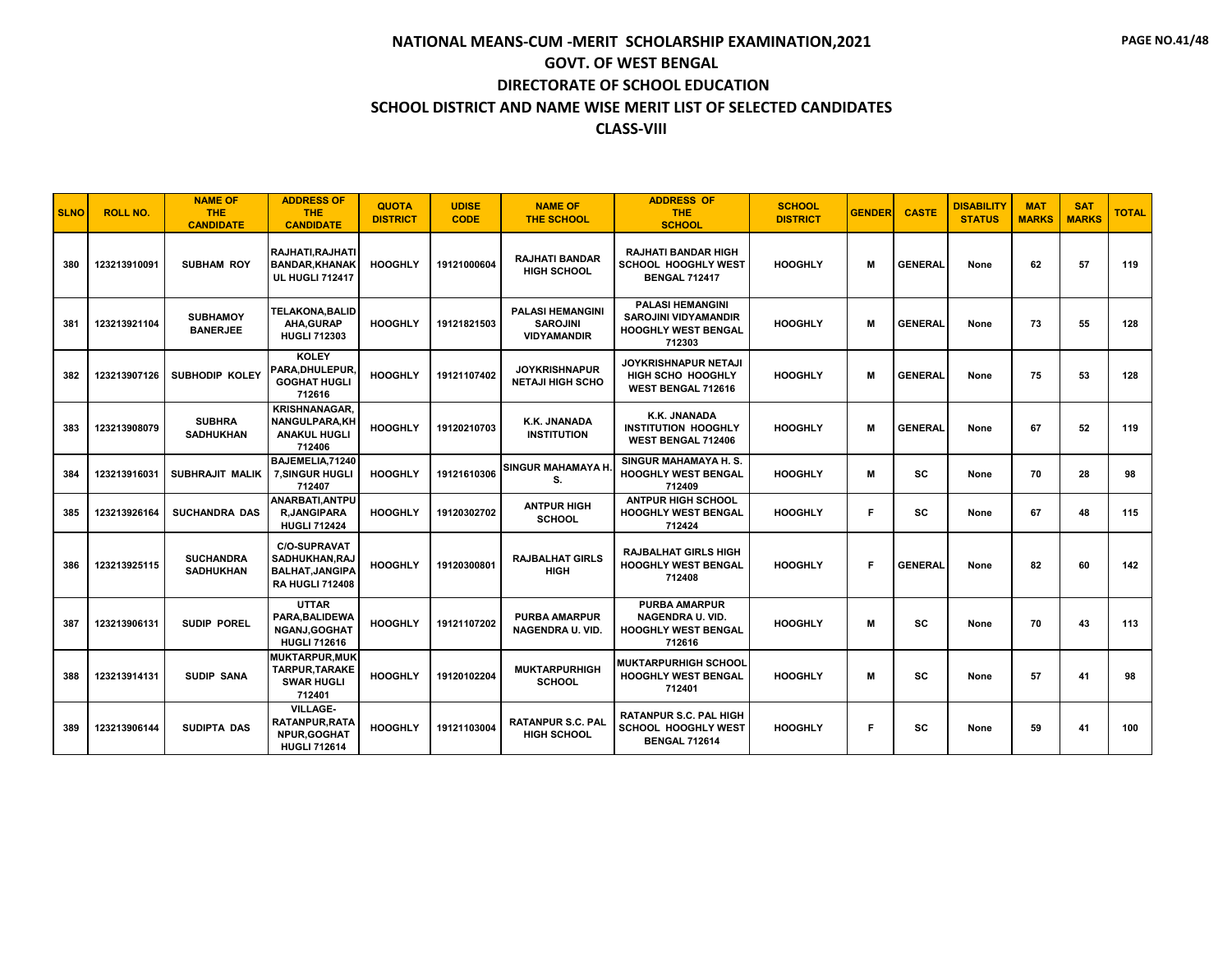# NATIONAL MEANS-CUM -MERIT SCHOLARSHIP EXAMINATION,2021

## GOVT. OF WEST BENGAL

## DIRECTORATE OF SCHOOL EDUCATION

## SCHOOL DISTRICT AND NAME WISE MERIT LIST OF SELECTED CANDIDATES

## CLASS-VIII

| SLNO | ROLL NO. | NAME OF THE CANDIDATE | ADDRESS OF THE CANDIDATE | QUOTA DISTRICT | UDISE CODE | NAME OF THE SCHOOL | ADDRESS OF THE SCHOOL | SCHOOL DISTRICT | GENDER | CASTE | DISABILITY STATUS | MAT MARKS | SAT MARKS | TOTAL |
|---|---|---|---|---|---|---|---|---|---|---|---|---|---|---|
| 380 | 123213910091 | SUBHAM ROY | RAJHATI,RAJHATI BANDAR,KHANAKUL HUGLI 712417 | HOOGHLY | 19121000604 | RAJHATI BANDAR HIGH SCHOOL | RAJHATI BANDAR HIGH SCHOOL HOOGHLY WEST BENGAL 712417 | HOOGHLY | M | GENERAL | None | 62 | 57 | 119 |
| 381 | 123213921104 | SUBHAMOY BANERJEE | TELAKONA,BALIDAHA,GURAP HUGLI 712303 | HOOGHLY | 19121821503 | PALASI HEMANGINI SAROJINI VIDYAMANDIR | PALASI HEMANGINI SAROJINI VIDYAMANDIR HOOGHLY WEST BENGAL 712303 | HOOGHLY | M | GENERAL | None | 73 | 55 | 128 |
| 382 | 123213907126 | SUBHODIP KOLEY | KOLEY PARA,DHULEPUR,GOGHAT HUGLI 712616 | HOOGHLY | 19121107402 | JOYKRISHNAPUR NETAJI HIGH SCHO | JOYKRISHNAPUR NETAJI HIGH SCHO HOOGHLY WEST BENGAL 712616 | HOOGHLY | M | GENERAL | None | 75 | 53 | 128 |
| 383 | 123213908079 | SUBHRA SADHUKHAN | KRISHNANAGAR,NANGULPARA,KHANAKUL HUGLI 712406 | HOOGHLY | 19120210703 | K.K. JNANADA INSTITUTION | K.K. JNANADA INSTITUTION HOOGHLY WEST BENGAL 712406 | HOOGHLY | M | GENERAL | None | 67 | 52 | 119 |
| 384 | 123213916031 | SUBHRAJIT MALIK | BAJEMELIA,712407,SINGUR HUGLI 712407 | HOOGHLY | 19121610306 | SINGUR MAHAMAYA H. S. | SINGUR MAHAMAYA H. S. HOOGHLY WEST BENGAL 712409 | HOOGHLY | M | SC | None | 70 | 28 | 98 |
| 385 | 123213926164 | SUCHANDRA DAS | ANARBATI,ANTPUR,JANGIPARA HUGLI 712424 | HOOGHLY | 19120302702 | ANTPUR HIGH SCHOOL | ANTPUR HIGH SCHOOL HOOGHLY WEST BENGAL 712424 | HOOGHLY | F | SC | None | 67 | 48 | 115 |
| 386 | 123213925115 | SUCHANDRA SADHUKHAN | C/O-SUPRAVAT SADHUKHAN,RAJBALHAT,JANGIPARA HUGLI 712408 | HOOGHLY | 19120300801 | RAJBALHAT GIRLS HIGH | RAJBALHAT GIRLS HIGH HOOGHLY WEST BENGAL 712408 | HOOGHLY | F | GENERAL | None | 82 | 60 | 142 |
| 387 | 123213906131 | SUDIP POREL | UTTAR PARA,BALIDEWANGANJ,GOGHAT HUGLI 712616 | HOOGHLY | 19121107202 | PURBA AMARPUR NAGENDRA U. VID. | PURBA AMARPUR NAGENDRA U. VID. HOOGHLY WEST BENGAL 712616 | HOOGHLY | M | SC | None | 70 | 43 | 113 |
| 388 | 123213914131 | SUDIP SANA | MUKTARPUR,MUKTARPUR,TARAKESWAR HUGLI 712401 | HOOGHLY | 19120102204 | MUKTARPURHIGH SCHOOL | MUKTARPURHIGH SCHOOL HOOGHLY WEST BENGAL 712401 | HOOGHLY | M | SC | None | 57 | 41 | 98 |
| 389 | 123213906144 | SUDIPTA DAS | VILLAGE-RATANPUR,RATANPUR,GOGHAT HUGLI 712614 | HOOGHLY | 19121103004 | RATANPUR S.C. PAL HIGH SCHOOL | RATANPUR S.C. PAL HIGH SCHOOL HOOGHLY WEST BENGAL 712614 | HOOGHLY | F | SC | None | 59 | 41 | 100 |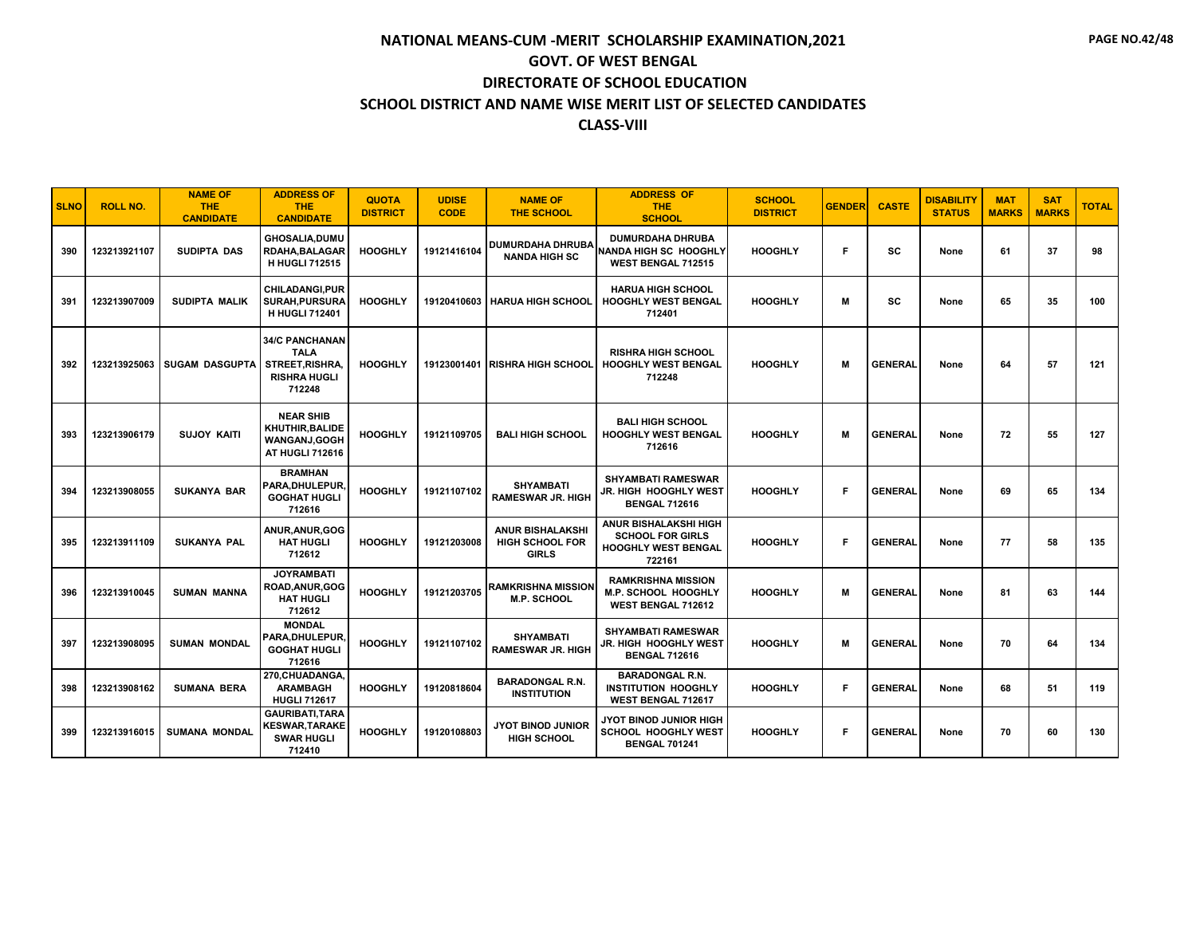# NATIONAL MEANS-CUM -MERIT SCHOLARSHIP EXAMINATION,2021
## GOVT. OF WEST BENGAL
## DIRECTORATE OF SCHOOL EDUCATION
## SCHOOL DISTRICT AND NAME WISE MERIT LIST OF SELECTED CANDIDATES
## CLASS-VIII

| SLNO | ROLL NO. | NAME OF THE CANDIDATE | ADDRESS OF THE CANDIDATE | QUOTA DISTRICT | UDISE CODE | NAME OF THE SCHOOL | ADDRESS OF THE SCHOOL | SCHOOL DISTRICT | GENDER | CASTE | DISABILITY STATUS | MAT MARKS | SAT MARKS | TOTAL |
|---|---|---|---|---|---|---|---|---|---|---|---|---|---|---|
| 390 | 123213921107 | SUDIPTA DAS | GHOSALIA,DUMURDAHA,BALAGARH HUGLI 712515 | HOOGHLY | 19121416104 | DUMURDAHA DHRUBA NANDA HIGH SC | DUMURDAHA DHRUBA NANDA HIGH SC HOOGHLY WEST BENGAL 712515 | HOOGHLY | F | SC | None | 61 | 37 | 98 |
| 391 | 123213907009 | SUDIPTA MALIK | CHILADANGI,PURSURAH,PURSURAH HUGLI 712401 | HOOGHLY | 19120410603 | HARUA HIGH SCHOOL | HARUA HIGH SCHOOL HOOGHLY WEST BENGAL 712401 | HOOGHLY | M | SC | None | 65 | 35 | 100 |
| 392 | 123213925063 | SUGAM DASGUPTA | 34/C PANCHANAN TALA STREET,RISHRA,RISHRA HUGLI 712248 | HOOGHLY | 19123001401 | RISHRA HIGH SCHOOL | RISHRA HIGH SCHOOL HOOGHLY WEST BENGAL 712248 | HOOGHLY | M | GENERAL | None | 64 | 57 | 121 |
| 393 | 123213906179 | SUJOY KAITI | NEAR SHIB KHUTHIR,BALIDEWANGANJ,GOGHAT HUGLI 712616 | HOOGHLY | 19121109705 | BALI HIGH SCHOOL | BALI HIGH SCHOOL HOOGHLY WEST BENGAL 712616 | HOOGHLY | M | GENERAL | None | 72 | 55 | 127 |
| 394 | 123213908055 | SUKANYA BAR | BRAMHAN PARA,DHULEPUR,GOGHAT HUGLI 712616 | HOOGHLY | 19121107102 | SHYAMBATI RAMESWAR JR. HIGH | SHYAMBATI RAMESWAR JR. HIGH HOOGHLY WEST BENGAL 712616 | HOOGHLY | F | GENERAL | None | 69 | 65 | 134 |
| 395 | 123213911109 | SUKANYA PAL | ANUR,ANUR,GOGHAT HUGLI 712612 | HOOGHLY | 19121203008 | ANUR BISHALAKSHI HIGH SCHOOL FOR GIRLS | ANUR BISHALAKSHI HIGH SCHOOL FOR GIRLS HOOGHLY WEST BENGAL 722161 | HOOGHLY | F | GENERAL | None | 77 | 58 | 135 |
| 396 | 123213910045 | SUMAN MANNA | JOYRAMBATI ROAD,ANUR,GOGHAT HUGLI 712612 | HOOGHLY | 19121203705 | RAMKRISHNA MISSION M.P. SCHOOL | RAMKRISHNA MISSION M.P. SCHOOL HOOGHLY WEST BENGAL 712612 | HOOGHLY | M | GENERAL | None | 81 | 63 | 144 |
| 397 | 123213908095 | SUMAN MONDAL | MONDAL PARA,DHULEPUR,GOGHAT HUGLI 712616 | HOOGHLY | 19121107102 | SHYAMBATI RAMESWAR JR. HIGH | SHYAMBATI RAMESWAR JR. HIGH HOOGHLY WEST BENGAL 712616 | HOOGHLY | M | GENERAL | None | 70 | 64 | 134 |
| 398 | 123213908162 | SUMANA BERA | 270,CHUADANGA,ARAMBAGH HUGLI 712617 | HOOGHLY | 19120818604 | BARADONGAL R.N. INSTITUTION | BARADONGAL R.N. INSTITUTION HOOGHLY WEST BENGAL 712617 | HOOGHLY | F | GENERAL | None | 68 | 51 | 119 |
| 399 | 123213916015 | SUMANA MONDAL | GAURIBATI,TARAKESWAR,TARAKESWAR HUGLI 712410 | HOOGHLY | 19120108803 | JYOT BINOD JUNIOR HIGH SCHOOL | JYOT BINOD JUNIOR HIGH SCHOOL HOOGHLY WEST BENGAL 701241 | HOOGHLY | F | GENERAL | None | 70 | 60 | 130 |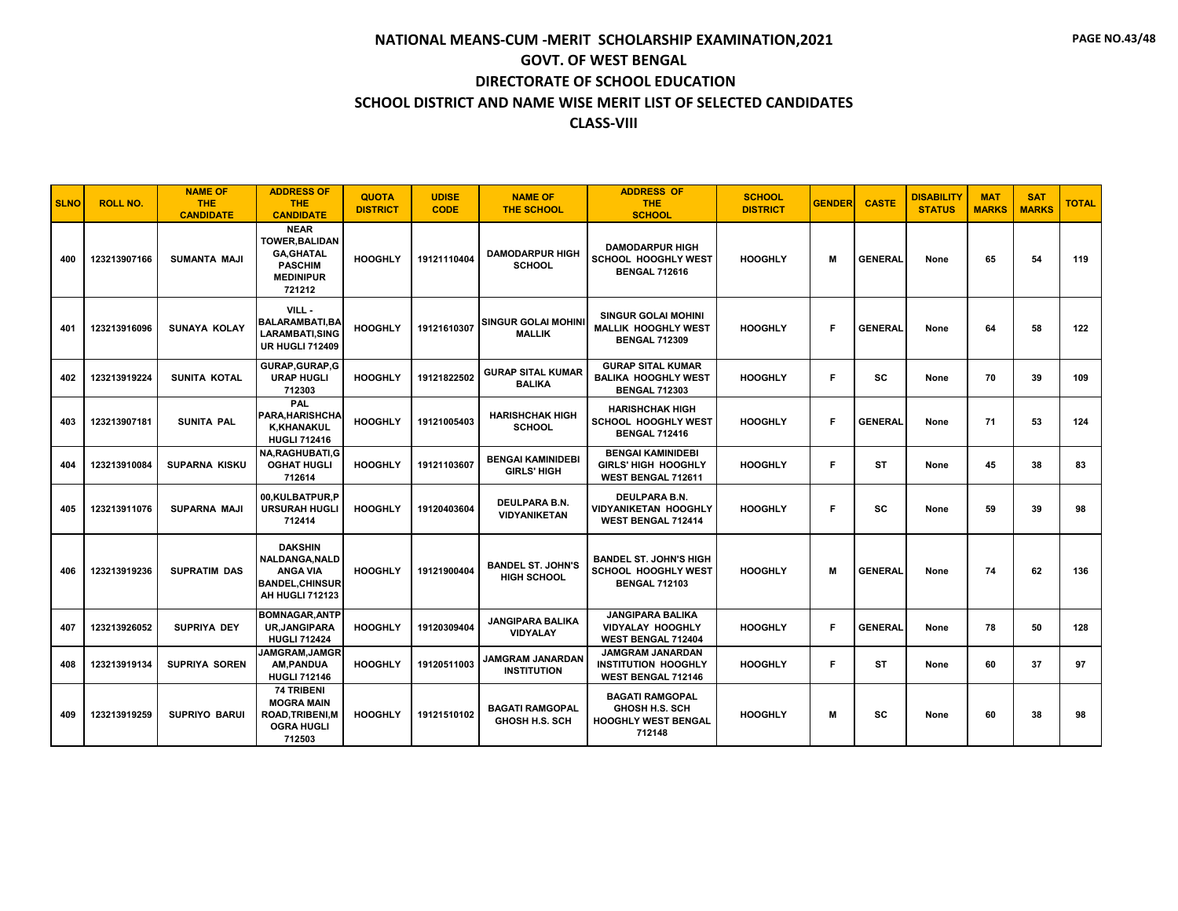# NATIONAL MEANS-CUM -MERIT SCHOLARSHIP EXAMINATION,2021
## GOVT. OF WEST BENGAL
## DIRECTORATE OF SCHOOL EDUCATION
## SCHOOL DISTRICT AND NAME WISE MERIT LIST OF SELECTED CANDIDATES
## CLASS-VIII

| SLNO | ROLL NO. | NAME OF THE CANDIDATE | ADDRESS OF THE CANDIDATE | QUOTA DISTRICT | UDISE CODE | NAME OF THE SCHOOL | ADDRESS OF THE SCHOOL | SCHOOL DISTRICT | GENDER | CASTE | DISABILITY STATUS | MAT MARKS | SAT MARKS | TOTAL |
|---|---|---|---|---|---|---|---|---|---|---|---|---|---|---|
| 400 | 123213907166 | SUMANTA MAJI | NEAR TOWER,BALIDANGA,GHATAL PASCHIM MEDINIPUR 721212 | HOOGHLY | 19121110404 | DAMODARPUR HIGH SCHOOL | DAMODARPUR HIGH SCHOOL HOOGHLY WEST BENGAL 712616 | HOOGHLY | M | GENERAL | None | 65 | 54 | 119 |
| 401 | 123213916096 | SUNAYA KOLAY | VILL - BALARAMBATI,BALARAMBATI,SINGUR HUGLI 712409 | HOOGHLY | 19121610307 | SINGUR GOLAI MOHINI MALLIK | SINGUR GOLAI MOHINI MALLIK HOOGHLY WEST BENGAL 712309 | HOOGHLY | F | GENERAL | None | 64 | 58 | 122 |
| 402 | 123213919224 | SUNITA KOTAL | GURAP,GURAP,GURAP HUGLI 712303 | HOOGHLY | 19121822502 | GURAP SITAL KUMAR BALIKA | GURAP SITAL KUMAR BALIKA HOOGHLY WEST BENGAL 712303 | HOOGHLY | F | SC | None | 70 | 39 | 109 |
| 403 | 123213907181 | SUNITA PAL | PAL PARA,HARISHCHAK,KHANAKUL HUGLI 712416 | HOOGHLY | 19121005403 | HARISHCHAK HIGH SCHOOL | HARISHCHAK HIGH SCHOOL HOOGHLY WEST BENGAL 712416 | HOOGHLY | F | GENERAL | None | 71 | 53 | 124 |
| 404 | 123213910084 | SUPARNA KISKU | NA,RAGHUBATI,GOGHAT HUGLI 712614 | HOOGHLY | 19121103607 | BENGAI KAMINIDEBI GIRLS' HIGH | BENGAI KAMINIDEBI GIRLS' HIGH HOOGHLY WEST BENGAL 712611 | HOOGHLY | F | ST | None | 45 | 38 | 83 |
| 405 | 123213911076 | SUPARNA MAJI | 00,KULBATPUR,PURSURAH HUGLI 712414 | HOOGHLY | 19120403604 | DEULPARA B.N. VIDYANIKETAN | DEULPARA B.N. VIDYANIKETAN HOOGHLY WEST BENGAL 712414 | HOOGHLY | F | SC | None | 59 | 39 | 98 |
| 406 | 123213919236 | SUPRATIM DAS | DAKSHIN NALDANGA,NALDANGA VIA BANDEL,CHINSURAH HUGLI 712123 | HOOGHLY | 19121900404 | BANDEL ST. JOHN'S HIGH SCHOOL | BANDEL ST. JOHN'S HIGH SCHOOL HOOGHLY WEST BENGAL 712103 | HOOGHLY | M | GENERAL | None | 74 | 62 | 136 |
| 407 | 123213926052 | SUPRIYA DEY | BOMNAGAR,ANTPUR,JANGIPARA HUGLI 712424 | HOOGHLY | 19120309404 | JANGIPARA BALIKA VIDYALAY | JANGIPARA BALIKA VIDYALAY HOOGHLY WEST BENGAL 712404 | HOOGHLY | F | GENERAL | None | 78 | 50 | 128 |
| 408 | 123213919134 | SUPRIYA SOREN | JAMGRAM,JAMGRAM,PANDUA HUGLI 712146 | HOOGHLY | 19120511003 | JAMGRAM JANARDAN INSTITUTION | JAMGRAM JANARDAN INSTITUTION HOOGHLY WEST BENGAL 712146 | HOOGHLY | F | ST | None | 60 | 37 | 97 |
| 409 | 123213919259 | SUPRIYO BARUI | 74 TRIBENI MOGRA MAIN ROAD,TRIBENI,MOGRA HUGLI 712503 | HOOGHLY | 19121510102 | BAGATI RAMGOPAL GHOSH H.S. SCH | BAGATI RAMGOPAL GHOSH H.S. SCH HOOGHLY WEST BENGAL 712148 | HOOGHLY | M | SC | None | 60 | 38 | 98 |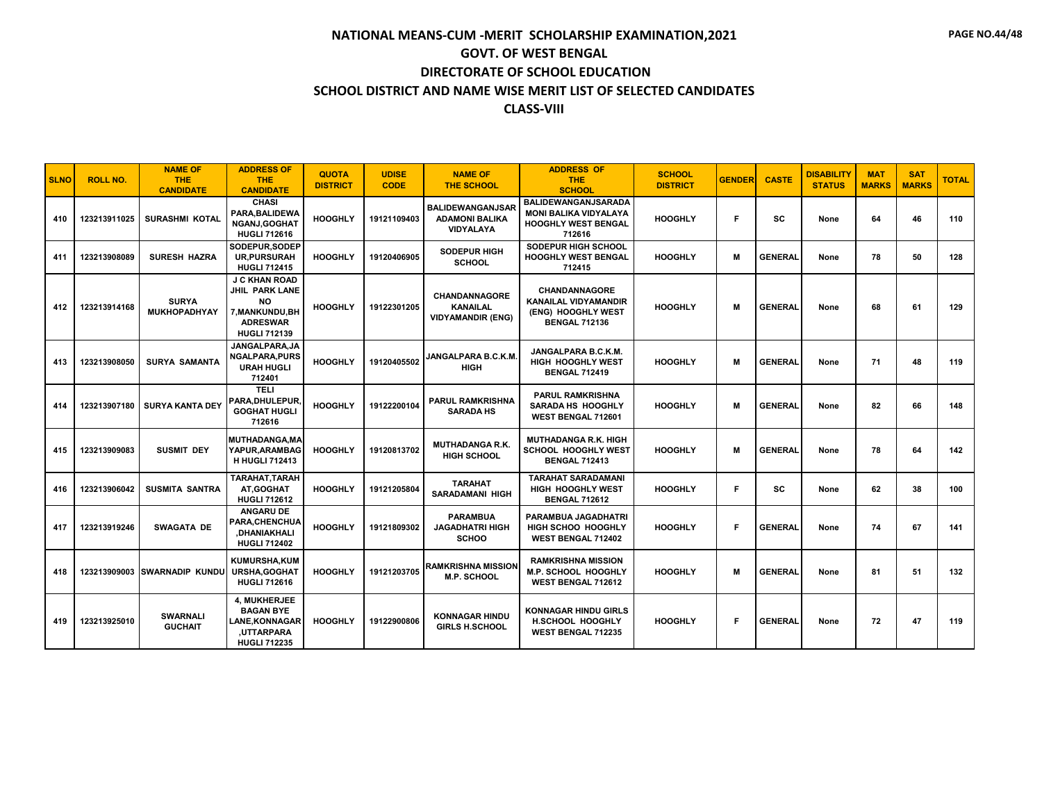# NATIONAL MEANS-CUM -MERIT SCHOLARSHIP EXAMINATION,2021

## GOVT. OF WEST BENGAL

## DIRECTORATE OF SCHOOL EDUCATION

## SCHOOL DISTRICT AND NAME WISE MERIT LIST OF SELECTED CANDIDATES

## CLASS-VIII

| SLNO | ROLL NO. | NAME OF THE CANDIDATE | ADDRESS OF THE CANDIDATE | QUOTA DISTRICT | UDISE CODE | NAME OF THE SCHOOL | ADDRESS OF THE SCHOOL | SCHOOL DISTRICT | GENDER | CASTE | DISABILITY STATUS | MAT MARKS | SAT MARKS | TOTAL |
|---|---|---|---|---|---|---|---|---|---|---|---|---|---|---|
| 410 | 123213911025 | SURASHMI KOTAL | CHASI PARA,BALIDEWANGANJ,GOGHAT HUGLI 712616 | HOOGHLY | 19121109403 | BALIDEWANGANJSARADAMONI BALIKA VIDYALAYA | BALIDEWANGANJSARADAMONI BALIKA VIDYALAYA HOOGHLY WEST BENGAL 712616 | HOOGHLY | F | SC | None | 64 | 46 | 110 |
| 411 | 123213908089 | SURESH HAZRA | SODEPUR,SODEPUR,PURSURAH HUGLI 712415 | HOOGHLY | 19120406905 | SODEPUR HIGH SCHOOL | SODEPUR HIGH SCHOOL HOOGHLY WEST BENGAL 712415 | HOOGHLY | M | GENERAL | None | 78 | 50 | 128 |
| 412 | 123213914168 | SURYA MUKHOPADHYAY | J C KHAN ROAD JHIL PARK LANE NO 7,MANKUNDU,BHADRESWAR HUGLI 712139 | HOOGHLY | 19122301205 | CHANDANNAGORE KANAILAL VIDYAMANDIR (ENG) | CHANDANNAGORE KANAILAL VIDYAMANDIR (ENG) HOOGHLY WEST BENGAL 712136 | HOOGHLY | M | GENERAL | None | 68 | 61 | 129 |
| 413 | 123213908050 | SURYA SAMANTA | JANGALPARA,JANGALPARA,PURSURAH HUGLI 712401 | HOOGHLY | 19120405502 | JANGALPARA B.C.K.M. HIGH | JANGALPARA B.C.K.M. HIGH HOOGHLY WEST BENGAL 712419 | HOOGHLY | M | GENERAL | None | 71 | 48 | 119 |
| 414 | 123213907180 | SURYA KANTA DEY | TELI PARA,DHULEPUR,GOGHAT HUGLI 712616 | HOOGHLY | 19122200104 | PARUL RAMKRISHNA SARADA HS | PARUL RAMKRISHNA SARADA HS HOOGHLY WEST BENGAL 712601 | HOOGHLY | M | GENERAL | None | 82 | 66 | 148 |
| 415 | 123213909083 | SUSMIT DEY | MUTHADANGA,MAYAPUR,ARAMBAGH HUGLI 712413 | HOOGHLY | 19120813702 | MUTHADANGA R.K. HIGH SCHOOL | MUTHADANGA R.K. HIGH SCHOOL HOOGHLY WEST BENGAL 712413 | HOOGHLY | M | GENERAL | None | 78 | 64 | 142 |
| 416 | 123213906042 | SUSMITA SANTRA | TARAHAT,TARAHAT,GOGHAT HUGLI 712612 | HOOGHLY | 19121205804 | TARAHAT SARADAMANI HIGH | TARAHAT SARADAMANI HIGH HOOGHLY WEST BENGAL 712612 | HOOGHLY | F | SC | None | 62 | 38 | 100 |
| 417 | 123213919246 | SWAGATA DE | ANGARU DE PARA,CHENCHUA,DHANIAKHALI HUGLI 712402 | HOOGHLY | 19121809302 | PARAMBUA JAGADHATRI HIGH SCHOO | PARAMBUA JAGADHATRI HIGH SCHOO HOOGHLY WEST BENGAL 712402 | HOOGHLY | F | GENERAL | None | 74 | 67 | 141 |
| 418 | 123213909003 | SWARNADIP KUNDU | KUMURSHA,KUMURSHA,GOGHAT HUGLI 712616 | HOOGHLY | 19121203705 | RAMKRISHNA MISSION M.P. SCHOOL | RAMKRISHNA MISSION M.P. SCHOOL HOOGHLY WEST BENGAL 712612 | HOOGHLY | M | GENERAL | None | 81 | 51 | 132 |
| 419 | 123213925010 | SWARNALI GUCHAIT | 4, MUKHERJEE BAGAN BYE LANE,KONNAGAR,UTTARPARA HUGLI 712235 | HOOGHLY | 19122900806 | KONNAGAR HINDU GIRLS H.SCHOOL | KONNAGAR HINDU GIRLS H.SCHOOL HOOGHLY WEST BENGAL 712235 | HOOGHLY | F | GENERAL | None | 72 | 47 | 119 |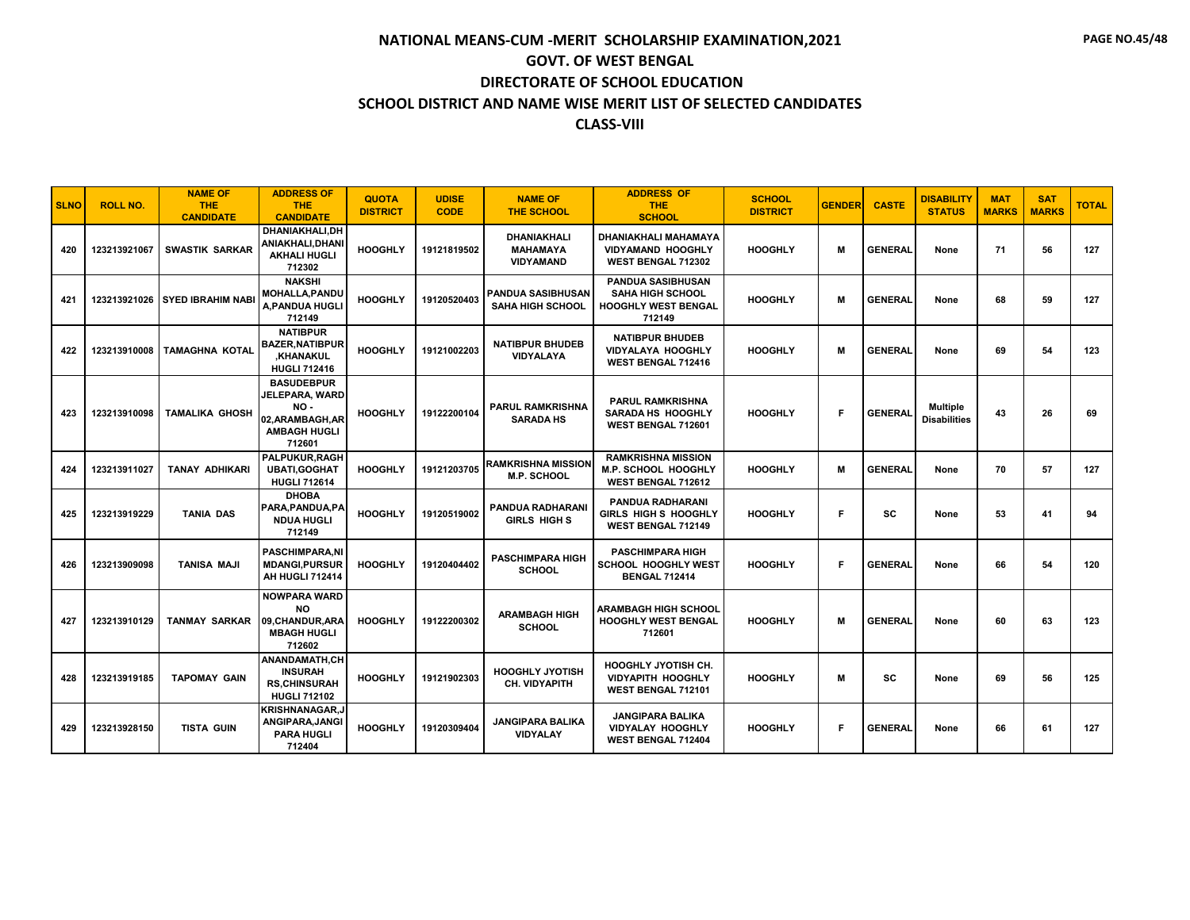# NATIONAL MEANS-CUM -MERIT SCHOLARSHIP EXAMINATION,2021

## GOVT. OF WEST BENGAL

## DIRECTORATE OF SCHOOL EDUCATION

## SCHOOL DISTRICT AND NAME WISE MERIT LIST OF SELECTED CANDIDATES

## CLASS-VIII

| SLNO | ROLL NO. | NAME OF THE CANDIDATE | ADDRESS OF THE CANDIDATE | QUOTA DISTRICT | UDISE CODE | NAME OF THE SCHOOL | ADDRESS OF THE SCHOOL | SCHOOL DISTRICT | GENDER | CASTE | DISABILITY STATUS | MAT MARKS | SAT MARKS | TOTAL |
|---|---|---|---|---|---|---|---|---|---|---|---|---|---|---|
| 420 | 123213921067 | SWASTIK SARKAR | DHANIAKHALI,DHANIAKHALI,DHANIAKHALI HUGLI 712302 | HOOGHLY | 19121819502 | DHANIAKHALI MAHAMAYA VIDYAMAND | DHANIAKHALI MAHAMAYA VIDYAMAND HOOGHLY WEST BENGAL 712302 | HOOGHLY | M | GENERAL | None | 71 | 56 | 127 |
| 421 | 123213921026 | SYED IBRAHIM NABI | NAKSHI MOHALLA,PANDUA,PANDUA HUGLI 712149 | HOOGHLY | 19120520403 | PANDUA SASIBHUSAN SAHA HIGH SCHOOL | PANDUA SASIBHUSAN SAHA HIGH SCHOOL HOOGHLY WEST BENGAL 712149 | HOOGHLY | M | GENERAL | None | 68 | 59 | 127 |
| 422 | 123213910008 | TAMAGHNA KOTAL | NATIBPUR BAZER,NATIBPUR,KHANAKUL HUGLI 712416 | HOOGHLY | 19121002203 | NATIBPUR BHUDEB VIDYALAYA | NATIBPUR BHUDEB VIDYALAYA HOOGHLY WEST BENGAL 712416 | HOOGHLY | M | GENERAL | None | 69 | 54 | 123 |
| 423 | 123213910098 | TAMALIKA GHOSH | BASUDEBPUR JELEPARA, WARD NO - 02,ARAMBAGH,ARAMBAGH HUGLI 712601 | HOOGHLY | 19122200104 | PARUL RAMKRISHNA SARADA HS | PARUL RAMKRISHNA SARADA HS HOOGHLY WEST BENGAL 712601 | HOOGHLY | F | GENERAL | Multiple Disabilities | 43 | 26 | 69 |
| 424 | 123213911027 | TANAY ADHIKARI | PALPUKUR,RAGHUBATI,GOGHAT HUGLI 712614 | HOOGHLY | 19121203705 | RAMKRISHNA MISSION M.P. SCHOOL | RAMKRISHNA MISSION M.P. SCHOOL HOOGHLY WEST BENGAL 712612 | HOOGHLY | M | GENERAL | None | 70 | 57 | 127 |
| 425 | 123213919229 | TANIA DAS | DHOBA PARA,PANDUA,PANDUA HUGLI 712149 | HOOGHLY | 19120519002 | PANDUA RADHARANI GIRLS HIGH S | PANDUA RADHARANI GIRLS HIGH S HOOGHLY WEST BENGAL 712149 | HOOGHLY | F | SC | None | 53 | 41 | 94 |
| 426 | 123213909098 | TANISA MAJI | PASCHIMPARA,NIMDANGI,PURSURAH HUGLI 712414 | HOOGHLY | 19120404402 | PASCHIMPARA HIGH SCHOOL | PASCHIMPARA HIGH SCHOOL HOOGHLY WEST BENGAL 712414 | HOOGHLY | F | GENERAL | None | 66 | 54 | 120 |
| 427 | 123213910129 | TANMAY SARKAR | NOWPARA WARD NO 09,CHANDUR,ARAMBAGH HUGLI 712602 | HOOGHLY | 19122200302 | ARAMBAGH HIGH SCHOOL | ARAMBAGH HIGH SCHOOL HOOGHLY WEST BENGAL 712601 | HOOGHLY | M | GENERAL | None | 60 | 63 | 123 |
| 428 | 123213919185 | TAPOMAY GAIN | ANANDAMATH,CHINSURAH RS,CHINSURAH HUGLI 712102 | HOOGHLY | 19121902303 | HOOGHLY JYOTISH CH. VIDYAPITH | HOOGHLY JYOTISH CH. VIDYAPITH HOOGHLY WEST BENGAL 712101 | HOOGHLY | M | SC | None | 69 | 56 | 125 |
| 429 | 123213928150 | TISTA GUIN | KRISHNANAGAR,JANGIPARA,JANGIPARA HUGLI 712404 | HOOGHLY | 19120309404 | JANGIPARA BALIKA VIDYALAY | JANGIPARA BALIKA VIDYALAY HOOGHLY WEST BENGAL 712404 | HOOGHLY | F | GENERAL | None | 66 | 61 | 127 |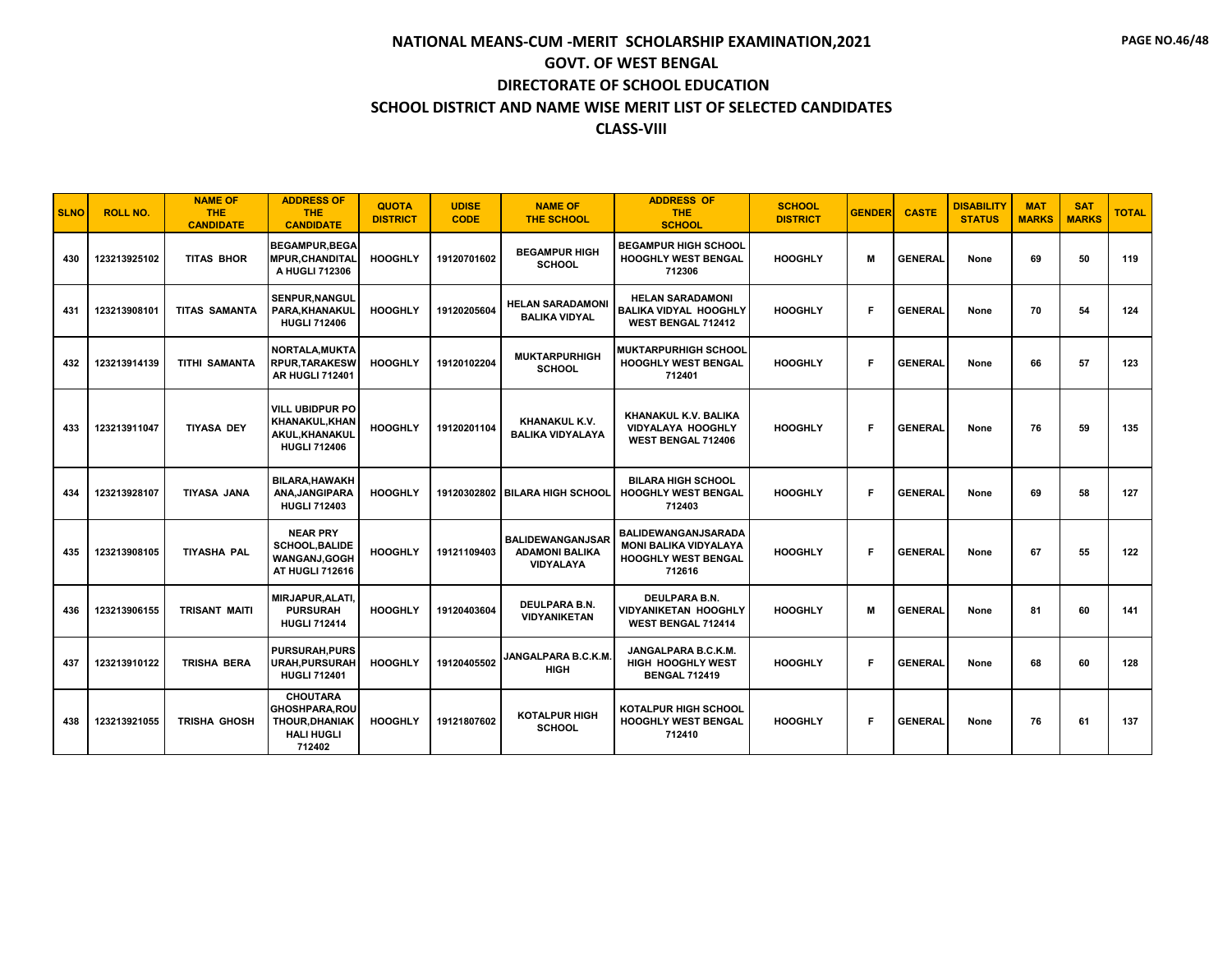# NATIONAL MEANS-CUM -MERIT SCHOLARSHIP EXAMINATION,2021

## GOVT. OF WEST BENGAL

## DIRECTORATE OF SCHOOL EDUCATION

## SCHOOL DISTRICT AND NAME WISE MERIT LIST OF SELECTED CANDIDATES

## CLASS-VIII

| SLNO | ROLL NO. | NAME OF THE CANDIDATE | ADDRESS OF THE CANDIDATE | QUOTA DISTRICT | UDISE CODE | NAME OF THE SCHOOL | ADDRESS OF THE SCHOOL | SCHOOL DISTRICT | GENDER | CASTE | DISABILITY STATUS | MAT MARKS | SAT MARKS | TOTAL |
|---|---|---|---|---|---|---|---|---|---|---|---|---|---|---|
| 430 | 123213925102 | TITAS BHOR | BEGAMPUR,BEGAMPUR,CHANDITALA HUGLI 712306 | HOOGHLY | 19120701602 | BEGAMPUR HIGH SCHOOL | BEGAMPUR HIGH SCHOOL HOOGHLY WEST BENGAL 712306 | HOOGHLY | M | GENERAL | None | 69 | 50 | 119 |
| 431 | 123213908101 | TITAS SAMANTA | SENPUR,NANGULPARA,KHANAKUL HUGLI 712406 | HOOGHLY | 19120205604 | HELAN SARADAMONI BALIKA VIDYAL | HELAN SARADAMONI BALIKA VIDYAL HOOGHLY WEST BENGAL 712412 | HOOGHLY | F | GENERAL | None | 70 | 54 | 124 |
| 432 | 123213914139 | TITHI SAMANTA | NORTALA,MUKTARPUR,TARAKESWAR HUGLI 712401 | HOOGHLY | 19120102204 | MUKTARPURHIGH SCHOOL | MUKTARPURHIGH SCHOOL HOOGHLY WEST BENGAL 712401 | HOOGHLY | F | GENERAL | None | 66 | 57 | 123 |
| 433 | 123213911047 | TIYASA DEY | VILL UBIDPUR PO KHANAKUL,KHANAKUL,KHANAKUL HUGLI 712406 | HOOGHLY | 19120201104 | KHANAKUL K.V. BALIKA VIDYALAYA | KHANAKUL K.V. BALIKA VIDYALAYA HOOGHLY WEST BENGAL 712406 | HOOGHLY | F | GENERAL | None | 76 | 59 | 135 |
| 434 | 123213928107 | TIYASA JANA | BILARA,HAWAKHANA,JANGIPARA HUGLI 712403 | HOOGHLY | 19120302802 | BILARA HIGH SCHOOL | BILARA HIGH SCHOOL HOOGHLY WEST BENGAL 712403 | HOOGHLY | F | GENERAL | None | 69 | 58 | 127 |
| 435 | 123213908105 | TIYASHA PAL | NEAR PRY SCHOOL,BALIDEWANGANJ,GOGHAT HUGLI 712616 | HOOGHLY | 19121109403 | BALIDEWANGANJSARADAMONI BALIKA VIDYALAYA | BALIDEWANGANJSARADAMONI BALIKA VIDYALAYA HOOGHLY WEST BENGAL 712616 | HOOGHLY | F | GENERAL | None | 67 | 55 | 122 |
| 436 | 123213906155 | TRISANT MAITI | MIRJAPUR,ALATI,PURSURAH HUGLI 712414 | HOOGHLY | 19120403604 | DEULPARA B.N. VIDYANIKETAN | DEULPARA B.N. VIDYANIKETAN HOOGHLY WEST BENGAL 712414 | HOOGHLY | M | GENERAL | None | 81 | 60 | 141 |
| 437 | 123213910122 | TRISHA BERA | PURSURAH,PURSURAH,PURSURAH HUGLI 712401 | HOOGHLY | 19120405502 | JANGALPARA B.C.K.M. HIGH | JANGALPARA B.C.K.M. HIGH HOOGHLY WEST BENGAL 712419 | HOOGHLY | F | GENERAL | None | 68 | 60 | 128 |
| 438 | 123213921055 | TRISHA GHOSH | CHOUTARA GHOSHPARA,ROUTHOUR,DHANIAKHALI HUGLI 712402 | HOOGHLY | 19121807602 | KOTALPUR HIGH SCHOOL | KOTALPUR HIGH SCHOOL HOOGHLY WEST BENGAL 712410 | HOOGHLY | F | GENERAL | None | 76 | 61 | 137 |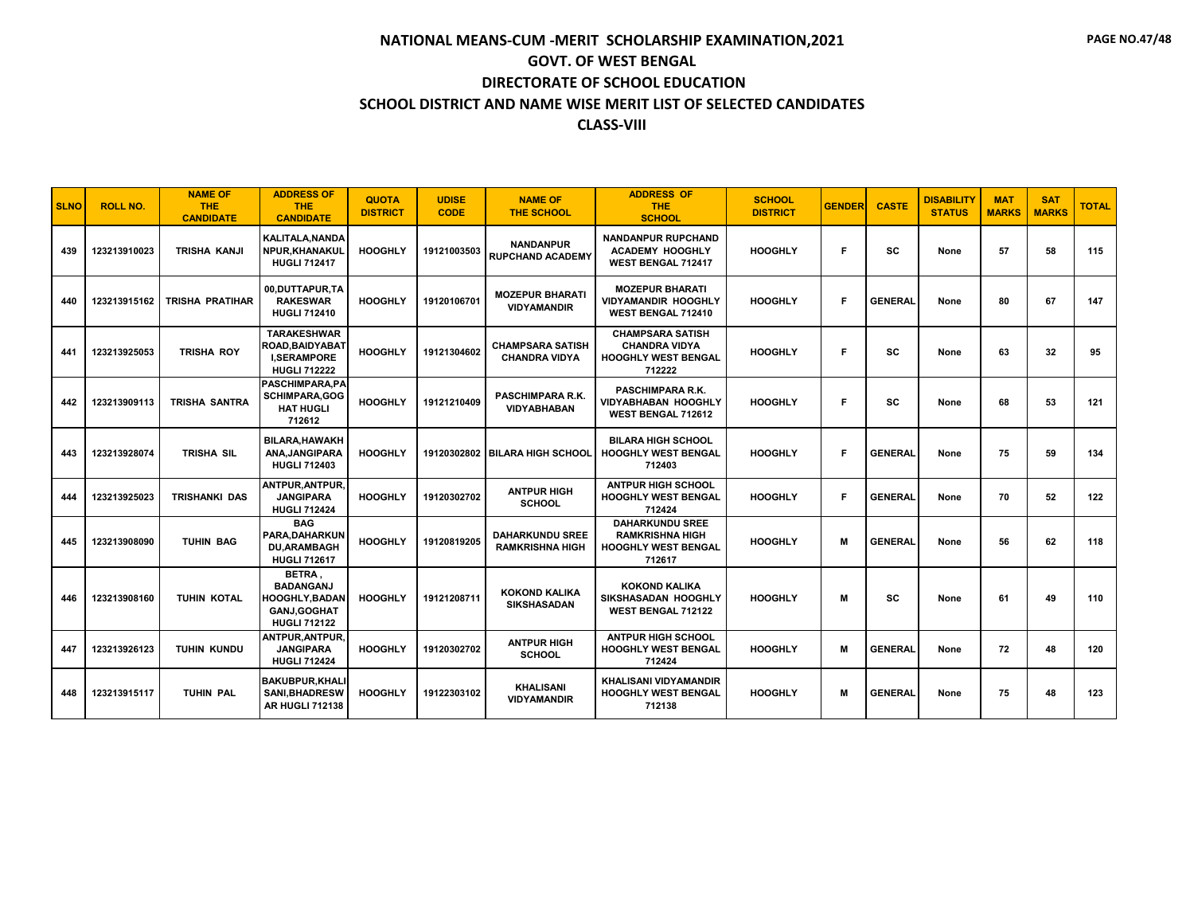# NATIONAL MEANS-CUM -MERIT SCHOLARSHIP EXAMINATION,2021

## GOVT. OF WEST BENGAL

## DIRECTORATE OF SCHOOL EDUCATION

## SCHOOL DISTRICT AND NAME WISE MERIT LIST OF SELECTED CANDIDATES

## CLASS-VIII

| SLNO | ROLL NO. | NAME OF THE CANDIDATE | ADDRESS OF THE CANDIDATE | QUOTA DISTRICT | UDISE CODE | NAME OF THE SCHOOL | ADDRESS OF THE SCHOOL | SCHOOL DISTRICT | GENDER | CASTE | DISABILITY STATUS | MAT MARKS | SAT MARKS | TOTAL |
|---|---|---|---|---|---|---|---|---|---|---|---|---|---|---|
| 439 | 123213910023 | TRISHA KANJI | KALITALA,NANDANPUR,KHANAKUL HUGLI 712417 | HOOGHLY | 19121003503 | NANDANPUR RUPCHAND ACADEMY | NANDANPUR RUPCHAND ACADEMY HOOGHLY WEST BENGAL 712417 | HOOGHLY | F | SC | None | 57 | 58 | 115 |
| 440 | 123213915162 | TRISHA PRATIHAR | 00,DUTTAPUR,TARAKESWAR HUGLI 712410 | HOOGHLY | 19120106701 | MOZEPUR BHARATI VIDYAMANDIR | MOZEPUR BHARATI VIDYAMANDIR HOOGHLY WEST BENGAL 712410 | HOOGHLY | F | GENERAL | None | 80 | 67 | 147 |
| 441 | 123213925053 | TRISHA ROY | TARAKESHWAR ROAD,BAIDYABATI,SERAMPORE HUGLI 712222 | HOOGHLY | 19121304602 | CHAMPSARA SATISH CHANDRA VIDYA | CHAMPSARA SATISH CHANDRA VIDYA HOOGHLY WEST BENGAL 712222 | HOOGHLY | F | SC | None | 63 | 32 | 95 |
| 442 | 123213909113 | TRISHA SANTRA | PASCHIMPARA,PASCHIMPARA,GOGHAT HUGLI 712612 | HOOGHLY | 19121210409 | PASCHIMPARA R.K. VIDYABHABAN | PASCHIMPARA R.K. VIDYABHABAN HOOGHLY WEST BENGAL 712612 | HOOGHLY | F | SC | None | 68 | 53 | 121 |
| 443 | 123213928074 | TRISHA SIL | BILARA,HAWAKHANA,JANGIPARA HUGLI 712403 | HOOGHLY | 19120302802 | BILARA HIGH SCHOOL | BILARA HIGH SCHOOL HOOGHLY WEST BENGAL 712403 | HOOGHLY | F | GENERAL | None | 75 | 59 | 134 |
| 444 | 123213925023 | TRISHANKI DAS | ANTPUR,ANTPUR,JANGIPARA HUGLI 712424 | HOOGHLY | 19120302702 | ANTPUR HIGH SCHOOL | ANTPUR HIGH SCHOOL HOOGHLY WEST BENGAL 712424 | HOOGHLY | F | GENERAL | None | 70 | 52 | 122 |
| 445 | 123213908090 | TUHIN BAG | BAG PARA,DAHARKUNDU,ARAMBAGH HUGLI 712617 | HOOGHLY | 19120819205 | DAHARKUNDU SREE RAMKRISHNA HIGH | DAHARKUNDU SREE RAMKRISHNA HIGH HOOGHLY WEST BENGAL 712617 | HOOGHLY | M | GENERAL | None | 56 | 62 | 118 |
| 446 | 123213908160 | TUHIN KOTAL | BETRA , BADANGANJ HOOGHLY,BADANGANJ,GOGHAT HUGLI 712122 | HOOGHLY | 19121208711 | KOKOND KALIKA SIKSHASADAN | KOKOND KALIKA SIKSHASADAN HOOGHLY WEST BENGAL 712122 | HOOGHLY | M | SC | None | 61 | 49 | 110 |
| 447 | 123213926123 | TUHIN KUNDU | ANTPUR,ANTPUR,JANGIPARA HUGLI 712424 | HOOGHLY | 19120302702 | ANTPUR HIGH SCHOOL | ANTPUR HIGH SCHOOL HOOGHLY WEST BENGAL 712424 | HOOGHLY | M | GENERAL | None | 72 | 48 | 120 |
| 448 | 123213915117 | TUHIN PAL | BAKUBPUR,KHALISANI,BHADRESWAR HUGLI 712138 | HOOGHLY | 19122303102 | KHALISANI VIDYAMANDIR | KHALISANI VIDYAMANDIR HOOGHLY WEST BENGAL 712138 | HOOGHLY | M | GENERAL | None | 75 | 48 | 123 |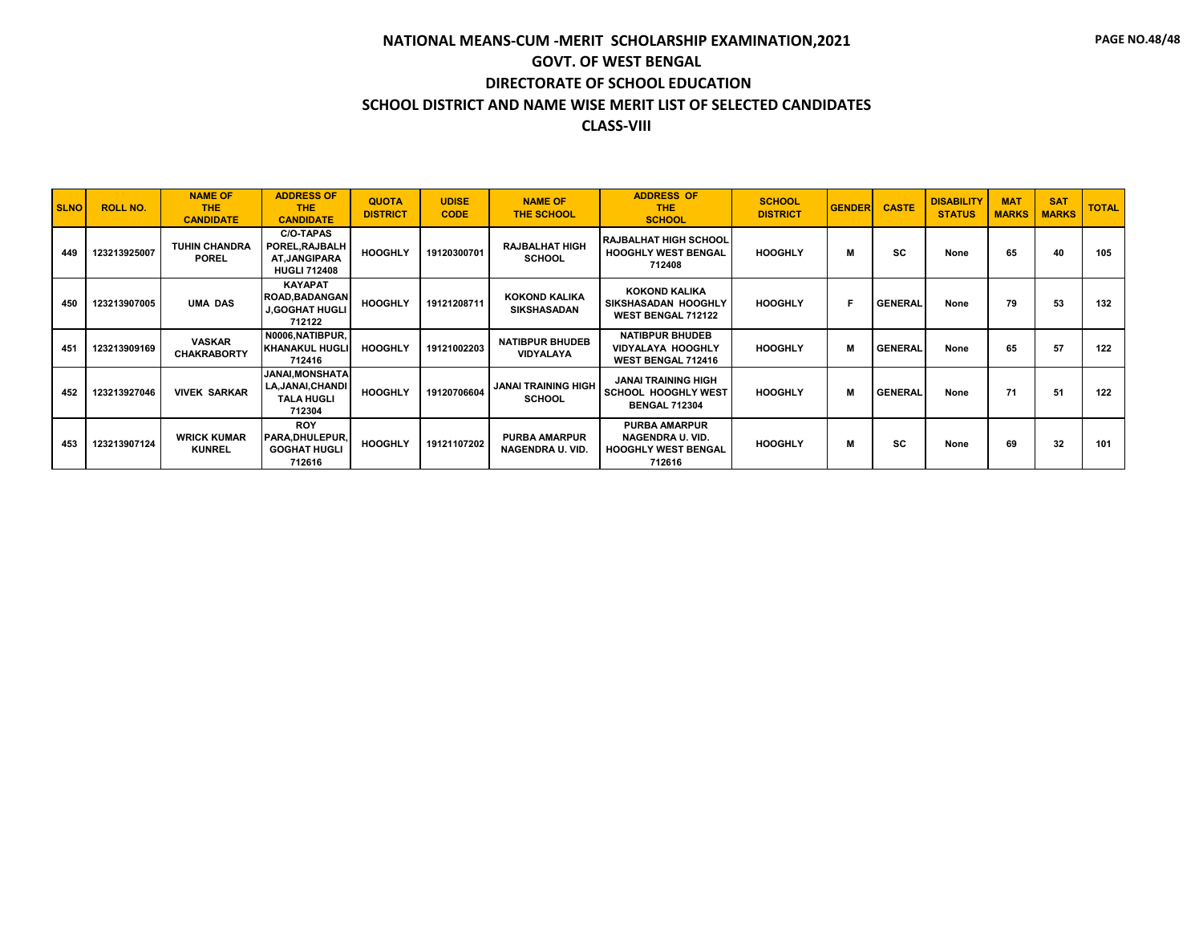# NATIONAL MEANS-CUM -MERIT SCHOLARSHIP EXAMINATION,2021

## GOVT. OF WEST BENGAL

## DIRECTORATE OF SCHOOL EDUCATION

## SCHOOL DISTRICT AND NAME WISE MERIT LIST OF SELECTED CANDIDATES

## CLASS-VIII

| SLNO | ROLL NO. | NAME OF THE CANDIDATE | ADDRESS OF THE CANDIDATE | QUOTA DISTRICT | UDISE CODE | NAME OF THE SCHOOL | ADDRESS OF THE SCHOOL | SCHOOL DISTRICT | GENDER | CASTE | DISABILITY STATUS | MAT MARKS | SAT MARKS | TOTAL |
|---|---|---|---|---|---|---|---|---|---|---|---|---|---|---|
| 449 | 123213925007 | TUHIN CHANDRA POREL | C/O-TAPAS POREL,RAJBALHAT,JANGIPARA HUGLI 712408 | HOOGHLY | 19120300701 | RAJBALHAT HIGH SCHOOL | RAJBALHAT HIGH SCHOOL HOOGHLY WEST BENGAL 712408 | HOOGHLY | M | SC | None | 65 | 40 | 105 |
| 450 | 123213907005 | UMA DAS | KAYAPAT ROAD,BADANGANJ,GOGHAT HUGLI 712122 | HOOGHLY | 19121208711 | KOKOND KALIKA SIKSHASADAN | KOKOND KALIKA SIKSHASADAN HOOGHLY WEST BENGAL 712122 | HOOGHLY | F | GENERAL | None | 79 | 53 | 132 |
| 451 | 123213909169 | VASKAR CHAKRABORTY | N0006,NATIBPUR, KHANAKUL HUGLI 712416 | HOOGHLY | 19121002203 | NATIBPUR BHUDEB VIDYALAYA | NATIBPUR BHUDEB VIDYALAYA HOOGHLY WEST BENGAL 712416 | HOOGHLY | M | GENERAL | None | 65 | 57 | 122 |
| 452 | 123213927046 | VIVEK SARKAR | JANAI,MONSHATALA,JANAI,CHANDITALA HUGLI 712304 | HOOGHLY | 19120706604 | JANAI TRAINING HIGH SCHOOL | JANAI TRAINING HIGH SCHOOL HOOGHLY WEST BENGAL 712304 | HOOGHLY | M | GENERAL | None | 71 | 51 | 122 |
| 453 | 123213907124 | WRICK KUMAR KUNREL | ROY PARA,DHULEPUR, GOGHAT HUGLI 712616 | HOOGHLY | 19121107202 | PURBA AMARPUR NAGENDRA U. VID. | PURBA AMARPUR NAGENDRA U. VID. HOOGHLY WEST BENGAL 712616 | HOOGHLY | M | SC | None | 69 | 32 | 101 |